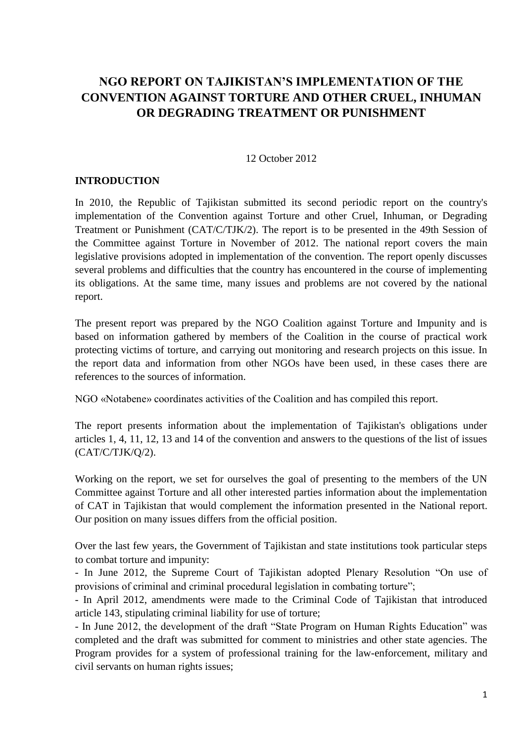# NGO REPORT ON TAJIKISTAN'S IMPLEMENTATION OF THE CONVENTION AGAINST TORTURE AND OTHER CRUEL, INHUMAN OR DEGRADING TREATMENT OR PUNISHMENT

12 October 2012

## INTRODUCTION

In 2010, the Republic of Tajikistan submitted its second periodic report on the country's implementation of the Convention against Torture and other Cruel, Inhuman, or Degrading Treatment or Punishment (CAT/C/TJK/2). The report is to be presented in the 49th Session of the Committee against Torture in November of 2012. The national report covers the main legislative provisions adopted in implementation of the convention. The report openly discusses several problems and difficulties that the country has encountered in the course of implementing its obligations. At the same time, many issues and problems are not covered by the national report.

The present report was prepared by the NGO Coalition against Torture and Impunity and is based on information gathered by members of the Coalition in the course of practical work protecting victims of torture, and carrying out monitoring and research projects on this issue. In the report data and information from other NGOs have been used, in these cases there are references to the sources of information.

NGO «Notabene» coordinates activities of the Coalition and has compiled this report.

The report presents information about the implementation of Tajikistan's obligations under articles 1, 4, 11, 12, 13 and 14 of the convention and answers to the questions of the list of issues (CAT/C/TJK/Q/2).

Working on the report, we set for ourselves the goal of presenting to the members of the UN Committee against Torture and all other interested parties information about the implementation of CAT in Tajikistan that would complement the information presented in the National report. Our position on many issues differs from the official position.

Over the last few years, the Government of Tajikistan and state institutions took particular steps to combat torture and impunity:

- In June 2012, the Supreme Court of Tajikistan adopted Plenary Resolution "On use of provisions of criminal and criminal procedural legislation in combating torture";
- In April 2012, amendments were made to the Criminal Code of Tajikistan that introduced article 143, stipulating criminal liability for use of torture;
- In June 2012, the development of the draft "State Program on Human Rights Education" was completed and the draft was submitted for comment to ministries and other state agencies. The Program provides for a system of professional training for the law-enforcement, military and civil servants on human rights issues;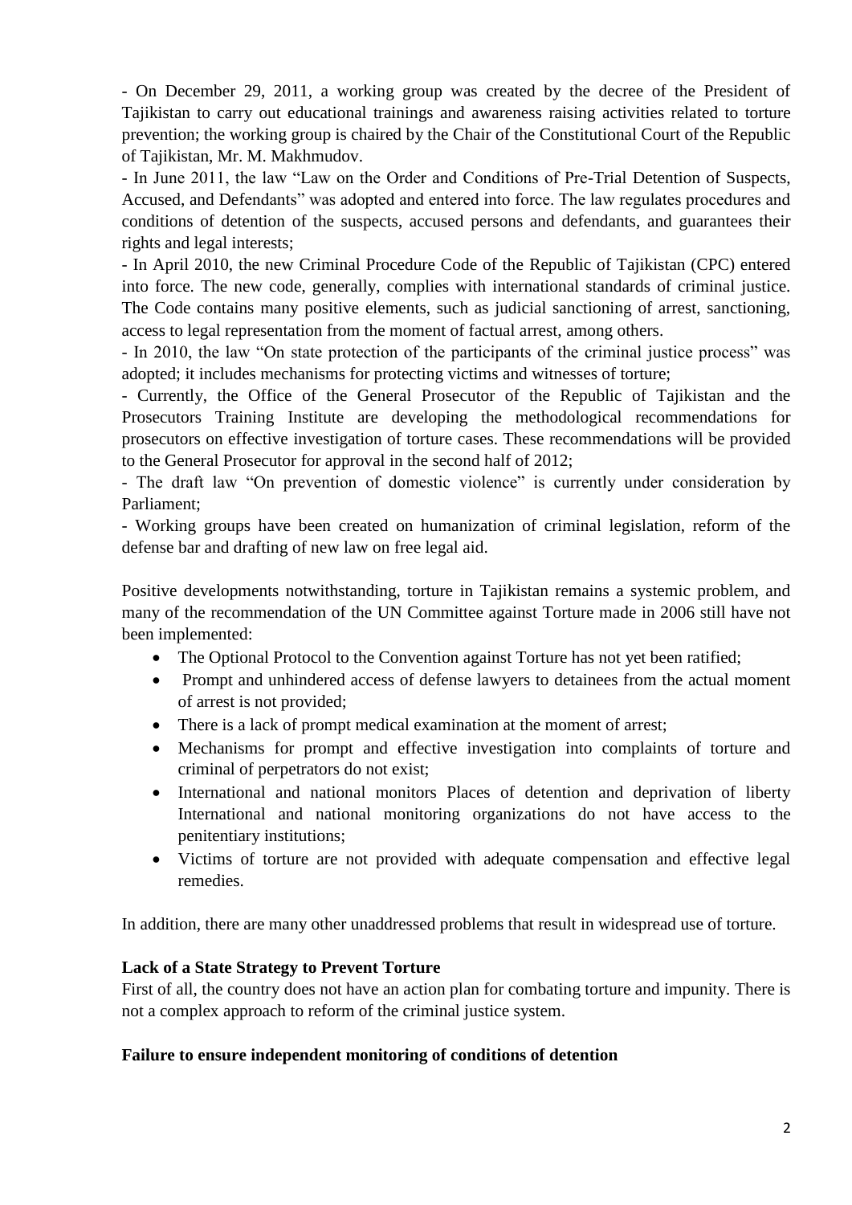- On December 29, 2011, a working group was created by the decree of the President of Tajikistan to carry out educational trainings and awareness raising activities related to torture prevention; the working group is chaired by the Chair of the Constitutional Court of the Republic of Tajikistan, Mr. M. Makhmudov.

- In June 2011, the law "Law on the Order and Conditions of Pre-Trial Detention of Suspects, Accused, and Defendants" was adopted and entered into force. The law regulates procedures and conditions of detention of the suspects, accused persons and defendants, and guarantees their rights and legal interests;

- In April 2010, the new Criminal Procedure Code of the Republic of Tajikistan (CPC) entered into force. The new code, generally, complies with international standards of criminal justice. The Code contains many positive elements, such as judicial sanctioning of arrest, sanctioning, access to legal representation from the moment of factual arrest, among others.

- In 2010, the law "On state protection of the participants of the criminal justice process" was adopted; it includes mechanisms for protecting victims and witnesses of torture;

- Currently, the Office of the General Prosecutor of the Republic of Tajikistan and the Prosecutors Training Institute are developing the methodological recommendations for prosecutors on effective investigation of torture cases. These recommendations will be provided to the General Prosecutor for approval in the second half of 2012;

- The draft law "On prevention of domestic violence" is currently under consideration by Parliament;

- Working groups have been created on humanization of criminal legislation, reform of the defense bar and drafting of new law on free legal aid.

Positive developments notwithstanding, torture in Tajikistan remains a systemic problem, and many of the recommendation of the UN Committee against Torture made in 2006 still have not been implemented:

- The Optional Protocol to the Convention against Torture has not yet been ratified;
- Prompt and unhindered access of defense lawyers to detainees from the actual moment of arrest is not provided;
- There is a lack of prompt medical examination at the moment of arrest;
- Mechanisms for prompt and effective investigation into complaints of torture and criminal of perpetrators do not exist;
- International and national monitors Places of detention and deprivation of liberty International and national monitoring organizations do not have access to the penitentiary institutions;
- Victims of torture are not provided with adequate compensation and effective legal remedies.

In addition, there are many other unaddressed problems that result in widespread use of torture.

**Lack of a State Strategy to Prevent Torture**

First of all, the country does not have an action plan for combating torture and impunity. There is not a complex approach to reform of the criminal justice system.

**Failure to ensure independent monitoring of conditions of detention**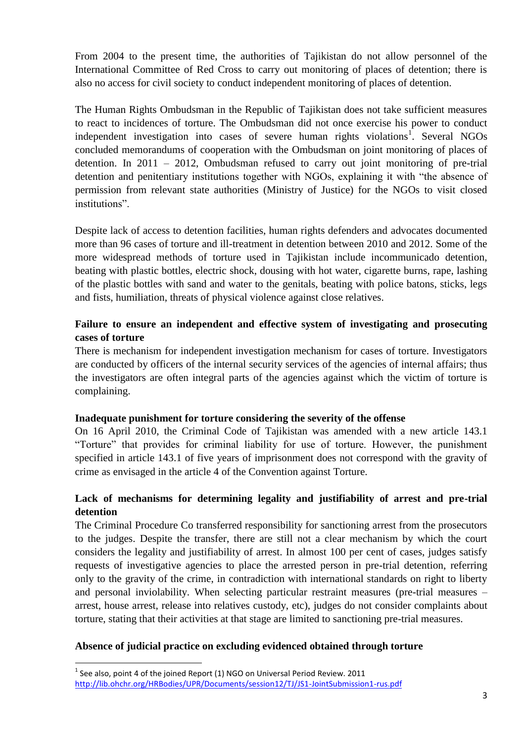From 2004 to the present time, the authorities of Tajikistan do not allow personnel of the International Committee of Red Cross to carry out monitoring of places of detention; there is also no access for civil society to conduct independent monitoring of places of detention.

The Human Rights Ombudsman in the Republic of Tajikistan does not take sufficient measures to react to incidences of torture. The Ombudsman did not once exercise his power to conduct independent investigation into cases of severe human rights violations[1]. Several NGOs concluded memorandums of cooperation with the Ombudsman on joint monitoring of places of detention. In 2011 – 2012, Ombudsman refused to carry out joint monitoring of pre-trial detention and penitentiary institutions together with NGOs, explaining it with "the absence of permission from relevant state authorities (Ministry of Justice) for the NGOs to visit closed institutions".

Despite lack of access to detention facilities, human rights defenders and advocates documented more than 96 cases of torture and ill-treatment in detention between 2010 and 2012. Some of the more widespread methods of torture used in Tajikistan include incommunicado detention, beating with plastic bottles, electric shock, dousing with hot water, cigarette burns, rape, lashing of the plastic bottles with sand and water to the genitals, beating with police batons, sticks, legs and fists, humiliation, threats of physical violence against close relatives.

**Failure to ensure an independent and effective system of investigating and prosecuting cases of torture**

There is mechanism for independent investigation mechanism for cases of torture. Investigators are conducted by officers of the internal security services of the agencies of internal affairs; thus the investigators are often integral parts of the agencies against which the victim of torture is complaining.

**Inadequate punishment for torture considering the severity of the offense**

On 16 April 2010, the Criminal Code of Tajikistan was amended with a new article 143.1 "Torture" that provides for criminal liability for use of torture. However, the punishment specified in article 143.1 of five years of imprisonment does not correspond with the gravity of crime as envisaged in the article 4 of the Convention against Torture.

**Lack of mechanisms for determining legality and justifiability of arrest and pre-trial detention**

The Criminal Procedure Co transferred responsibility for sanctioning arrest from the prosecutors to the judges. Despite the transfer, there are still not a clear mechanism by which the court considers the legality and justifiability of arrest. In almost 100 per cent of cases, judges satisfy requests of investigative agencies to place the arrested person in pre-trial detention, referring only to the gravity of the crime, in contradiction with international standards on right to liberty and personal inviolability. When selecting particular restraint measures (pre-trial measures – arrest, house arrest, release into relatives custody, etc), judges do not consider complaints about torture, stating that their activities at that stage are limited to sanctioning pre-trial measures.

**Absence of judicial practice on excluding evidenced obtained through torture**

---

[1] See also, point 4 of the joined Report (1) NGO on Universal Period Review. 2011 http://lib.ohchr.org/HRBodies/UPR/Documents/session12/TJ/JS1-JointSubmission1-rus.pdf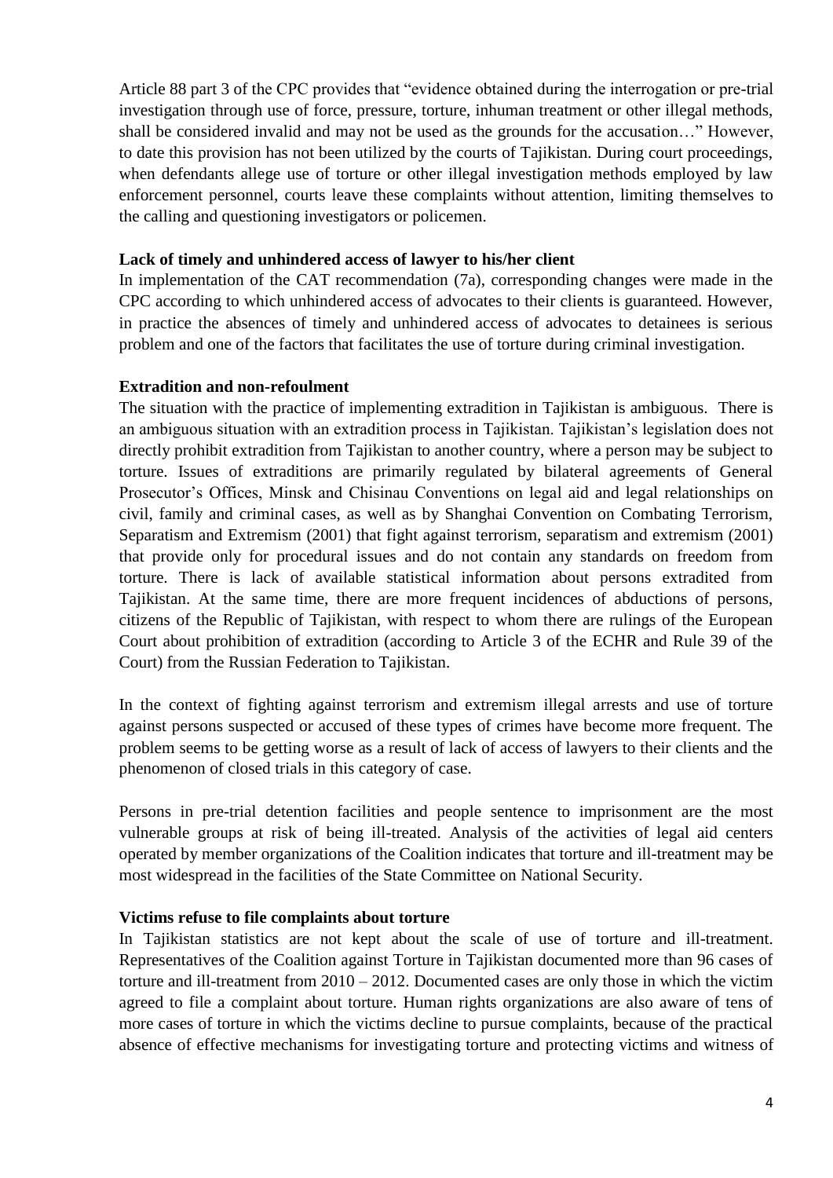Article 88 part 3 of the CPC provides that "evidence obtained during the interrogation or pre-trial investigation through use of force, pressure, torture, inhuman treatment or other illegal methods, shall be considered invalid and may not be used as the grounds for the accusation…" However, to date this provision has not been utilized by the courts of Tajikistan. During court proceedings, when defendants allege use of torture or other illegal investigation methods employed by law enforcement personnel, courts leave these complaints without attention, limiting themselves to the calling and questioning investigators or policemen.

**Lack of timely and unhindered access of lawyer to his/her client**

In implementation of the CAT recommendation (7a), corresponding changes were made in the CPC according to which unhindered access of advocates to their clients is guaranteed. However, in practice the absences of timely and unhindered access of advocates to detainees is serious problem and one of the factors that facilitates the use of torture during criminal investigation.

**Extradition and non-refoulment**

The situation with the practice of implementing extradition in Tajikistan is ambiguous. There is an ambiguous situation with an extradition process in Tajikistan. Tajikistan's legislation does not directly prohibit extradition from Tajikistan to another country, where a person may be subject to torture. Issues of extraditions are primarily regulated by bilateral agreements of General Prosecutor's Offices, Minsk and Chisinau Conventions on legal aid and legal relationships on civil, family and criminal cases, as well as by Shanghai Convention on Combating Terrorism, Separatism and Extremism (2001) that fight against terrorism, separatism and extremism (2001) that provide only for procedural issues and do not contain any standards on freedom from torture. There is lack of available statistical information about persons extradited from Tajikistan. At the same time, there are more frequent incidences of abductions of persons, citizens of the Republic of Tajikistan, with respect to whom there are rulings of the European Court about prohibition of extradition (according to Article 3 of the ECHR and Rule 39 of the Court) from the Russian Federation to Tajikistan.

In the context of fighting against terrorism and extremism illegal arrests and use of torture against persons suspected or accused of these types of crimes have become more frequent. The problem seems to be getting worse as a result of lack of access of lawyers to their clients and the phenomenon of closed trials in this category of case.

Persons in pre-trial detention facilities and people sentence to imprisonment are the most vulnerable groups at risk of being ill-treated. Analysis of the activities of legal aid centers operated by member organizations of the Coalition indicates that torture and ill-treatment may be most widespread in the facilities of the State Committee on National Security.

**Victims refuse to file complaints about torture**

In Tajikistan statistics are not kept about the scale of use of torture and ill-treatment. Representatives of the Coalition against Torture in Tajikistan documented more than 96 cases of torture and ill-treatment from 2010 – 2012. Documented cases are only those in which the victim agreed to file a complaint about torture. Human rights organizations are also aware of tens of more cases of torture in which the victims decline to pursue complaints, because of the practical absence of effective mechanisms for investigating torture and protecting victims and witness of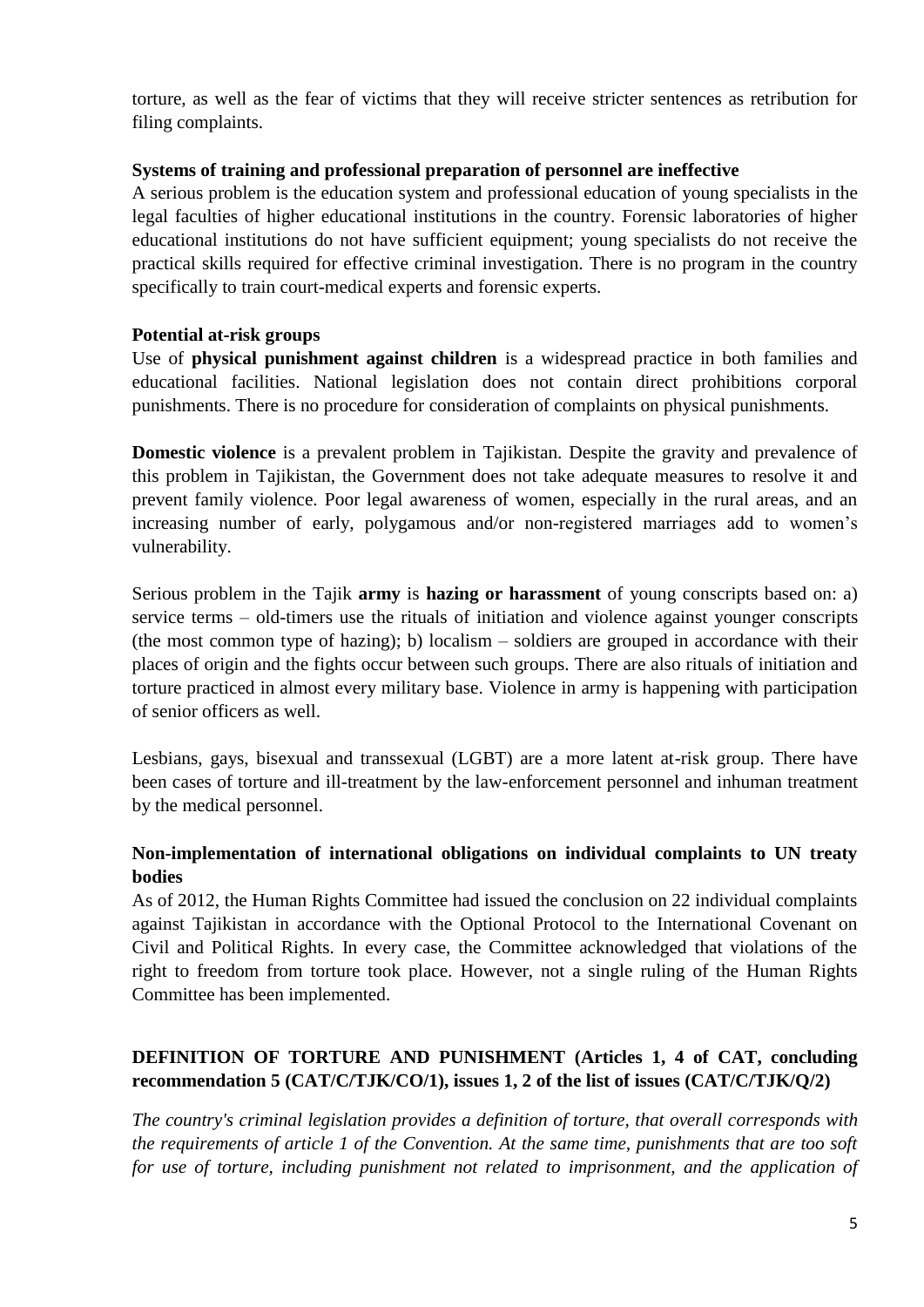torture, as well as the fear of victims that they will receive stricter sentences as retribution for filing complaints.

**Systems of training and professional preparation of personnel are ineffective**

A serious problem is the education system and professional education of young specialists in the legal faculties of higher educational institutions in the country. Forensic laboratories of higher educational institutions do not have sufficient equipment; young specialists do not receive the practical skills required for effective criminal investigation. There is no program in the country specifically to train court-medical experts and forensic experts.

**Potential at-risk groups**

Use of **physical punishment against children** is a widespread practice in both families and educational facilities. National legislation does not contain direct prohibitions corporal punishments. There is no procedure for consideration of complaints on physical punishments.

**Domestic violence** is a prevalent problem in Tajikistan. Despite the gravity and prevalence of this problem in Tajikistan, the Government does not take adequate measures to resolve it and prevent family violence. Poor legal awareness of women, especially in the rural areas, and an increasing number of early, polygamous and/or non-registered marriages add to women's vulnerability.

Serious problem in the Tajik **army** is **hazing or harassment** of young conscripts based on: a) service terms – old-timers use the rituals of initiation and violence against younger conscripts (the most common type of hazing); b) localism – soldiers are grouped in accordance with their places of origin and the fights occur between such groups. There are also rituals of initiation and torture practiced in almost every military base. Violence in army is happening with participation of senior officers as well.

Lesbians, gays, bisexual and transsexual (LGBT) are a more latent at-risk group. There have been cases of torture and ill-treatment by the law-enforcement personnel and inhuman treatment by the medical personnel.

**Non-implementation of international obligations on individual complaints to UN treaty bodies**

As of 2012, the Human Rights Committee had issued the conclusion on 22 individual complaints against Tajikistan in accordance with the Optional Protocol to the International Covenant on Civil and Political Rights. In every case, the Committee acknowledged that violations of the right to freedom from torture took place. However, not a single ruling of the Human Rights Committee has been implemented.

## DEFINITION OF TORTURE AND PUNISHMENT (Articles 1, 4 of CAT, concluding recommendation 5 (CAT/C/TJK/CO/1), issues 1, 2 of the list of issues (CAT/C/TJK/Q/2)

*The country's criminal legislation provides a definition of torture, that overall corresponds with the requirements of article 1 of the Convention. At the same time, punishments that are too soft for use of torture, including punishment not related to imprisonment, and the application of*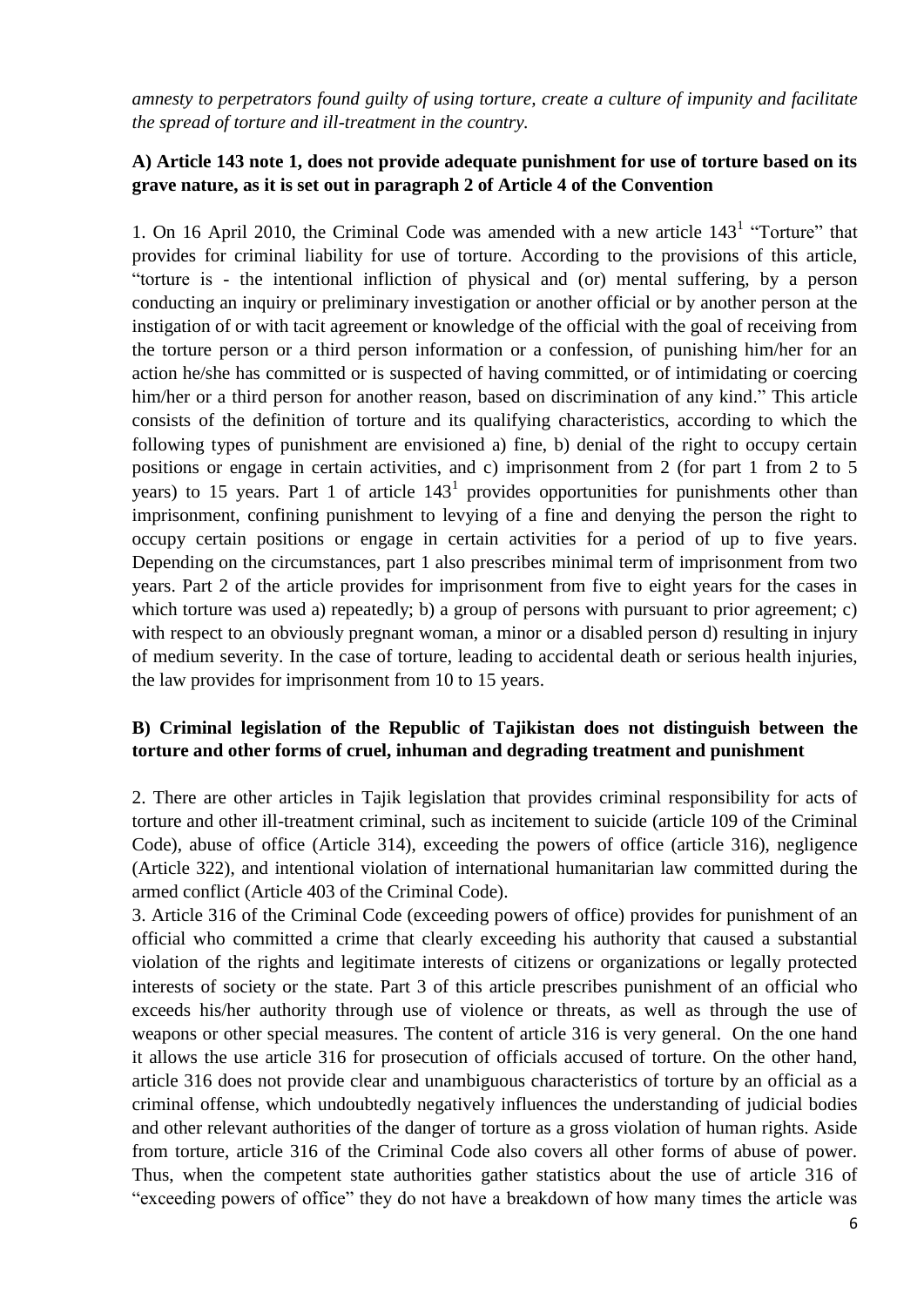*amnesty to perpetrators found guilty of using torture, create a culture of impunity and facilitate the spread of torture and ill-treatment in the country.*

**A) Article 143 note 1, does not provide adequate punishment for use of torture based on its grave nature, as it is set out in paragraph 2 of Article 4 of the Convention**

1. On 16 April 2010, the Criminal Code was amended with a new article 143[1] "Torture" that provides for criminal liability for use of torture. According to the provisions of this article, "torture is - the intentional infliction of physical and (or) mental suffering, by a person conducting an inquiry or preliminary investigation or another official or by another person at the instigation of or with tacit agreement or knowledge of the official with the goal of receiving from the torture person or a third person information or a confession, of punishing him/her for an action he/she has committed or is suspected of having committed, or of intimidating or coercing him/her or a third person for another reason, based on discrimination of any kind." This article consists of the definition of torture and its qualifying characteristics, according to which the following types of punishment are envisioned a) fine, b) denial of the right to occupy certain positions or engage in certain activities, and c) imprisonment from 2 (for part 1 from 2 to 5 years) to 15 years. Part 1 of article 143[1] provides opportunities for punishments other than imprisonment, confining punishment to levying of a fine and denying the person the right to occupy certain positions or engage in certain activities for a period of up to five years. Depending on the circumstances, part 1 also prescribes minimal term of imprisonment from two years. Part 2 of the article provides for imprisonment from five to eight years for the cases in which torture was used a) repeatedly; b) a group of persons with pursuant to prior agreement; c) with respect to an obviously pregnant woman, a minor or a disabled person d) resulting in injury of medium severity. In the case of torture, leading to accidental death or serious health injuries, the law provides for imprisonment from 10 to 15 years.

**B) Criminal legislation of the Republic of Tajikistan does not distinguish between the torture and other forms of cruel, inhuman and degrading treatment and punishment**

2. There are other articles in Tajik legislation that provides criminal responsibility for acts of torture and other ill-treatment criminal, such as incitement to suicide (article 109 of the Criminal Code), abuse of office (Article 314), exceeding the powers of office (article 316), negligence (Article 322), and intentional violation of international humanitarian law committed during the armed conflict (Article 403 of the Criminal Code).

3. Article 316 of the Criminal Code (exceeding powers of office) provides for punishment of an official who committed a crime that clearly exceeding his authority that caused a substantial violation of the rights and legitimate interests of citizens or organizations or legally protected interests of society or the state. Part 3 of this article prescribes punishment of an official who exceeds his/her authority through use of violence or threats, as well as through the use of weapons or other special measures. The content of article 316 is very general. On the one hand it allows the use article 316 for prosecution of officials accused of torture. On the other hand, article 316 does not provide clear and unambiguous characteristics of torture by an official as a criminal offense, which undoubtedly negatively influences the understanding of judicial bodies and other relevant authorities of the danger of torture as a gross violation of human rights. Aside from torture, article 316 of the Criminal Code also covers all other forms of abuse of power. Thus, when the competent state authorities gather statistics about the use of article 316 of "exceeding powers of office" they do not have a breakdown of how many times the article was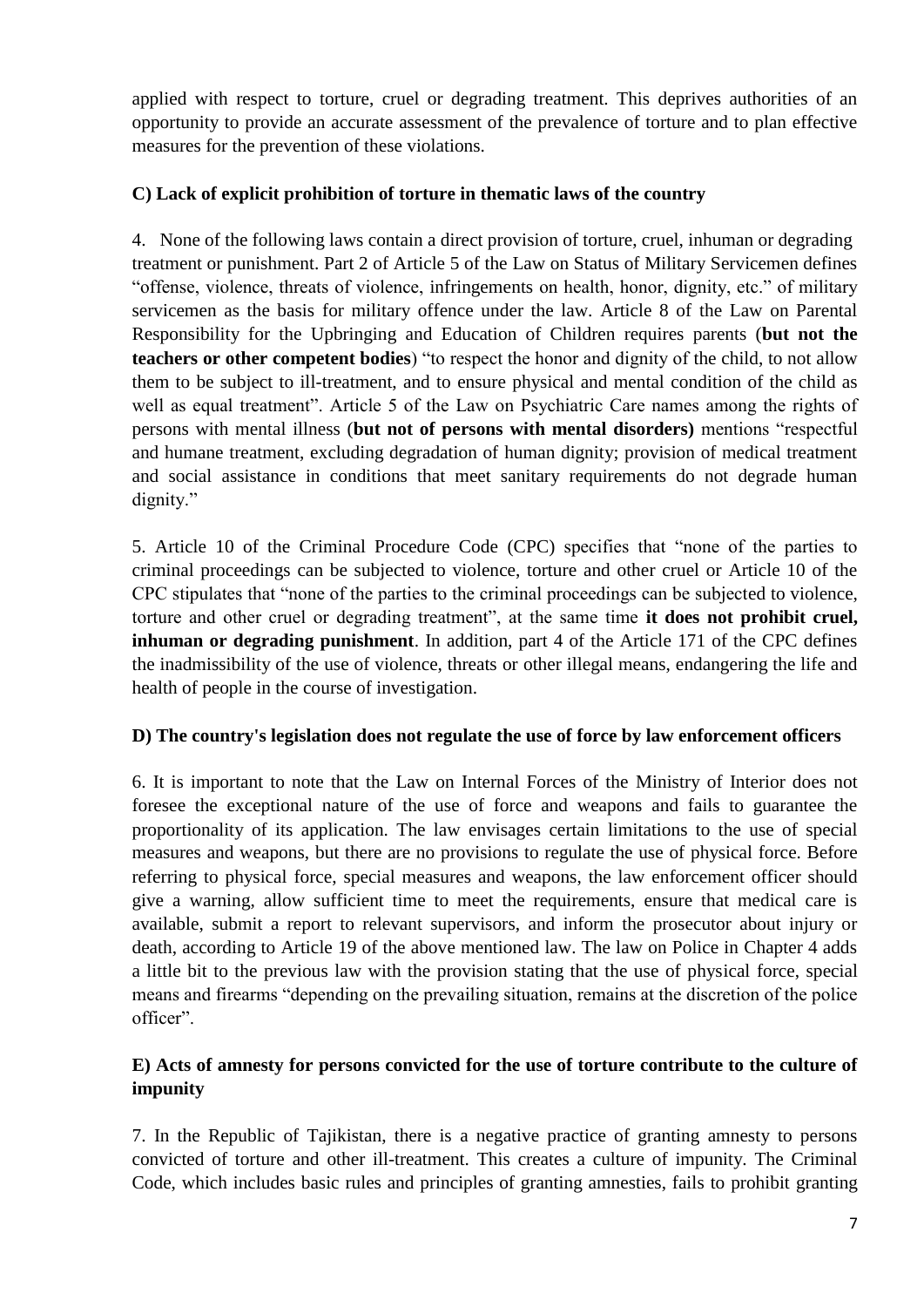applied with respect to torture, cruel or degrading treatment. This deprives authorities of an opportunity to provide an accurate assessment of the prevalence of torture and to plan effective measures for the prevention of these violations.

### C) Lack of explicit prohibition of torture in thematic laws of the country

4. None of the following laws contain a direct provision of torture, cruel, inhuman or degrading treatment or punishment. Part 2 of Article 5 of the Law on Status of Military Servicemen defines "offense, violence, threats of violence, infringements on health, honor, dignity, etc." of military servicemen as the basis for military offence under the law. Article 8 of the Law on Parental Responsibility for the Upbringing and Education of Children requires parents (**but not the teachers or other competent bodies**) "to respect the honor and dignity of the child, to not allow them to be subject to ill-treatment, and to ensure physical and mental condition of the child as well as equal treatment". Article 5 of the Law on Psychiatric Care names among the rights of persons with mental illness (**but not of persons with mental disorders)** mentions "respectful and humane treatment, excluding degradation of human dignity; provision of medical treatment and social assistance in conditions that meet sanitary requirements do not degrade human dignity."

5. Article 10 of the Criminal Procedure Code (CPC) specifies that "none of the parties to criminal proceedings can be subjected to violence, torture and other cruel or Article 10 of the CPC stipulates that "none of the parties to the criminal proceedings can be subjected to violence, torture and other cruel or degrading treatment", at the same time **it does not prohibit cruel, inhuman or degrading punishment**. In addition, part 4 of the Article 171 of the CPC defines the inadmissibility of the use of violence, threats or other illegal means, endangering the life and health of people in the course of investigation.

### D) The country's legislation does not regulate the use of force by law enforcement officers

6. It is important to note that the Law on Internal Forces of the Ministry of Interior does not foresee the exceptional nature of the use of force and weapons and fails to guarantee the proportionality of its application. The law envisages certain limitations to the use of special measures and weapons, but there are no provisions to regulate the use of physical force. Before referring to physical force, special measures and weapons, the law enforcement officer should give a warning, allow sufficient time to meet the requirements, ensure that medical care is available, submit a report to relevant supervisors, and inform the prosecutor about injury or death, according to Article 19 of the above mentioned law. The law on Police in Chapter 4 adds a little bit to the previous law with the provision stating that the use of physical force, special means and firearms "depending on the prevailing situation, remains at the discretion of the police officer".

### E) Acts of amnesty for persons convicted for the use of torture contribute to the culture of impunity

7. In the Republic of Tajikistan, there is a negative practice of granting amnesty to persons convicted of torture and other ill-treatment. This creates a culture of impunity. The Criminal Code, which includes basic rules and principles of granting amnesties, fails to prohibit granting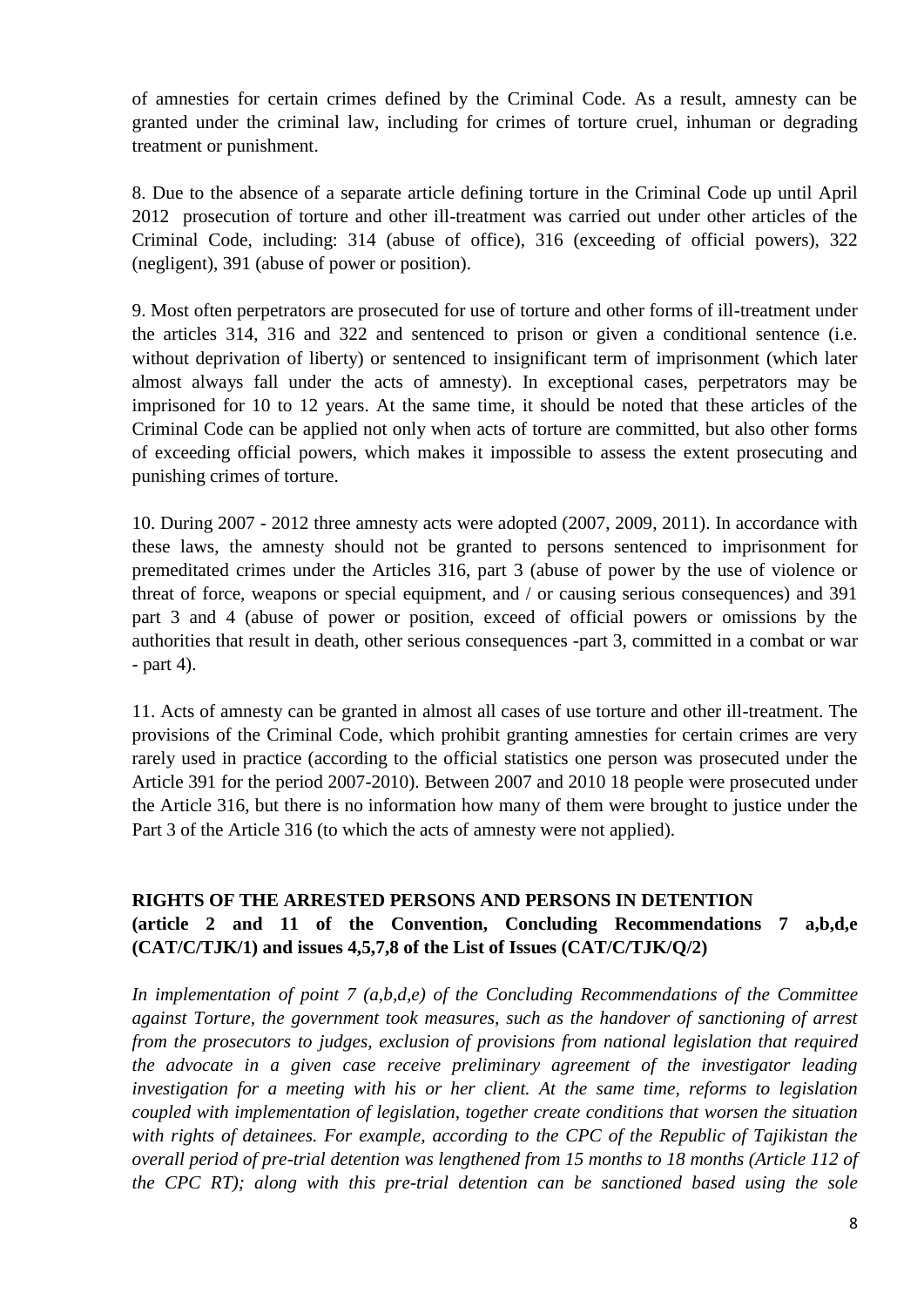of amnesties for certain crimes defined by the Criminal Code. As a result, amnesty can be granted under the criminal law, including for crimes of torture cruel, inhuman or degrading treatment or punishment.

8. Due to the absence of a separate article defining torture in the Criminal Code up until April 2012 prosecution of torture and other ill-treatment was carried out under other articles of the Criminal Code, including: 314 (abuse of office), 316 (exceeding of official powers), 322 (negligent), 391 (abuse of power or position).

9. Most often perpetrators are prosecuted for use of torture and other forms of ill-treatment under the articles 314, 316 and 322 and sentenced to prison or given a conditional sentence (i.e. without deprivation of liberty) or sentenced to insignificant term of imprisonment (which later almost always fall under the acts of amnesty). In exceptional cases, perpetrators may be imprisoned for 10 to 12 years. At the same time, it should be noted that these articles of the Criminal Code can be applied not only when acts of torture are committed, but also other forms of exceeding official powers, which makes it impossible to assess the extent prosecuting and punishing crimes of torture.

10. During 2007 - 2012 three amnesty acts were adopted (2007, 2009, 2011). In accordance with these laws, the amnesty should not be granted to persons sentenced to imprisonment for premeditated crimes under the Articles 316, part 3 (abuse of power by the use of violence or threat of force, weapons or special equipment, and / or causing serious consequences) and 391 part 3 and 4 (abuse of power or position, exceed of official powers or omissions by the authorities that result in death, other serious consequences -part 3, committed in a combat or war - part 4).

11. Acts of amnesty can be granted in almost all cases of use torture and other ill-treatment. The provisions of the Criminal Code, which prohibit granting amnesties for certain crimes are very rarely used in practice (according to the official statistics one person was prosecuted under the Article 391 for the period 2007-2010). Between 2007 and 2010 18 people were prosecuted under the Article 316, but there is no information how many of them were brought to justice under the Part 3 of the Article 316 (to which the acts of amnesty were not applied).

## RIGHTS OF THE ARRESTED PERSONS AND PERSONS IN DETENTION (article 2 and 11 of the Convention, Concluding Recommendations 7 a,b,d,e (CAT/C/TJK/1) and issues 4,5,7,8 of the List of Issues (CAT/C/TJK/Q/2)

*In implementation of point 7 (a,b,d,e) of the Concluding Recommendations of the Committee against Torture, the government took measures, such as the handover of sanctioning of arrest from the prosecutors to judges, exclusion of provisions from national legislation that required the advocate in a given case receive preliminary agreement of the investigator leading investigation for a meeting with his or her client. At the same time, reforms to legislation coupled with implementation of legislation, together create conditions that worsen the situation with rights of detainees. For example, according to the CPC of the Republic of Tajikistan the overall period of pre-trial detention was lengthened from 15 months to 18 months (Article 112 of the CPC RT); along with this pre-trial detention can be sanctioned based using the sole*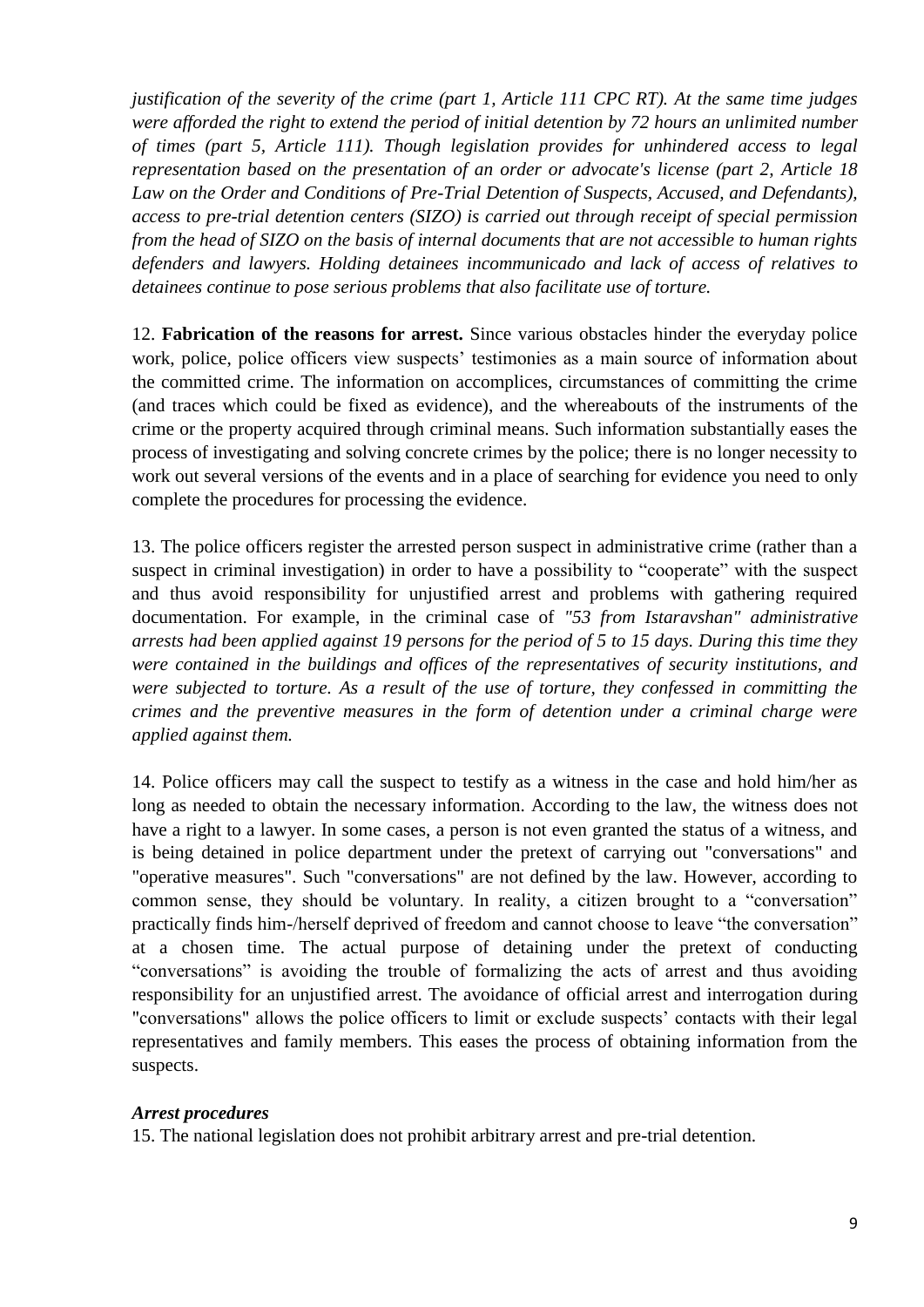*justification of the severity of the crime (part 1, Article 111 CPC RT). At the same time judges were afforded the right to extend the period of initial detention by 72 hours an unlimited number of times (part 5, Article 111). Though legislation provides for unhindered access to legal representation based on the presentation of an order or advocate's license (part 2, Article 18 Law on the Order and Conditions of Pre-Trial Detention of Suspects, Accused, and Defendants), access to pre-trial detention centers (SIZO) is carried out through receipt of special permission from the head of SIZO on the basis of internal documents that are not accessible to human rights defenders and lawyers. Holding detainees incommunicado and lack of access of relatives to detainees continue to pose serious problems that also facilitate use of torture.*

12. **Fabrication of the reasons for arrest.** Since various obstacles hinder the everyday police work, police, police officers view suspects' testimonies as a main source of information about the committed crime. The information on accomplices, circumstances of committing the crime (and traces which could be fixed as evidence), and the whereabouts of the instruments of the crime or the property acquired through criminal means. Such information substantially eases the process of investigating and solving concrete crimes by the police; there is no longer necessity to work out several versions of the events and in a place of searching for evidence you need to only complete the procedures for processing the evidence.

13. The police officers register the arrested person suspect in administrative crime (rather than a suspect in criminal investigation) in order to have a possibility to "cooperate" with the suspect and thus avoid responsibility for unjustified arrest and problems with gathering required documentation. For example, in the criminal case of *"53 from Istaravshan" administrative arrests had been applied against 19 persons for the period of 5 to 15 days. During this time they were contained in the buildings and offices of the representatives of security institutions, and were subjected to torture. As a result of the use of torture, they confessed in committing the crimes and the preventive measures in the form of detention under a criminal charge were applied against them.*

14. Police officers may call the suspect to testify as a witness in the case and hold him/her as long as needed to obtain the necessary information. According to the law, the witness does not have a right to a lawyer. In some cases, a person is not even granted the status of a witness, and is being detained in police department under the pretext of carrying out "conversations" and "operative measures". Such "conversations" are not defined by the law. However, according to common sense, they should be voluntary. In reality, a citizen brought to a "conversation" practically finds him-/herself deprived of freedom and cannot choose to leave "the conversation" at a chosen time. The actual purpose of detaining under the pretext of conducting "conversations" is avoiding the trouble of formalizing the acts of arrest and thus avoiding responsibility for an unjustified arrest. The avoidance of official arrest and interrogation during "conversations" allows the police officers to limit or exclude suspects' contacts with their legal representatives and family members. This eases the process of obtaining information from the suspects.

***Arrest procedures***

15. The national legislation does not prohibit arbitrary arrest and pre-trial detention.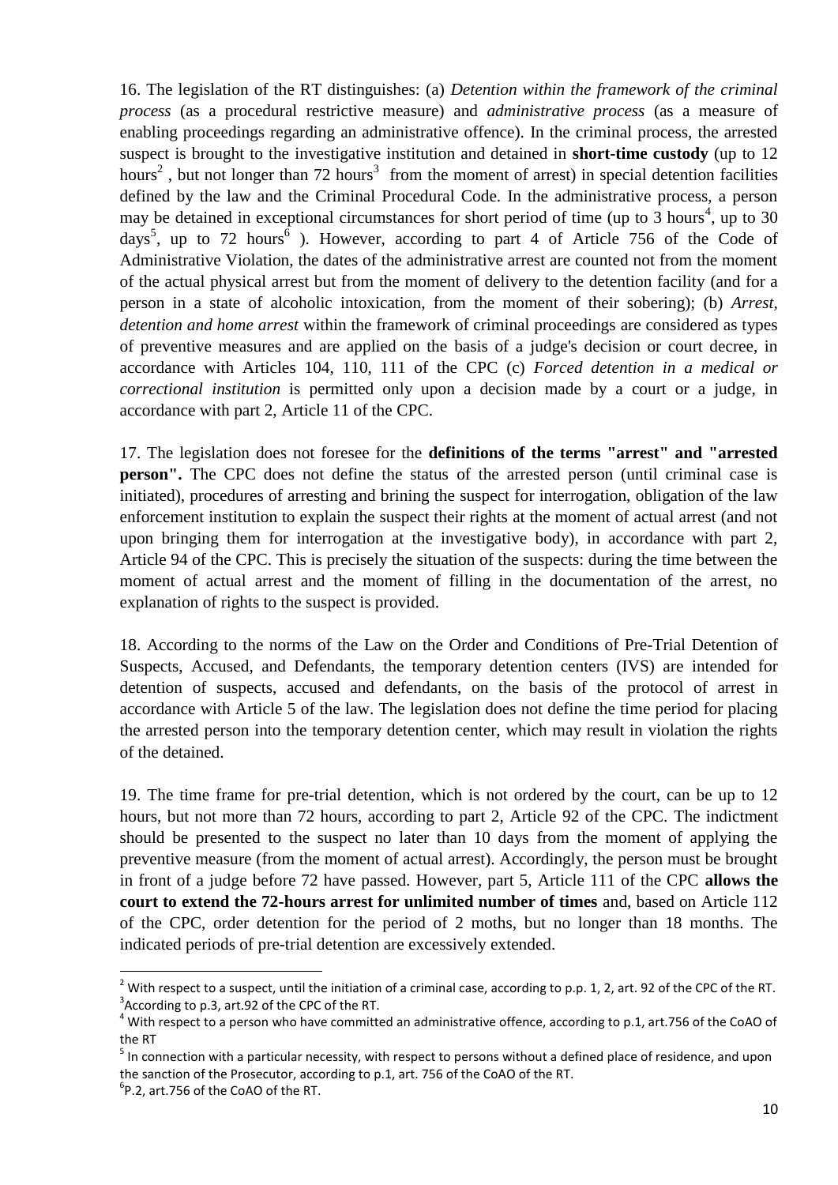16. The legislation of the RT distinguishes: (a) *Detention within the framework of the criminal process* (as a procedural restrictive measure) and *administrative process* (as a measure of enabling proceedings regarding an administrative offence). In the criminal process, the arrested suspect is brought to the investigative institution and detained in **short-time custody** (up to 12 hours[2] , but not longer than 72 hours[3] from the moment of arrest) in special detention facilities defined by the law and the Criminal Procedural Code. In the administrative process, a person may be detained in exceptional circumstances for short period of time (up to 3 hours[4], up to 30 days[5], up to 72 hours[6] ). However, according to part 4 of Article 756 of the Code of Administrative Violation, the dates of the administrative arrest are counted not from the moment of the actual physical arrest but from the moment of delivery to the detention facility (and for a person in a state of alcoholic intoxication, from the moment of their sobering); (b) *Arrest, detention and home arrest* within the framework of criminal proceedings are considered as types of preventive measures and are applied on the basis of a judge's decision or court decree, in accordance with Articles 104, 110, 111 of the CPC (c) *Forced detention in a medical or correctional institution* is permitted only upon a decision made by a court or a judge, in accordance with part 2, Article 11 of the CPC.

17. The legislation does not foresee for the **definitions of the terms "arrest" and "arrested person".** The CPC does not define the status of the arrested person (until criminal case is initiated), procedures of arresting and brining the suspect for interrogation, obligation of the law enforcement institution to explain the suspect their rights at the moment of actual arrest (and not upon bringing them for interrogation at the investigative body), in accordance with part 2, Article 94 of the CPC. This is precisely the situation of the suspects: during the time between the moment of actual arrest and the moment of filling in the documentation of the arrest, no explanation of rights to the suspect is provided.

18. According to the norms of the Law on the Order and Conditions of Pre-Trial Detention of Suspects, Accused, and Defendants, the temporary detention centers (IVS) are intended for detention of suspects, accused and defendants, on the basis of the protocol of arrest in accordance with Article 5 of the law. The legislation does not define the time period for placing the arrested person into the temporary detention center, which may result in violation the rights of the detained.

19. The time frame for pre-trial detention, which is not ordered by the court, can be up to 12 hours, but not more than 72 hours, according to part 2, Article 92 of the CPC. The indictment should be presented to the suspect no later than 10 days from the moment of applying the preventive measure (from the moment of actual arrest). Accordingly, the person must be brought in front of a judge before 72 have passed. However, part 5, Article 111 of the CPC **allows the court to extend the 72-hours arrest for unlimited number of times** and, based on Article 112 of the CPC, order detention for the period of 2 moths, but no longer than 18 months. The indicated periods of pre-trial detention are excessively extended.

---

[2] With respect to a suspect, until the initiation of a criminal case, according to p.p. 1, 2, art. 92 of the CPC of the RT.

[3] According to p.3, art.92 of the CPC of the RT.

[4] With respect to a person who have committed an administrative offence, according to p.1, art.756 of the CoAO of the RT

[5] In connection with a particular necessity, with respect to persons without a defined place of residence, and upon the sanction of the Prosecutor, according to p.1, art. 756 of the CoAO of the RT.

[6] P.2, art.756 of the CoAO of the RT.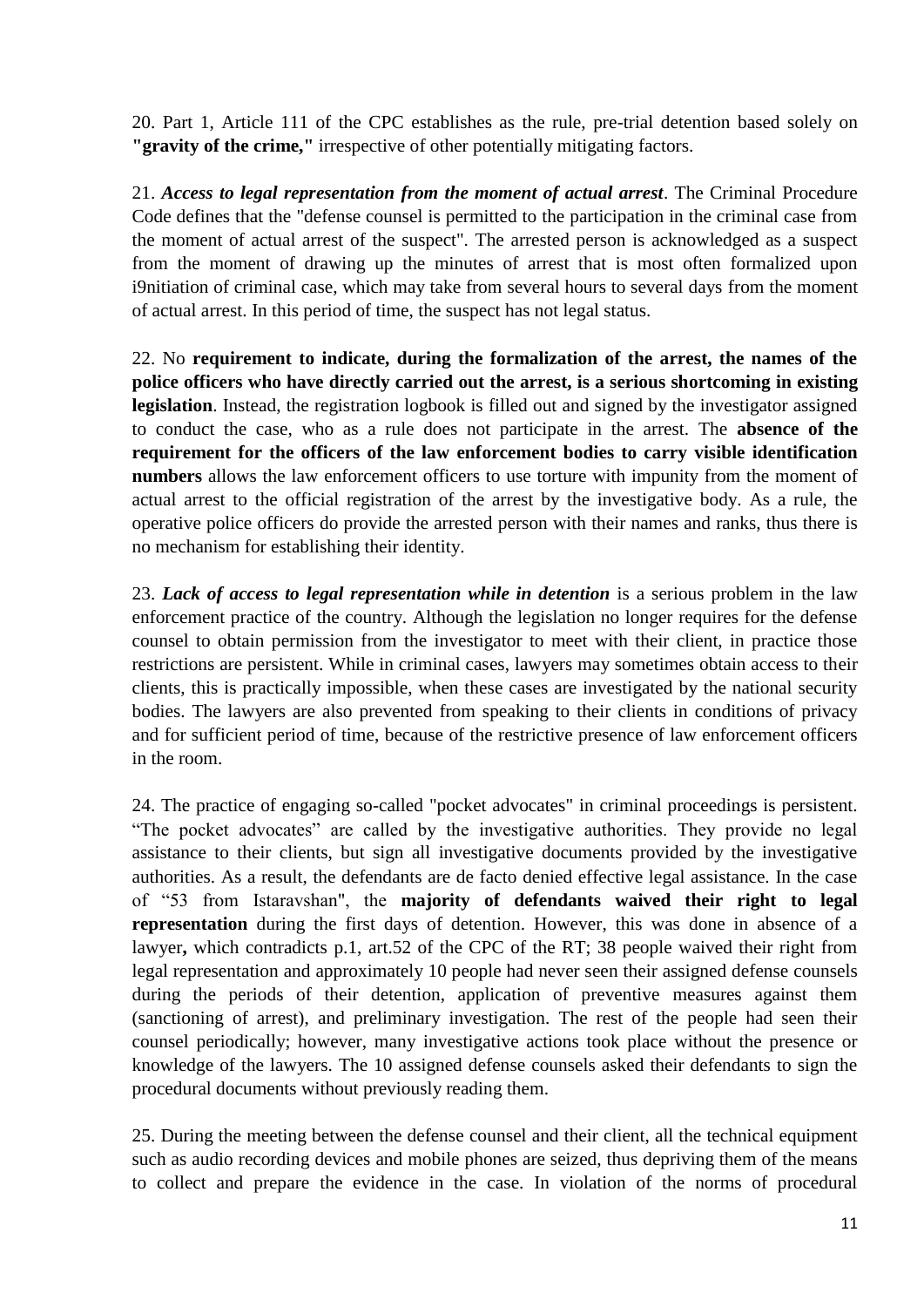20. Part 1, Article 111 of the CPC establishes as the rule, pre-trial detention based solely on **"gravity of the crime,"** irrespective of other potentially mitigating factors.

21. ***Access to legal representation from the moment of actual arrest***. The Criminal Procedure Code defines that the "defense counsel is permitted to the participation in the criminal case from the moment of actual arrest of the suspect". The arrested person is acknowledged as a suspect from the moment of drawing up the minutes of arrest that is most often formalized upon i9nitiation of criminal case, which may take from several hours to several days from the moment of actual arrest. In this period of time, the suspect has not legal status.

22. No **requirement to indicate, during the formalization of the arrest, the names of the police officers who have directly carried out the arrest, is a serious shortcoming in existing legislation**. Instead, the registration logbook is filled out and signed by the investigator assigned to conduct the case, who as a rule does not participate in the arrest. The **absence of the requirement for the officers of the law enforcement bodies to carry visible identification numbers** allows the law enforcement officers to use torture with impunity from the moment of actual arrest to the official registration of the arrest by the investigative body. As a rule, the operative police officers do provide the arrested person with their names and ranks, thus there is no mechanism for establishing their identity.

23. ***Lack of access to legal representation while in detention*** is a serious problem in the law enforcement practice of the country. Although the legislation no longer requires for the defense counsel to obtain permission from the investigator to meet with their client, in practice those restrictions are persistent. While in criminal cases, lawyers may sometimes obtain access to their clients, this is practically impossible, when these cases are investigated by the national security bodies. The lawyers are also prevented from speaking to their clients in conditions of privacy and for sufficient period of time, because of the restrictive presence of law enforcement officers in the room.

24. The practice of engaging so-called "pocket advocates" in criminal proceedings is persistent. "The pocket advocates" are called by the investigative authorities. They provide no legal assistance to their clients, but sign all investigative documents provided by the investigative authorities. As a result, the defendants are de facto denied effective legal assistance. In the case of "53 from Istaravshan", the **majority of defendants waived their right to legal representation** during the first days of detention. However, this was done in absence of a lawyer**,** which contradicts p.1, art.52 of the CPC of the RT; 38 people waived their right from legal representation and approximately 10 people had never seen their assigned defense counsels during the periods of their detention, application of preventive measures against them (sanctioning of arrest), and preliminary investigation. The rest of the people had seen their counsel periodically; however, many investigative actions took place without the presence or knowledge of the lawyers. The 10 assigned defense counsels asked their defendants to sign the procedural documents without previously reading them.

25. During the meeting between the defense counsel and their client, all the technical equipment such as audio recording devices and mobile phones are seized, thus depriving them of the means to collect and prepare the evidence in the case. In violation of the norms of procedural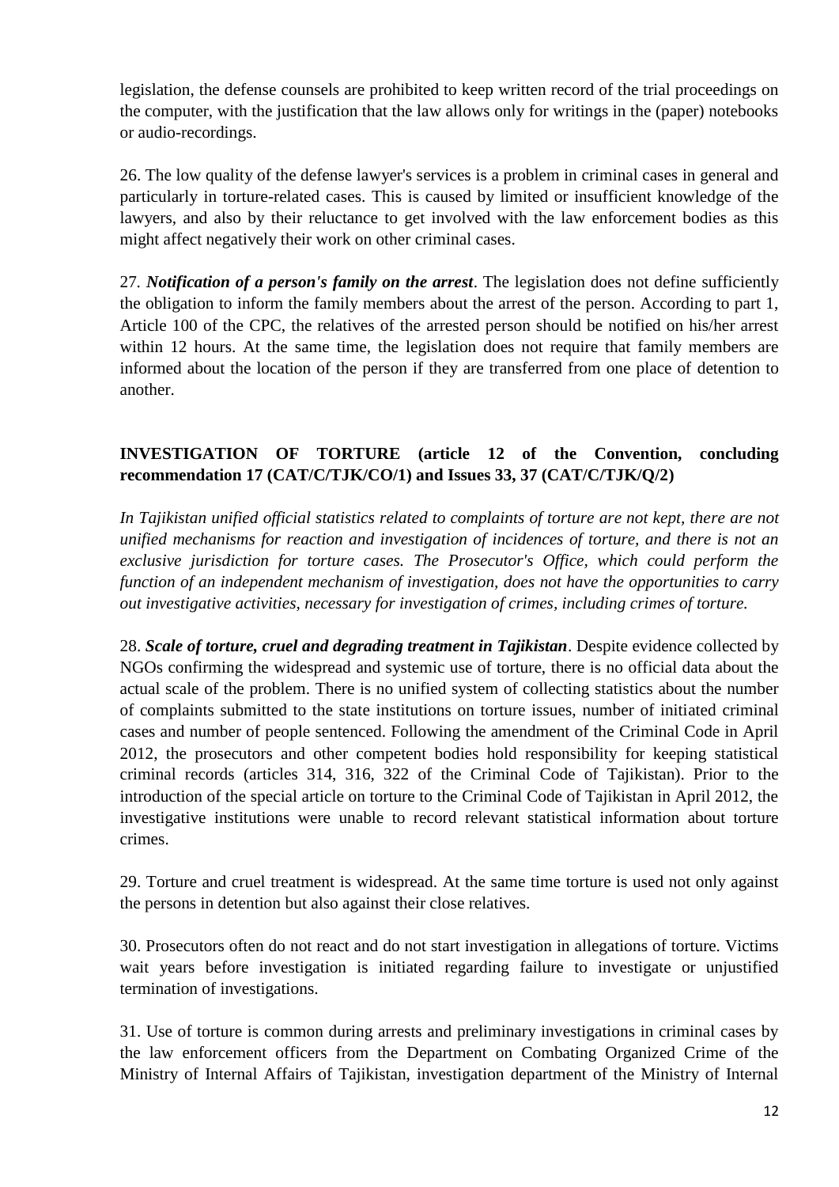legislation, the defense counsels are prohibited to keep written record of the trial proceedings on the computer, with the justification that the law allows only for writings in the (paper) notebooks or audio-recordings.

26. The low quality of the defense lawyer's services is a problem in criminal cases in general and particularly in torture-related cases. This is caused by limited or insufficient knowledge of the lawyers, and also by their reluctance to get involved with the law enforcement bodies as this might affect negatively their work on other criminal cases.

27. ***Notification of a person's family on the arrest***. The legislation does not define sufficiently the obligation to inform the family members about the arrest of the person. According to part 1, Article 100 of the CPC, the relatives of the arrested person should be notified on his/her arrest within 12 hours. At the same time, the legislation does not require that family members are informed about the location of the person if they are transferred from one place of detention to another.

## INVESTIGATION OF TORTURE (article 12 of the Convention, concluding recommendation 17 (CAT/C/TJK/CO/1) and Issues 33, 37 (CAT/C/TJK/Q/2)

*In Tajikistan unified official statistics related to complaints of torture are not kept, there are not unified mechanisms for reaction and investigation of incidences of torture, and there is not an exclusive jurisdiction for torture cases. The Prosecutor's Office, which could perform the function of an independent mechanism of investigation, does not have the opportunities to carry out investigative activities, necessary for investigation of crimes, including crimes of torture.*

28. ***Scale of torture, cruel and degrading treatment in Tajikistan***. Despite evidence collected by NGOs confirming the widespread and systemic use of torture, there is no official data about the actual scale of the problem. There is no unified system of collecting statistics about the number of complaints submitted to the state institutions on torture issues, number of initiated criminal cases and number of people sentenced. Following the amendment of the Criminal Code in April 2012, the prosecutors and other competent bodies hold responsibility for keeping statistical criminal records (articles 314, 316, 322 of the Criminal Code of Tajikistan). Prior to the introduction of the special article on torture to the Criminal Code of Tajikistan in April 2012, the investigative institutions were unable to record relevant statistical information about torture crimes.

29. Torture and cruel treatment is widespread. At the same time torture is used not only against the persons in detention but also against their close relatives.

30. Prosecutors often do not react and do not start investigation in allegations of torture. Victims wait years before investigation is initiated regarding failure to investigate or unjustified termination of investigations.

31. Use of torture is common during arrests and preliminary investigations in criminal cases by the law enforcement officers from the Department on Combating Organized Crime of the Ministry of Internal Affairs of Tajikistan, investigation department of the Ministry of Internal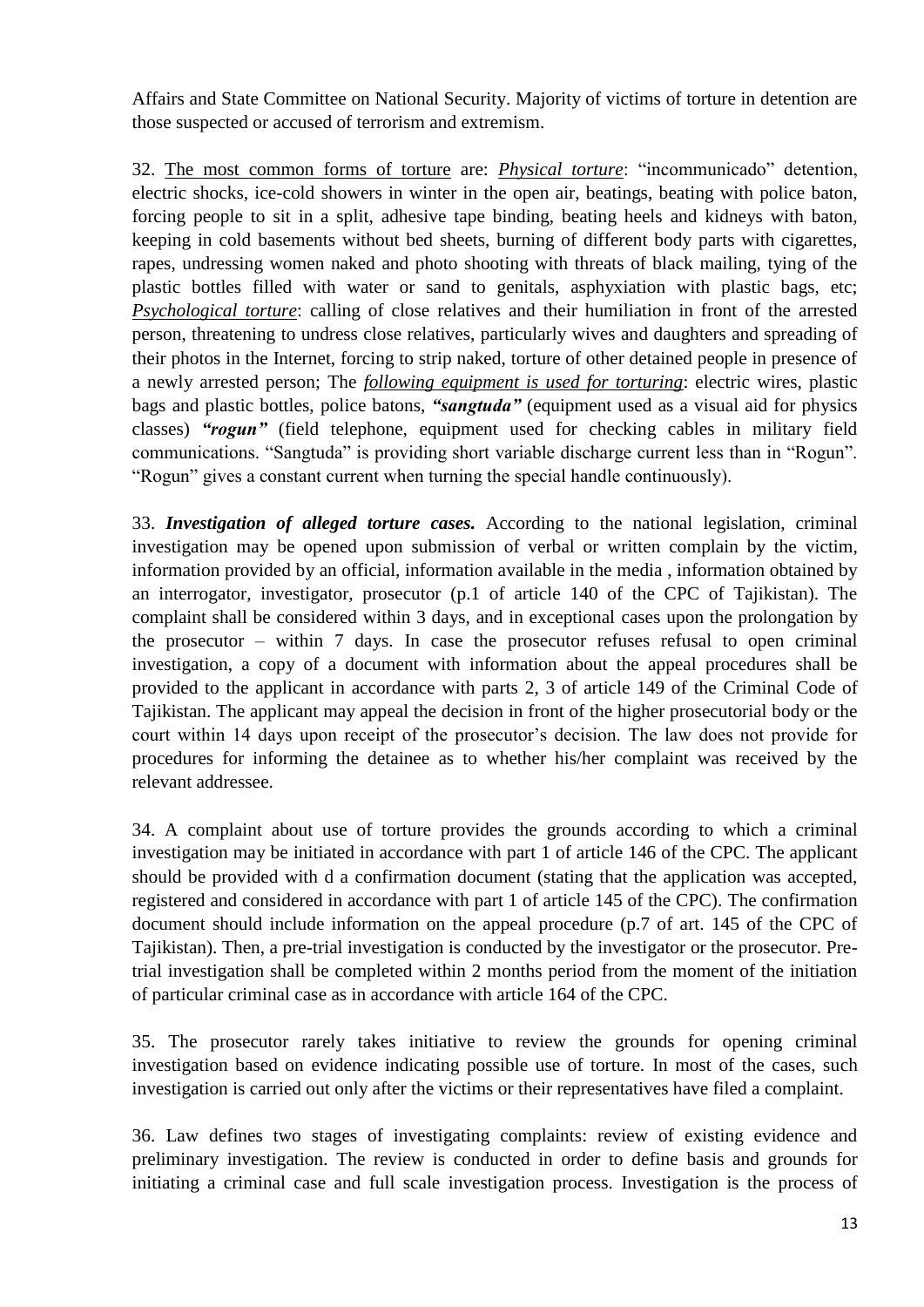Affairs and State Committee on National Security. Majority of victims of torture in detention are those suspected or accused of terrorism and extremism.

32. The most common forms of torture are: ***Physical torture***: "incommunicado" detention, electric shocks, ice-cold showers in winter in the open air, beatings, beating with police baton, forcing people to sit in a split, adhesive tape binding, beating heels and kidneys with baton, keeping in cold basements without bed sheets, burning of different body parts with cigarettes, rapes, undressing women naked and photo shooting with threats of black mailing, tying of the plastic bottles filled with water or sand to genitals, asphyxiation with plastic bags, etc; ***Psychological torture***: calling of close relatives and their humiliation in front of the arrested person, threatening to undress close relatives, particularly wives and daughters and spreading of their photos in the Internet, forcing to strip naked, torture of other detained people in presence of a newly arrested person; The ***following equipment is used for torturing***: electric wires, plastic bags and plastic bottles, police batons, ***"sangtuda"*** (equipment used as a visual aid for physics classes) ***"rogun"*** (field telephone, equipment used for checking cables in military field communications. "Sangtuda" is providing short variable discharge current less than in "Rogun". "Rogun" gives a constant current when turning the special handle continuously).

33. ***Investigation of alleged torture cases.*** According to the national legislation, criminal investigation may be opened upon submission of verbal or written complain by the victim, information provided by an official, information available in the media , information obtained by an interrogator, investigator, prosecutor (p.1 of article 140 of the CPC of Tajikistan). The complaint shall be considered within 3 days, and in exceptional cases upon the prolongation by the prosecutor – within 7 days. In case the prosecutor refuses refusal to open criminal investigation, a copy of a document with information about the appeal procedures shall be provided to the applicant in accordance with parts 2, 3 of article 149 of the Criminal Code of Tajikistan. The applicant may appeal the decision in front of the higher prosecutorial body or the court within 14 days upon receipt of the prosecutor's decision. The law does not provide for procedures for informing the detainee as to whether his/her complaint was received by the relevant addressee.

34. A complaint about use of torture provides the grounds according to which a criminal investigation may be initiated in accordance with part 1 of article 146 of the CPC. The applicant should be provided with d a confirmation document (stating that the application was accepted, registered and considered in accordance with part 1 of article 145 of the CPC). The confirmation document should include information on the appeal procedure (p.7 of art. 145 of the CPC of Tajikistan). Then, a pre-trial investigation is conducted by the investigator or the prosecutor. Pre-trial investigation shall be completed within 2 months period from the moment of the initiation of particular criminal case as in accordance with article 164 of the CPC.

35. The prosecutor rarely takes initiative to review the grounds for opening criminal investigation based on evidence indicating possible use of torture. In most of the cases, such investigation is carried out only after the victims or their representatives have filed a complaint.

36. Law defines two stages of investigating complaints: review of existing evidence and preliminary investigation. The review is conducted in order to define basis and grounds for initiating a criminal case and full scale investigation process. Investigation is the process of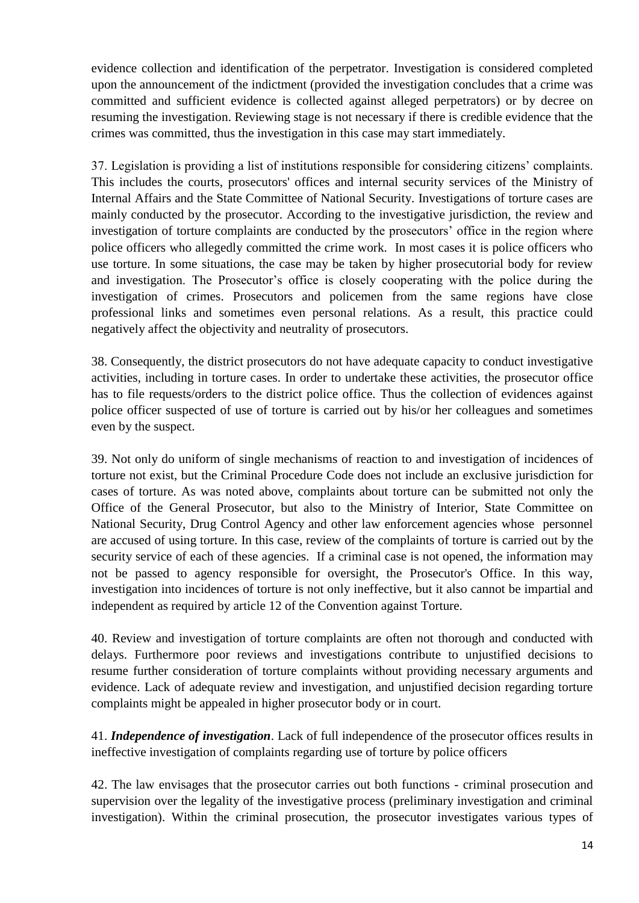evidence collection and identification of the perpetrator. Investigation is considered completed upon the announcement of the indictment (provided the investigation concludes that a crime was committed and sufficient evidence is collected against alleged perpetrators) or by decree on resuming the investigation. Reviewing stage is not necessary if there is credible evidence that the crimes was committed, thus the investigation in this case may start immediately.

37. Legislation is providing a list of institutions responsible for considering citizens' complaints. This includes the courts, prosecutors' offices and internal security services of the Ministry of Internal Affairs and the State Committee of National Security. Investigations of torture cases are mainly conducted by the prosecutor. According to the investigative jurisdiction, the review and investigation of torture complaints are conducted by the prosecutors' office in the region where police officers who allegedly committed the crime work. In most cases it is police officers who use torture. In some situations, the case may be taken by higher prosecutorial body for review and investigation. The Prosecutor's office is closely cooperating with the police during the investigation of crimes. Prosecutors and policemen from the same regions have close professional links and sometimes even personal relations. As a result, this practice could negatively affect the objectivity and neutrality of prosecutors.

38. Consequently, the district prosecutors do not have adequate capacity to conduct investigative activities, including in torture cases. In order to undertake these activities, the prosecutor office has to file requests/orders to the district police office. Thus the collection of evidences against police officer suspected of use of torture is carried out by his/or her colleagues and sometimes even by the suspect.

39. Not only do uniform of single mechanisms of reaction to and investigation of incidences of torture not exist, but the Criminal Procedure Code does not include an exclusive jurisdiction for cases of torture. As was noted above, complaints about torture can be submitted not only the Office of the General Prosecutor, but also to the Ministry of Interior, State Committee on National Security, Drug Control Agency and other law enforcement agencies whose personnel are accused of using torture. In this case, review of the complaints of torture is carried out by the security service of each of these agencies. If a criminal case is not opened, the information may not be passed to agency responsible for oversight, the Prosecutor's Office. In this way, investigation into incidences of torture is not only ineffective, but it also cannot be impartial and independent as required by article 12 of the Convention against Torture.

40. Review and investigation of torture complaints are often not thorough and conducted with delays. Furthermore poor reviews and investigations contribute to unjustified decisions to resume further consideration of torture complaints without providing necessary arguments and evidence. Lack of adequate review and investigation, and unjustified decision regarding torture complaints might be appealed in higher prosecutor body or in court.

41. ***Independence of investigation***. Lack of full independence of the prosecutor offices results in ineffective investigation of complaints regarding use of torture by police officers

42. The law envisages that the prosecutor carries out both functions - criminal prosecution and supervision over the legality of the investigative process (preliminary investigation and criminal investigation). Within the criminal prosecution, the prosecutor investigates various types of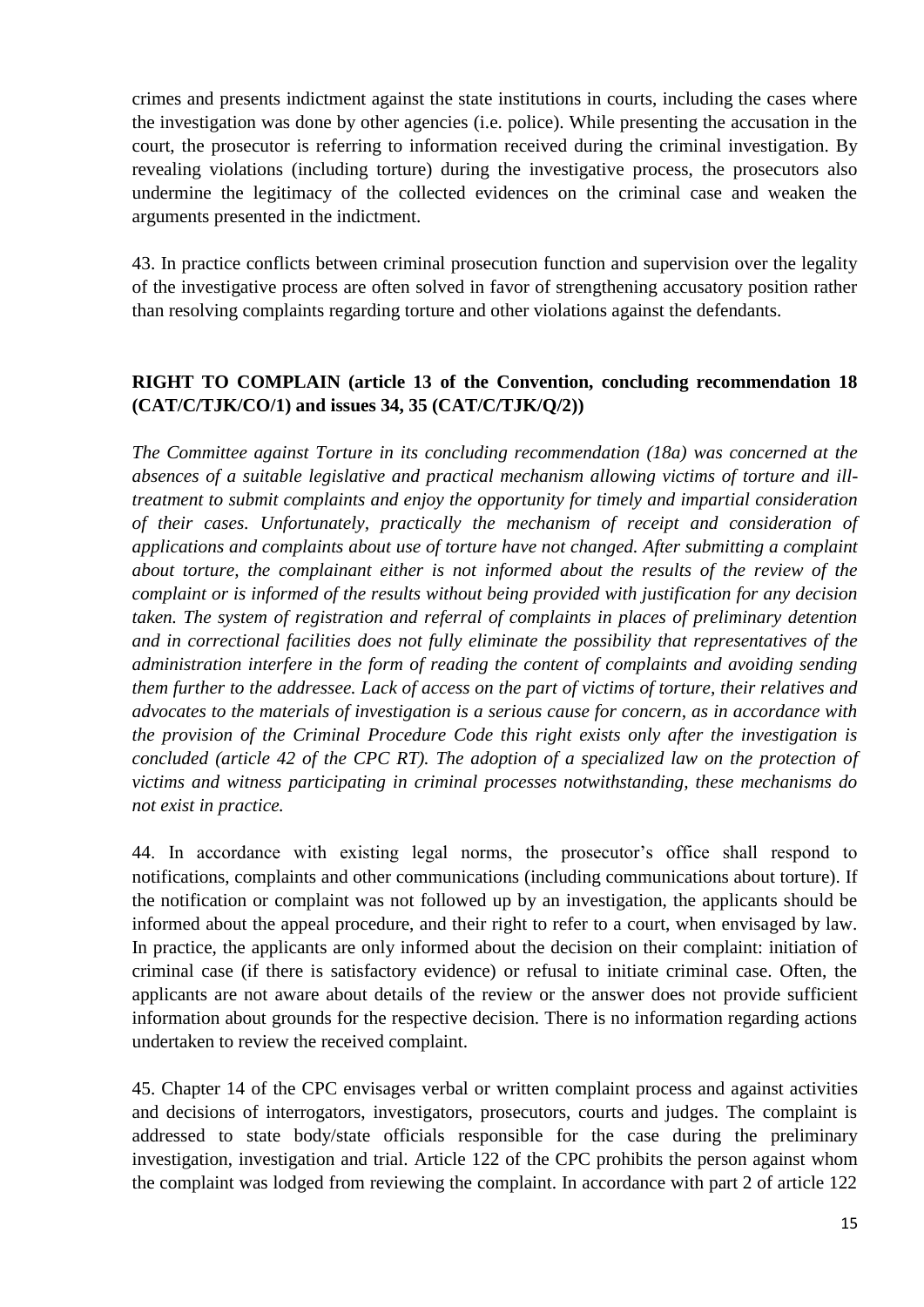crimes and presents indictment against the state institutions in courts, including the cases where the investigation was done by other agencies (i.e. police). While presenting the accusation in the court, the prosecutor is referring to information received during the criminal investigation. By revealing violations (including torture) during the investigative process, the prosecutors also undermine the legitimacy of the collected evidences on the criminal case and weaken the arguments presented in the indictment.

43. In practice conflicts between criminal prosecution function and supervision over the legality of the investigative process are often solved in favor of strengthening accusatory position rather than resolving complaints regarding torture and other violations against the defendants.

## RIGHT TO COMPLAIN (article 13 of the Convention, concluding recommendation 18 (CAT/C/TJK/CO/1) and issues 34, 35 (CAT/C/TJK/Q/2))

*The Committee against Torture in its concluding recommendation (18a) was concerned at the absences of a suitable legislative and practical mechanism allowing victims of torture and ill-treatment to submit complaints and enjoy the opportunity for timely and impartial consideration of their cases. Unfortunately, practically the mechanism of receipt and consideration of applications and complaints about use of torture have not changed. After submitting a complaint about torture, the complainant either is not informed about the results of the review of the complaint or is informed of the results without being provided with justification for any decision taken. The system of registration and referral of complaints in places of preliminary detention and in correctional facilities does not fully eliminate the possibility that representatives of the administration interfere in the form of reading the content of complaints and avoiding sending them further to the addressee. Lack of access on the part of victims of torture, their relatives and advocates to the materials of investigation is a serious cause for concern, as in accordance with the provision of the Criminal Procedure Code this right exists only after the investigation is concluded (article 42 of the CPC RT). The adoption of a specialized law on the protection of victims and witness participating in criminal processes notwithstanding, these mechanisms do not exist in practice.*

44. In accordance with existing legal norms, the prosecutor's office shall respond to notifications, complaints and other communications (including communications about torture). If the notification or complaint was not followed up by an investigation, the applicants should be informed about the appeal procedure, and their right to refer to a court, when envisaged by law. In practice, the applicants are only informed about the decision on their complaint: initiation of criminal case (if there is satisfactory evidence) or refusal to initiate criminal case. Often, the applicants are not aware about details of the review or the answer does not provide sufficient information about grounds for the respective decision. There is no information regarding actions undertaken to review the received complaint.

45. Chapter 14 of the CPC envisages verbal or written complaint process and against activities and decisions of interrogators, investigators, prosecutors, courts and judges. The complaint is addressed to state body/state officials responsible for the case during the preliminary investigation, investigation and trial. Article 122 of the CPC prohibits the person against whom the complaint was lodged from reviewing the complaint. In accordance with part 2 of article 122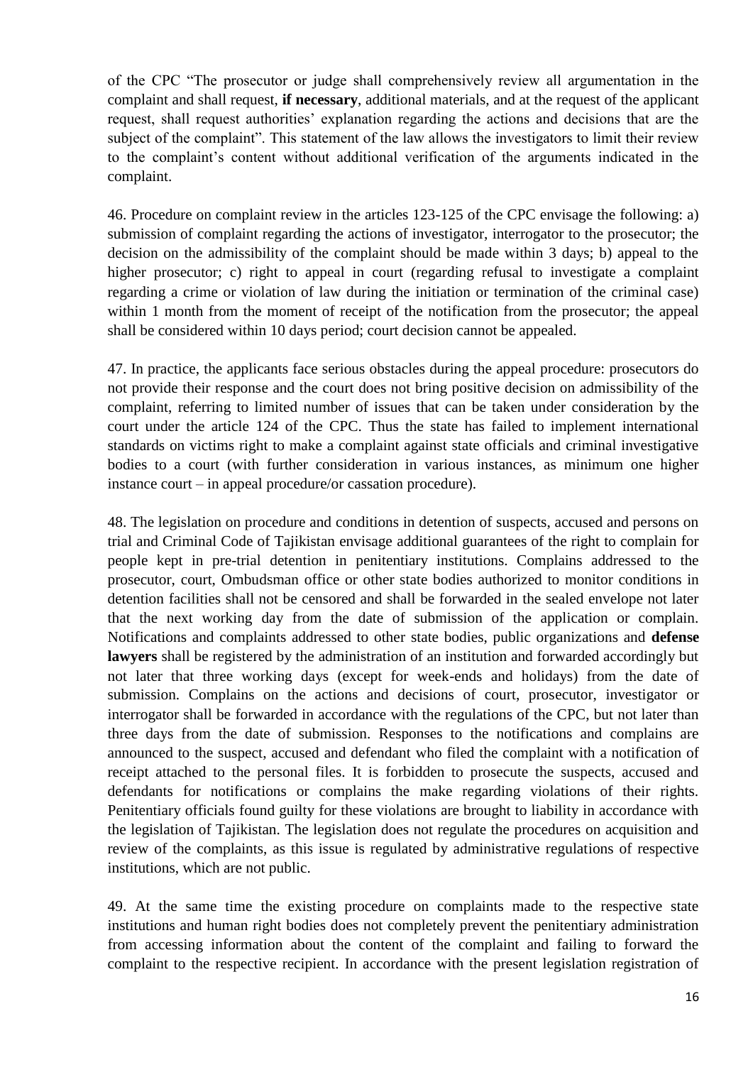of the CPC "The prosecutor or judge shall comprehensively review all argumentation in the complaint and shall request, **if necessary**, additional materials, and at the request of the applicant request, shall request authorities' explanation regarding the actions and decisions that are the subject of the complaint". This statement of the law allows the investigators to limit their review to the complaint's content without additional verification of the arguments indicated in the complaint.

46. Procedure on complaint review in the articles 123-125 of the CPC envisage the following: a) submission of complaint regarding the actions of investigator, interrogator to the prosecutor; the decision on the admissibility of the complaint should be made within 3 days; b) appeal to the higher prosecutor; c) right to appeal in court (regarding refusal to investigate a complaint regarding a crime or violation of law during the initiation or termination of the criminal case) within 1 month from the moment of receipt of the notification from the prosecutor; the appeal shall be considered within 10 days period; court decision cannot be appealed.

47. In practice, the applicants face serious obstacles during the appeal procedure: prosecutors do not provide their response and the court does not bring positive decision on admissibility of the complaint, referring to limited number of issues that can be taken under consideration by the court under the article 124 of the CPC. Thus the state has failed to implement international standards on victims right to make a complaint against state officials and criminal investigative bodies to a court (with further consideration in various instances, as minimum one higher instance court – in appeal procedure/or cassation procedure).

48. The legislation on procedure and conditions in detention of suspects, accused and persons on trial and Criminal Code of Tajikistan envisage additional guarantees of the right to complain for people kept in pre-trial detention in penitentiary institutions. Complains addressed to the prosecutor, court, Ombudsman office or other state bodies authorized to monitor conditions in detention facilities shall not be censored and shall be forwarded in the sealed envelope not later that the next working day from the date of submission of the application or complain. Notifications and complaints addressed to other state bodies, public organizations and **defense lawyers** shall be registered by the administration of an institution and forwarded accordingly but not later that three working days (except for week-ends and holidays) from the date of submission. Complains on the actions and decisions of court, prosecutor, investigator or interrogator shall be forwarded in accordance with the regulations of the CPC, but not later than three days from the date of submission. Responses to the notifications and complains are announced to the suspect, accused and defendant who filed the complaint with a notification of receipt attached to the personal files. It is forbidden to prosecute the suspects, accused and defendants for notifications or complains the make regarding violations of their rights. Penitentiary officials found guilty for these violations are brought to liability in accordance with the legislation of Tajikistan. The legislation does not regulate the procedures on acquisition and review of the complaints, as this issue is regulated by administrative regulations of respective institutions, which are not public.

49. At the same time the existing procedure on complaints made to the respective state institutions and human right bodies does not completely prevent the penitentiary administration from accessing information about the content of the complaint and failing to forward the complaint to the respective recipient. In accordance with the present legislation registration of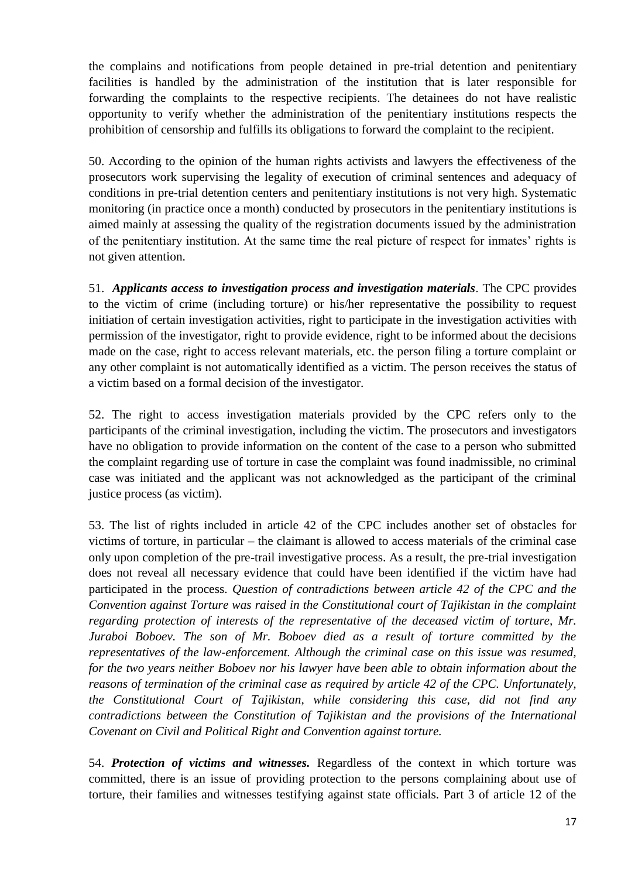the complains and notifications from people detained in pre-trial detention and penitentiary facilities is handled by the administration of the institution that is later responsible for forwarding the complaints to the respective recipients. The detainees do not have realistic opportunity to verify whether the administration of the penitentiary institutions respects the prohibition of censorship and fulfills its obligations to forward the complaint to the recipient.

50. According to the opinion of the human rights activists and lawyers the effectiveness of the prosecutors work supervising the legality of execution of criminal sentences and adequacy of conditions in pre-trial detention centers and penitentiary institutions is not very high. Systematic monitoring (in practice once a month) conducted by prosecutors in the penitentiary institutions is aimed mainly at assessing the quality of the registration documents issued by the administration of the penitentiary institution. At the same time the real picture of respect for inmates' rights is not given attention.

51. ***Applicants access to investigation process and investigation materials***. The CPC provides to the victim of crime (including torture) or his/her representative the possibility to request initiation of certain investigation activities, right to participate in the investigation activities with permission of the investigator, right to provide evidence, right to be informed about the decisions made on the case, right to access relevant materials, etc. the person filing a torture complaint or any other complaint is not automatically identified as a victim. The person receives the status of a victim based on a formal decision of the investigator.

52. The right to access investigation materials provided by the CPC refers only to the participants of the criminal investigation, including the victim. The prosecutors and investigators have no obligation to provide information on the content of the case to a person who submitted the complaint regarding use of torture in case the complaint was found inadmissible, no criminal case was initiated and the applicant was not acknowledged as the participant of the criminal justice process (as victim).

53. The list of rights included in article 42 of the CPC includes another set of obstacles for victims of torture, in particular – the claimant is allowed to access materials of the criminal case only upon completion of the pre-trail investigative process. As a result, the pre-trial investigation does not reveal all necessary evidence that could have been identified if the victim have had participated in the process. *Question of contradictions between article 42 of the CPC and the Convention against Torture was raised in the Constitutional court of Tajikistan in the complaint regarding protection of interests of the representative of the deceased victim of torture, Mr. Juraboi Boboev. The son of Mr. Boboev died as a result of torture committed by the representatives of the law-enforcement. Although the criminal case on this issue was resumed, for the two years neither Boboev nor his lawyer have been able to obtain information about the reasons of termination of the criminal case as required by article 42 of the CPC. Unfortunately, the Constitutional Court of Tajikistan, while considering this case, did not find any contradictions between the Constitution of Tajikistan and the provisions of the International Covenant on Civil and Political Right and Convention against torture.*

54. ***Protection of victims and witnesses.*** Regardless of the context in which torture was committed, there is an issue of providing protection to the persons complaining about use of torture, their families and witnesses testifying against state officials. Part 3 of article 12 of the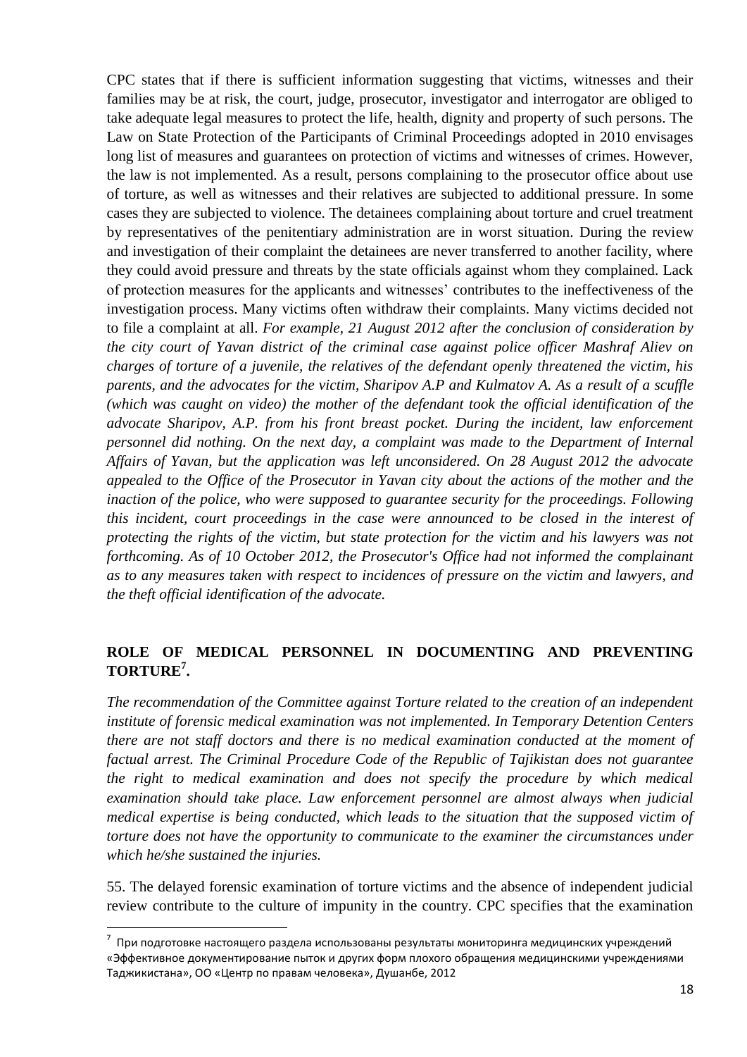CPC states that if there is sufficient information suggesting that victims, witnesses and their families may be at risk, the court, judge, prosecutor, investigator and interrogator are obliged to take adequate legal measures to protect the life, health, dignity and property of such persons. The Law on State Protection of the Participants of Criminal Proceedings adopted in 2010 envisages long list of measures and guarantees on protection of victims and witnesses of crimes. However, the law is not implemented. As a result, persons complaining to the prosecutor office about use of torture, as well as witnesses and their relatives are subjected to additional pressure. In some cases they are subjected to violence. The detainees complaining about torture and cruel treatment by representatives of the penitentiary administration are in worst situation. During the review and investigation of their complaint the detainees are never transferred to another facility, where they could avoid pressure and threats by the state officials against whom they complained. Lack of protection measures for the applicants and witnesses' contributes to the ineffectiveness of the investigation process. Many victims often withdraw their complaints. Many victims decided not to file a complaint at all. *For example, 21 August 2012 after the conclusion of consideration by the city court of Yavan district of the criminal case against police officer Mashraf Aliev on charges of torture of a juvenile, the relatives of the defendant openly threatened the victim, his parents, and the advocates for the victim, Sharipov A.P and Kulmatov A. As a result of a scuffle (which was caught on video) the mother of the defendant took the official identification of the advocate Sharipov, A.P. from his front breast pocket. During the incident, law enforcement personnel did nothing. On the next day, a complaint was made to the Department of Internal Affairs of Yavan, but the application was left unconsidered. On 28 August 2012 the advocate appealed to the Office of the Prosecutor in Yavan city about the actions of the mother and the inaction of the police, who were supposed to guarantee security for the proceedings. Following this incident, court proceedings in the case were announced to be closed in the interest of protecting the rights of the victim, but state protection for the victim and his lawyers was not forthcoming. As of 10 October 2012, the Prosecutor's Office had not informed the complainant as to any measures taken with respect to incidences of pressure on the victim and lawyers, and the theft official identification of the advocate.*

## ROLE OF MEDICAL PERSONNEL IN DOCUMENTING AND PREVENTING TORTURE[7].

*The recommendation of the Committee against Torture related to the creation of an independent institute of forensic medical examination was not implemented. In Temporary Detention Centers there are not staff doctors and there is no medical examination conducted at the moment of factual arrest. The Criminal Procedure Code of the Republic of Tajikistan does not guarantee the right to medical examination and does not specify the procedure by which medical examination should take place. Law enforcement personnel are almost always when judicial medical expertise is being conducted, which leads to the situation that the supposed victim of torture does not have the opportunity to communicate to the examiner the circumstances under which he/she sustained the injuries.*

55. The delayed forensic examination of torture victims and the absence of independent judicial review contribute to the culture of impunity in the country. CPC specifies that the examination

---

[7] При подготовке настоящего раздела использованы результаты мониторинга медицинских учреждений «Эффективное документирование пыток и других форм плохого обращения медицинскими учреждениями Таджикистана», ОО «Центр по правам человека», Душанбе, 2012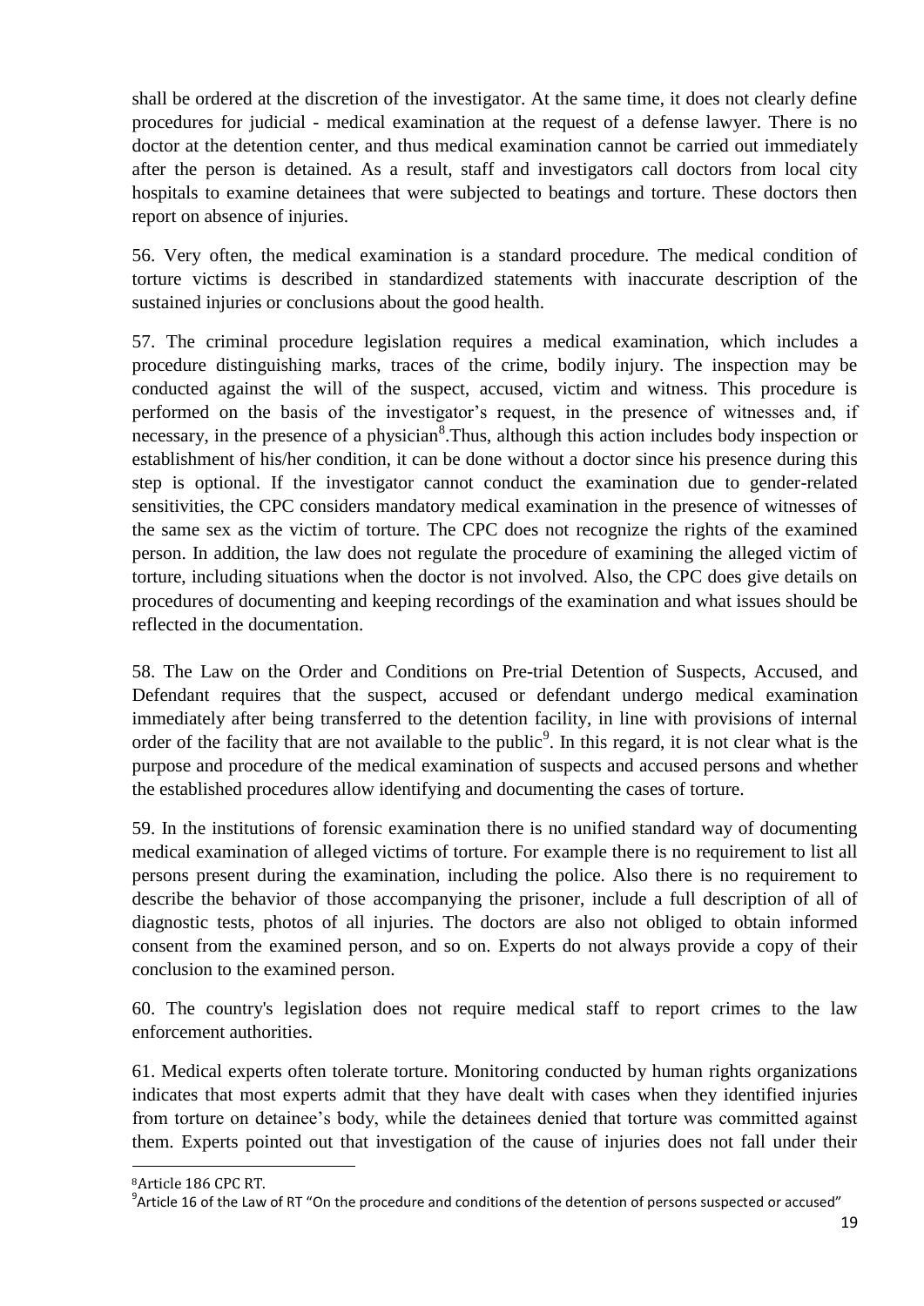shall be ordered at the discretion of the investigator. At the same time, it does not clearly define procedures for judicial - medical examination at the request of a defense lawyer. There is no doctor at the detention center, and thus medical examination cannot be carried out immediately after the person is detained. As a result, staff and investigators call doctors from local city hospitals to examine detainees that were subjected to beatings and torture. These doctors then report on absence of injuries.

56. Very often, the medical examination is a standard procedure. The medical condition of torture victims is described in standardized statements with inaccurate description of the sustained injuries or conclusions about the good health.

57. The criminal procedure legislation requires a medical examination, which includes a procedure distinguishing marks, traces of the crime, bodily injury. The inspection may be conducted against the will of the suspect, accused, victim and witness. This procedure is performed on the basis of the investigator's request, in the presence of witnesses and, if necessary, in the presence of a physician[8].Thus, although this action includes body inspection or establishment of his/her condition, it can be done without a doctor since his presence during this step is optional. If the investigator cannot conduct the examination due to gender-related sensitivities, the CPC considers mandatory medical examination in the presence of witnesses of the same sex as the victim of torture. The CPC does not recognize the rights of the examined person. In addition, the law does not regulate the procedure of examining the alleged victim of torture, including situations when the doctor is not involved. Also, the CPC does give details on procedures of documenting and keeping recordings of the examination and what issues should be reflected in the documentation.

58. The Law on the Order and Conditions on Pre-trial Detention of Suspects, Accused, and Defendant requires that the suspect, accused or defendant undergo medical examination immediately after being transferred to the detention facility, in line with provisions of internal order of the facility that are not available to the public[9]. In this regard, it is not clear what is the purpose and procedure of the medical examination of suspects and accused persons and whether the established procedures allow identifying and documenting the cases of torture.

59. In the institutions of forensic examination there is no unified standard way of documenting medical examination of alleged victims of torture. For example there is no requirement to list all persons present during the examination, including the police. Also there is no requirement to describe the behavior of those accompanying the prisoner, include a full description of all of diagnostic tests, photos of all injuries. The doctors are also not obliged to obtain informed consent from the examined person, and so on. Experts do not always provide a copy of their conclusion to the examined person.

60. The country's legislation does not require medical staff to report crimes to the law enforcement authorities.

61. Medical experts often tolerate torture. Monitoring conducted by human rights organizations indicates that most experts admit that they have dealt with cases when they identified injuries from torture on detainee's body, while the detainees denied that torture was committed against them. Experts pointed out that investigation of the cause of injuries does not fall under their

---

[8] Article 186 CPC RT.

[9] Article 16 of the Law of RT "On the procedure and conditions of the detention of persons suspected or accused"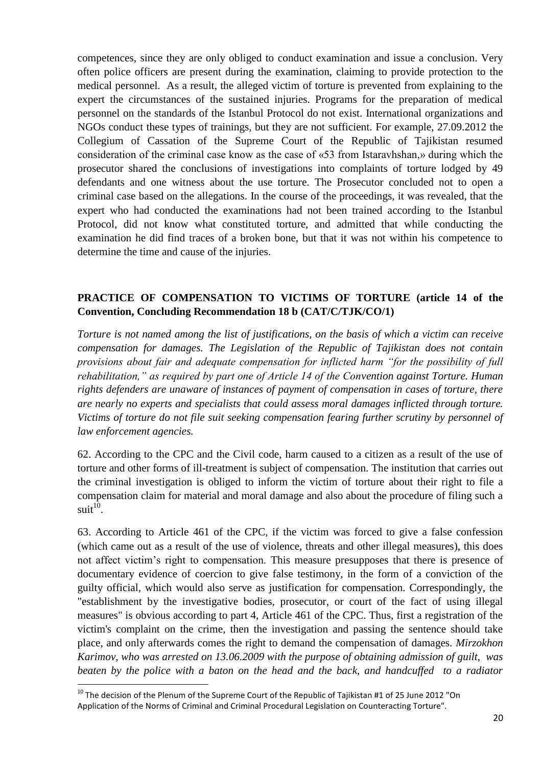competences, since they are only obliged to conduct examination and issue a conclusion. Very often police officers are present during the examination, claiming to provide protection to the medical personnel. As a result, the alleged victim of torture is prevented from explaining to the expert the circumstances of the sustained injuries. Programs for the preparation of medical personnel on the standards of the Istanbul Protocol do not exist. International organizations and NGOs conduct these types of trainings, but they are not sufficient. For example, 27.09.2012 the Collegium of Cassation of the Supreme Court of the Republic of Tajikistan resumed consideration of the criminal case know as the case of «53 from Istaravhshan,» during which the prosecutor shared the conclusions of investigations into complaints of torture lodged by 49 defendants and one witness about the use torture. The Prosecutor concluded not to open a criminal case based on the allegations. In the course of the proceedings, it was revealed, that the expert who had conducted the examinations had not been trained according to the Istanbul Protocol, did not know what constituted torture, and admitted that while conducting the examination he did find traces of a broken bone, but that it was not within his competence to determine the time and cause of the injuries.

## PRACTICE OF COMPENSATION TO VICTIMS OF TORTURE (article 14 of the Convention, Concluding Recommendation 18 b (CAT/C/TJK/CO/1)

*Torture is not named among the list of justifications, on the basis of which a victim can receive compensation for damages. The Legislation of the Republic of Tajikistan does not contain provisions about fair and adequate compensation for inflicted harm "for the possibility of full rehabilitation," as required by part one of Article 14 of the Convention against Torture. Human rights defenders are unaware of instances of payment of compensation in cases of torture, there are nearly no experts and specialists that could assess moral damages inflicted through torture. Victims of torture do not file suit seeking compensation fearing further scrutiny by personnel of law enforcement agencies.*

62. According to the CPC and the Civil code, harm caused to a citizen as a result of the use of torture and other forms of ill-treatment is subject of compensation. The institution that carries out the criminal investigation is obliged to inform the victim of torture about their right to file a compensation claim for material and moral damage and also about the procedure of filing such a suit[10].

63. According to Article 461 of the CPC, if the victim was forced to give a false confession (which came out as a result of the use of violence, threats and other illegal measures), this does not affect victim's right to compensation. This measure presupposes that there is presence of documentary evidence of coercion to give false testimony, in the form of a conviction of the guilty official, which would also serve as justification for compensation. Correspondingly, the "establishment by the investigative bodies, prosecutor, or court of the fact of using illegal measures" is obvious according to part 4, Article 461 of the CPC. Thus, first a registration of the victim's complaint on the crime, then the investigation and passing the sentence should take place, and only afterwards comes the right to demand the compensation of damages. *Mirzokhon Karimov, who was arrested on 13.06.2009 with the purpose of obtaining admission of guilt, was beaten by the police with a baton on the head and the back, and handcuffed to a radiator*

---

[10] The decision of the Plenum of the Supreme Court of the Republic of Tajikistan #1 of 25 June 2012 "On Application of the Norms of Criminal and Criminal Procedural Legislation on Counteracting Torture".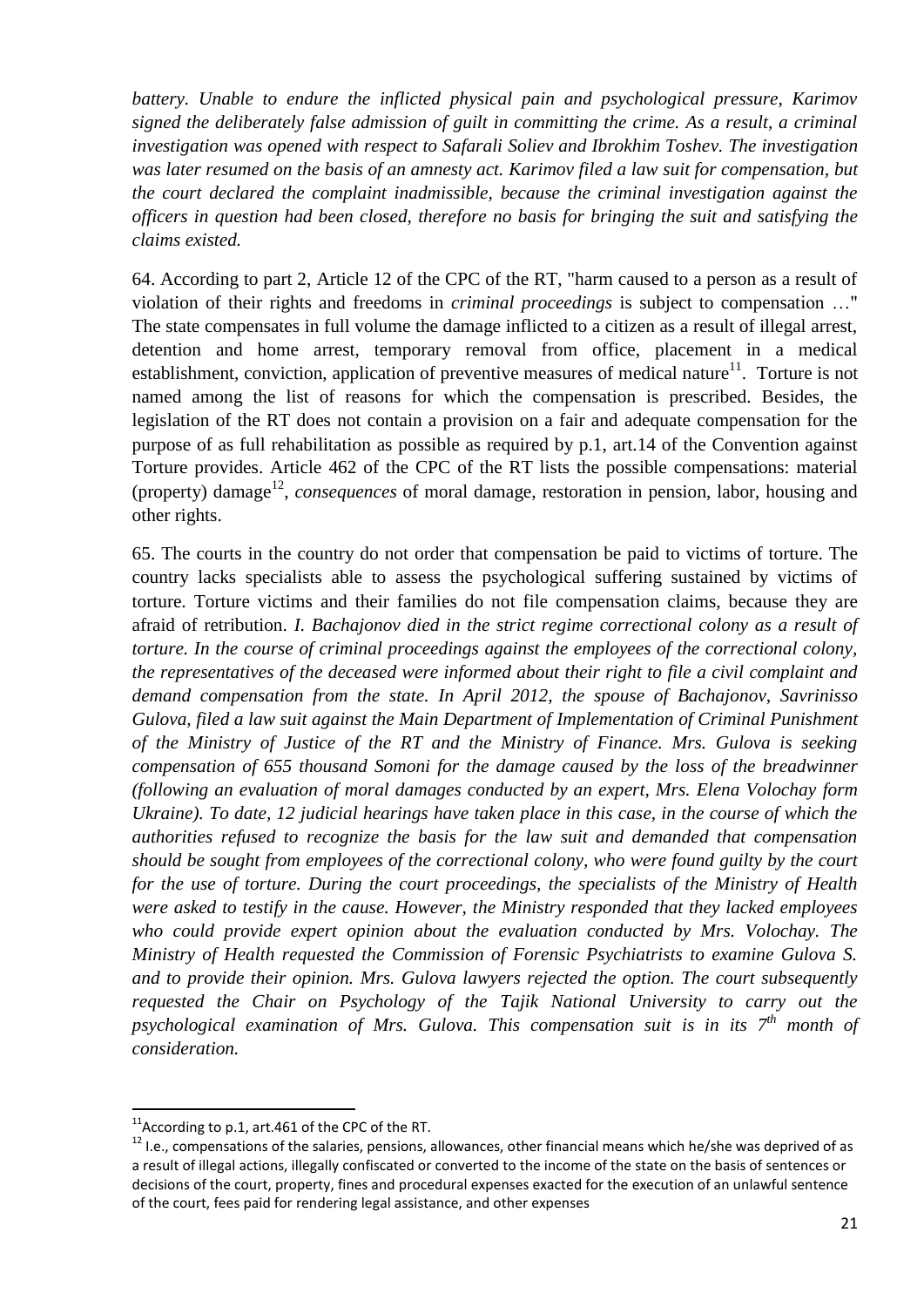*battery. Unable to endure the inflicted physical pain and psychological pressure, Karimov signed the deliberately false admission of guilt in committing the crime. As a result, a criminal investigation was opened with respect to Safarali Soliev and Ibrokhim Toshev. The investigation was later resumed on the basis of an amnesty act. Karimov filed a law suit for compensation, but the court declared the complaint inadmissible, because the criminal investigation against the officers in question had been closed, therefore no basis for bringing the suit and satisfying the claims existed.*

64. According to part 2, Article 12 of the CPC of the RT, "harm caused to a person as a result of violation of their rights and freedoms in *criminal proceedings* is subject to compensation …" The state compensates in full volume the damage inflicted to a citizen as a result of illegal arrest, detention and home arrest, temporary removal from office, placement in a medical establishment, conviction, application of preventive measures of medical nature[11]. Torture is not named among the list of reasons for which the compensation is prescribed. Besides, the legislation of the RT does not contain a provision on a fair and adequate compensation for the purpose of as full rehabilitation as possible as required by p.1, art.14 of the Convention against Torture provides. Article 462 of the CPC of the RT lists the possible compensations: material (property) damage[12], *consequences* of moral damage, restoration in pension, labor, housing and other rights.

65. The courts in the country do not order that compensation be paid to victims of torture. The country lacks specialists able to assess the psychological suffering sustained by victims of torture. Torture victims and their families do not file compensation claims, because they are afraid of retribution. *I. Bachajonov died in the strict regime correctional colony as a result of torture. In the course of criminal proceedings against the employees of the correctional colony, the representatives of the deceased were informed about their right to file a civil complaint and demand compensation from the state. In April 2012, the spouse of Bachajonov, Savrinisso Gulova, filed a law suit against the Main Department of Implementation of Criminal Punishment of the Ministry of Justice of the RT and the Ministry of Finance. Mrs. Gulova is seeking compensation of 655 thousand Somoni for the damage caused by the loss of the breadwinner (following an evaluation of moral damages conducted by an expert, Mrs. Elena Volochay form Ukraine). To date, 12 judicial hearings have taken place in this case, in the course of which the authorities refused to recognize the basis for the law suit and demanded that compensation should be sought from employees of the correctional colony, who were found guilty by the court for the use of torture. During the court proceedings, the specialists of the Ministry of Health were asked to testify in the cause. However, the Ministry responded that they lacked employees who could provide expert opinion about the evaluation conducted by Mrs. Volochay. The Ministry of Health requested the Commission of Forensic Psychiatrists to examine Gulova S. and to provide their opinion. Mrs. Gulova lawyers rejected the option. The court subsequently requested the Chair on Psychology of the Tajik National University to carry out the psychological examination of Mrs. Gulova. This compensation suit is in its 7th month of consideration.*

---

[11] According to p.1, art.461 of the CPC of the RT.

[12] I.e., compensations of the salaries, pensions, allowances, other financial means which he/she was deprived of as a result of illegal actions, illegally confiscated or converted to the income of the state on the basis of sentences or decisions of the court, property, fines and procedural expenses exacted for the execution of an unlawful sentence of the court, fees paid for rendering legal assistance, and other expenses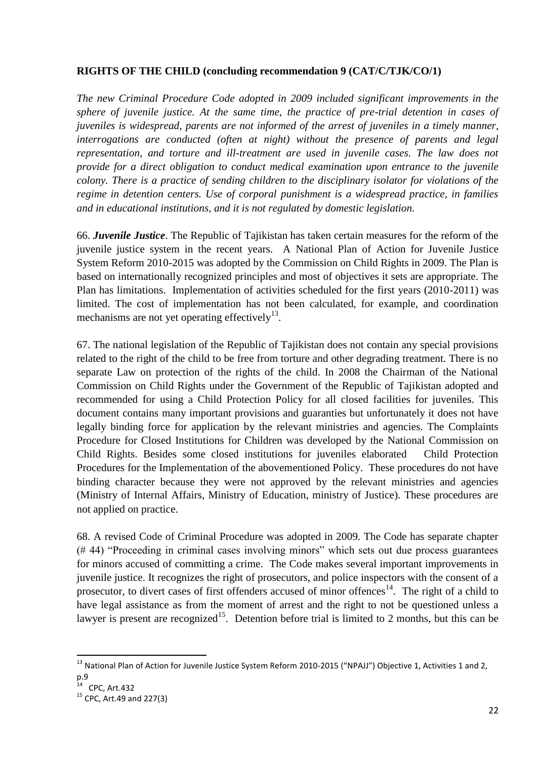**RIGHTS OF THE CHILD (concluding recommendation 9 (CAT/C/TJK/CO/1)**

*The new Criminal Procedure Code adopted in 2009 included significant improvements in the sphere of juvenile justice. At the same time, the practice of pre-trial detention in cases of juveniles is widespread, parents are not informed of the arrest of juveniles in a timely manner, interrogations are conducted (often at night) without the presence of parents and legal representation, and torture and ill-treatment are used in juvenile cases. The law does not provide for a direct obligation to conduct medical examination upon entrance to the juvenile colony. There is a practice of sending children to the disciplinary isolator for violations of the regime in detention centers. Use of corporal punishment is a widespread practice, in families and in educational institutions, and it is not regulated by domestic legislation.*

66. ***Juvenile Justice***. The Republic of Tajikistan has taken certain measures for the reform of the juvenile justice system in the recent years. A National Plan of Action for Juvenile Justice System Reform 2010-2015 was adopted by the Commission on Child Rights in 2009. The Plan is based on internationally recognized principles and most of objectives it sets are appropriate. The Plan has limitations. Implementation of activities scheduled for the first years (2010-2011) was limited. The cost of implementation has not been calculated, for example, and coordination mechanisms are not yet operating effectively[13].

67. The national legislation of the Republic of Tajikistan does not contain any special provisions related to the right of the child to be free from torture and other degrading treatment. There is no separate Law on protection of the rights of the child. In 2008 the Chairman of the National Commission on Child Rights under the Government of the Republic of Tajikistan adopted and recommended for using a Child Protection Policy for all closed facilities for juveniles. This document contains many important provisions and guaranties but unfortunately it does not have legally binding force for application by the relevant ministries and agencies. The Complaints Procedure for Closed Institutions for Children was developed by the National Commission on Child Rights. Besides some closed institutions for juveniles elaborated Child Protection Procedures for the Implementation of the abovementioned Policy. These procedures do not have binding character because they were not approved by the relevant ministries and agencies (Ministry of Internal Affairs, Ministry of Education, ministry of Justice). These procedures are not applied on practice.

68. A revised Code of Criminal Procedure was adopted in 2009. The Code has separate chapter (# 44) "Proceeding in criminal cases involving minors" which sets out due process guarantees for minors accused of committing a crime. The Code makes several important improvements in juvenile justice. It recognizes the right of prosecutors, and police inspectors with the consent of a prosecutor, to divert cases of first offenders accused of minor offences[14]. The right of a child to have legal assistance as from the moment of arrest and the right to not be questioned unless a lawyer is present are recognized[15]. Detention before trial is limited to 2 months, but this can be

---

[13] National Plan of Action for Juvenile Justice System Reform 2010-2015 ("NPAJJ") Objective 1, Activities 1 and 2, p.9

[14] CPC, Art.432

[15] CPC, Art.49 and 227(3)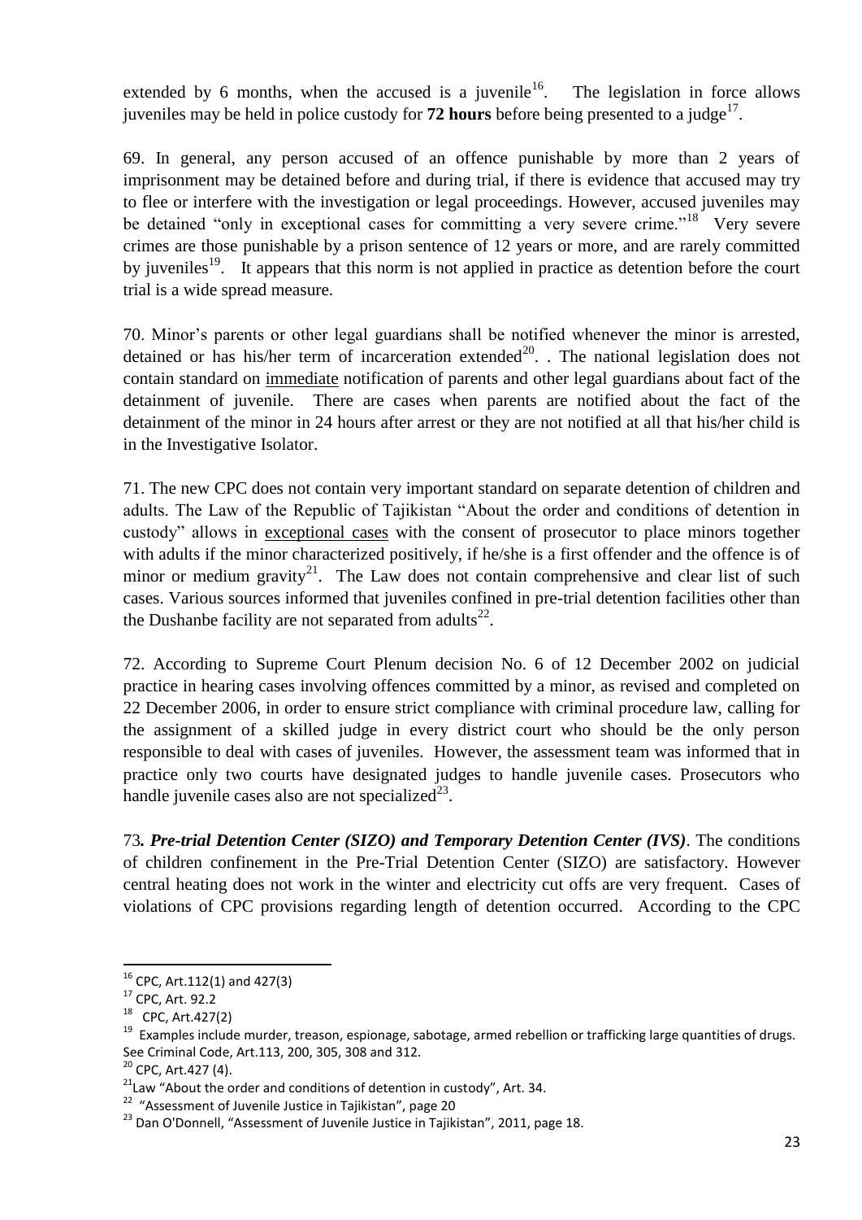extended by 6 months, when the accused is a juvenile[16]. The legislation in force allows juveniles may be held in police custody for **72 hours** before being presented to a judge[17].

69. In general, any person accused of an offence punishable by more than 2 years of imprisonment may be detained before and during trial, if there is evidence that accused may try to flee or interfere with the investigation or legal proceedings. However, accused juveniles may be detained "only in exceptional cases for committing a very severe crime."[18] Very severe crimes are those punishable by a prison sentence of 12 years or more, and are rarely committed by juveniles[19]. It appears that this norm is not applied in practice as detention before the court trial is a wide spread measure.

70. Minor's parents or other legal guardians shall be notified whenever the minor is arrested, detained or has his/her term of incarceration extended[20]. . The national legislation does not contain standard on <u>immediate</u> notification of parents and other legal guardians about fact of the detainment of juvenile. There are cases when parents are notified about the fact of the detainment of the minor in 24 hours after arrest or they are not notified at all that his/her child is in the Investigative Isolator.

71. The new CPC does not contain very important standard on separate detention of children and adults. The Law of the Republic of Tajikistan "About the order and conditions of detention in custody" allows in <u>exceptional cases</u> with the consent of prosecutor to place minors together with adults if the minor characterized positively, if he/she is a first offender and the offence is of minor or medium gravity[21]. The Law does not contain comprehensive and clear list of such cases. Various sources informed that juveniles confined in pre-trial detention facilities other than the Dushanbe facility are not separated from adults[22].

72. According to Supreme Court Plenum decision No. 6 of 12 December 2002 on judicial practice in hearing cases involving offences committed by a minor, as revised and completed on 22 December 2006, in order to ensure strict compliance with criminal procedure law, calling for the assignment of a skilled judge in every district court who should be the only person responsible to deal with cases of juveniles. However, the assessment team was informed that in practice only two courts have designated judges to handle juvenile cases. Prosecutors who handle juvenile cases also are not specialized[23].

73*. **Pre-trial Detention Center (SIZO) and Temporary Detention Center (IVS)***. The conditions of children confinement in the Pre-Trial Detention Center (SIZO) are satisfactory. However central heating does not work in the winter and electricity cut offs are very frequent. Cases of violations of CPC provisions regarding length of detention occurred. According to the CPC

---

[16] CPC, Art.112(1) and 427(3)

[17] CPC, Art. 92.2

[18] CPC, Art.427(2)

[19] Examples include murder, treason, espionage, sabotage, armed rebellion or trafficking large quantities of drugs. See Criminal Code, Art.113, 200, 305, 308 and 312.

[20] CPC, Art.427 (4).

[21] Law "About the order and conditions of detention in custody", Art. 34.

[22] "Assessment of Juvenile Justice in Tajikistan", page 20

[23] Dan O'Donnell, "Assessment of Juvenile Justice in Tajikistan", 2011, page 18.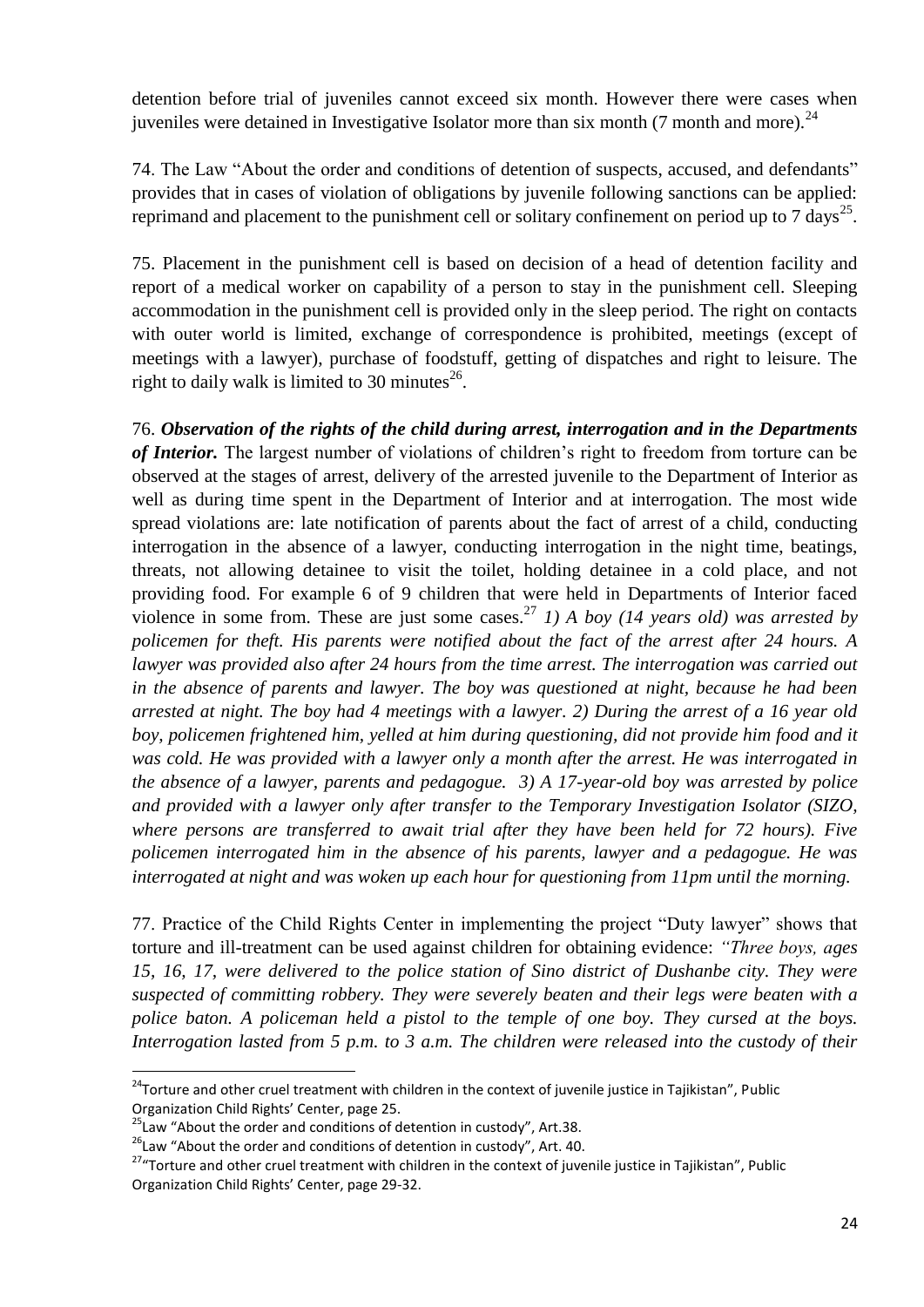detention before trial of juveniles cannot exceed six month. However there were cases when juveniles were detained in Investigative Isolator more than six month (7 month and more).[24]

74. The Law "About the order and conditions of detention of suspects, accused, and defendants" provides that in cases of violation of obligations by juvenile following sanctions can be applied: reprimand and placement to the punishment cell or solitary confinement on period up to 7 days[25].

75. Placement in the punishment cell is based on decision of a head of detention facility and report of a medical worker on capability of a person to stay in the punishment cell. Sleeping accommodation in the punishment cell is provided only in the sleep period. The right on contacts with outer world is limited, exchange of correspondence is prohibited, meetings (except of meetings with a lawyer), purchase of foodstuff, getting of dispatches and right to leisure. The right to daily walk is limited to 30 minutes[26].

76. ***Observation of the rights of the child during arrest, interrogation and in the Departments of Interior.*** The largest number of violations of children's right to freedom from torture can be observed at the stages of arrest, delivery of the arrested juvenile to the Department of Interior as well as during time spent in the Department of Interior and at interrogation. The most wide spread violations are: late notification of parents about the fact of arrest of a child, conducting interrogation in the absence of a lawyer, conducting interrogation in the night time, beatings, threats, not allowing detainee to visit the toilet, holding detainee in a cold place, and not providing food. For example 6 of 9 children that were held in Departments of Interior faced violence in some from. These are just some cases.[27] *1) A boy (14 years old) was arrested by policemen for theft. His parents were notified about the fact of the arrest after 24 hours. A lawyer was provided also after 24 hours from the time arrest. The interrogation was carried out in the absence of parents and lawyer. The boy was questioned at night, because he had been arrested at night. The boy had 4 meetings with a lawyer. 2) During the arrest of a 16 year old boy, policemen frightened him, yelled at him during questioning, did not provide him food and it was cold. He was provided with a lawyer only a month after the arrest. He was interrogated in the absence of a lawyer, parents and pedagogue. 3) A 17-year-old boy was arrested by police and provided with a lawyer only after transfer to the Temporary Investigation Isolator (SIZO, where persons are transferred to await trial after they have been held for 72 hours). Five policemen interrogated him in the absence of his parents, lawyer and a pedagogue. He was interrogated at night and was woken up each hour for questioning from 11pm until the morning.*

77. Practice of the Child Rights Center in implementing the project "Duty lawyer" shows that torture and ill-treatment can be used against children for obtaining evidence: *"Three boys, ages 15, 16, 17, were delivered to the police station of Sino district of Dushanbe city. They were suspected of committing robbery. They were severely beaten and their legs were beaten with a police baton. A policeman held a pistol to the temple of one boy. They cursed at the boys. Interrogation lasted from 5 p.m. to 3 a.m. The children were released into the custody of their*

---

[24] "Torture and other cruel treatment with children in the context of juvenile justice in Tajikistan", Public Organization Child Rights' Center, page 25.

[25] Law "About the order and conditions of detention in custody", Art.38.

[26] Law "About the order and conditions of detention in custody", Art. 40.

[27] "Torture and other cruel treatment with children in the context of juvenile justice in Tajikistan", Public Organization Child Rights' Center, page 29-32.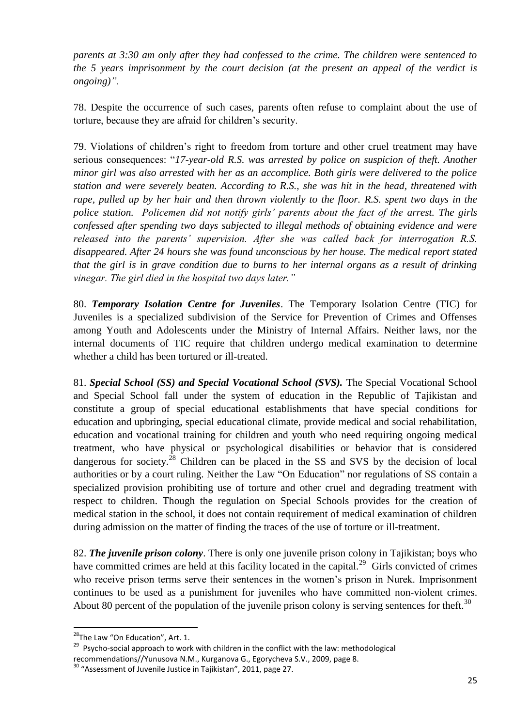*parents at 3:30 am only after they had confessed to the crime. The children were sentenced to the 5 years imprisonment by the court decision (at the present an appeal of the verdict is ongoing)".*

78. Despite the occurrence of such cases, parents often refuse to complaint about the use of torture, because they are afraid for children's security.

79. Violations of children's right to freedom from torture and other cruel treatment may have serious consequences: "*17-year-old R.S. was arrested by police on suspicion of theft. Another minor girl was also arrested with her as an accomplice. Both girls were delivered to the police station and were severely beaten. According to R.S., she was hit in the head, threatened with rape, pulled up by her hair and then thrown violently to the floor. R.S. spent two days in the police station. Policemen did not notify girls' parents about the fact of the arrest. The girls confessed after spending two days subjected to illegal methods of obtaining evidence and were released into the parents' supervision. After she was called back for interrogation R.S. disappeared. After 24 hours she was found unconscious by her house. The medical report stated that the girl is in grave condition due to burns to her internal organs as a result of drinking vinegar. The girl died in the hospital two days later.*"

80. ***Temporary Isolation Centre for Juveniles***. The Temporary Isolation Centre (TIC) for Juveniles is a specialized subdivision of the Service for Prevention of Crimes and Offenses among Youth and Adolescents under the Ministry of Internal Affairs. Neither laws, nor the internal documents of TIC require that children undergo medical examination to determine whether a child has been tortured or ill-treated.

81. ***Special School (SS) and Special Vocational School (SVS).*** The Special Vocational School and Special School fall under the system of education in the Republic of Tajikistan and constitute a group of special educational establishments that have special conditions for education and upbringing, special educational climate, provide medical and social rehabilitation, education and vocational training for children and youth who need requiring ongoing medical treatment, who have physical or psychological disabilities or behavior that is considered dangerous for society.[28] Children can be placed in the SS and SVS by the decision of local authorities or by a court ruling. Neither the Law "On Education" nor regulations of SS contain a specialized provision prohibiting use of torture and other cruel and degrading treatment with respect to children. Though the regulation on Special Schools provides for the creation of medical station in the school, it does not contain requirement of medical examination of children during admission on the matter of finding the traces of the use of torture or ill-treatment.

82. ***The juvenile prison colony***. There is only one juvenile prison colony in Tajikistan; boys who have committed crimes are held at this facility located in the capital.[29] Girls convicted of crimes who receive prison terms serve their sentences in the women's prison in Nurek. Imprisonment continues to be used as a punishment for juveniles who have committed non-violent crimes. About 80 percent of the population of the juvenile prison colony is serving sentences for theft.[30]

---

[28] The Law "On Education", Art. 1.

[29] Psycho-social approach to work with children in the conflict with the law: methodological recommendations//Yunusova N.M., Kurganova G., Egorycheva S.V., 2009, page 8.

[30] "Assessment of Juvenile Justice in Tajikistan", 2011, page 27.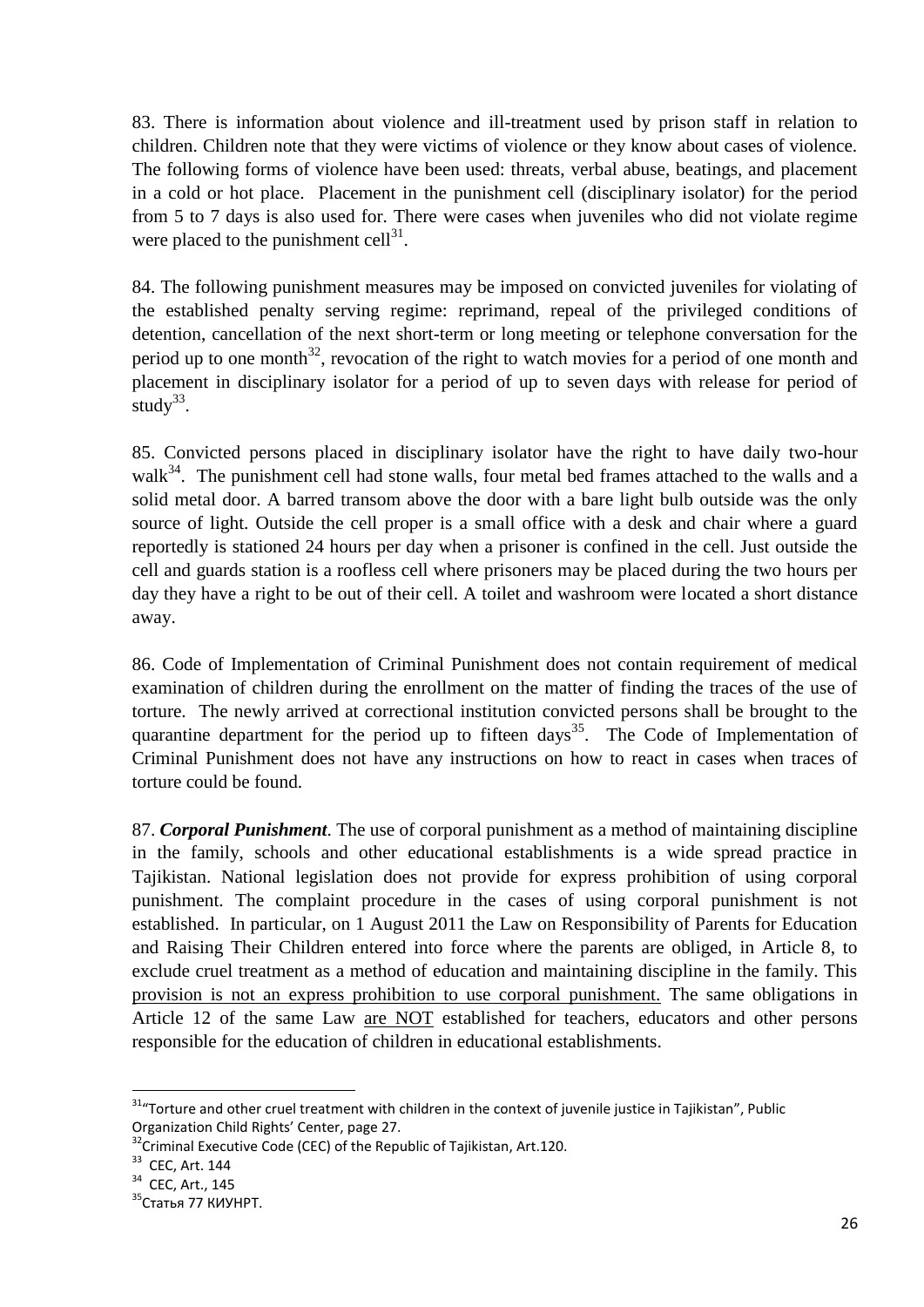83. There is information about violence and ill-treatment used by prison staff in relation to children. Children note that they were victims of violence or they know about cases of violence. The following forms of violence have been used: threats, verbal abuse, beatings, and placement in a cold or hot place. Placement in the punishment cell (disciplinary isolator) for the period from 5 to 7 days is also used for. There were cases when juveniles who did not violate regime were placed to the punishment cell[31].

84. The following punishment measures may be imposed on convicted juveniles for violating of the established penalty serving regime: reprimand, repeal of the privileged conditions of detention, cancellation of the next short-term or long meeting or telephone conversation for the period up to one month[32], revocation of the right to watch movies for a period of one month and placement in disciplinary isolator for a period of up to seven days with release for period of study[33].

85. Convicted persons placed in disciplinary isolator have the right to have daily two-hour walk[34]. The punishment cell had stone walls, four metal bed frames attached to the walls and a solid metal door. A barred transom above the door with a bare light bulb outside was the only source of light. Outside the cell proper is a small office with a desk and chair where a guard reportedly is stationed 24 hours per day when a prisoner is confined in the cell. Just outside the cell and guards station is a roofless cell where prisoners may be placed during the two hours per day they have a right to be out of their cell. A toilet and washroom were located a short distance away.

86. Code of Implementation of Criminal Punishment does not contain requirement of medical examination of children during the enrollment on the matter of finding the traces of the use of torture. The newly arrived at correctional institution convicted persons shall be brought to the quarantine department for the period up to fifteen days[35]. The Code of Implementation of Criminal Punishment does not have any instructions on how to react in cases when traces of torture could be found.

87. ***Corporal Punishment***. The use of corporal punishment as a method of maintaining discipline in the family, schools and other educational establishments is a wide spread practice in Tajikistan. National legislation does not provide for express prohibition of using corporal punishment. The complaint procedure in the cases of using corporal punishment is not established. In particular, on 1 August 2011 the Law on Responsibility of Parents for Education and Raising Their Children entered into force where the parents are obliged, in Article 8, to exclude cruel treatment as a method of education and maintaining discipline in the family. This <u>provision is not an express prohibition to use corporal punishment.</u> The same obligations in Article 12 of the same Law <u>are NOT</u> established for teachers, educators and other persons responsible for the education of children in educational establishments.

---

[31] "Torture and other cruel treatment with children in the context of juvenile justice in Tajikistan", Public Organization Child Rights' Center, page 27.

[32] Criminal Executive Code (CEC) of the Republic of Tajikistan, Art.120.

[33] CEC, Art. 144

[34] CEC, Art., 145

[35] Статья 77 КИУНРТ.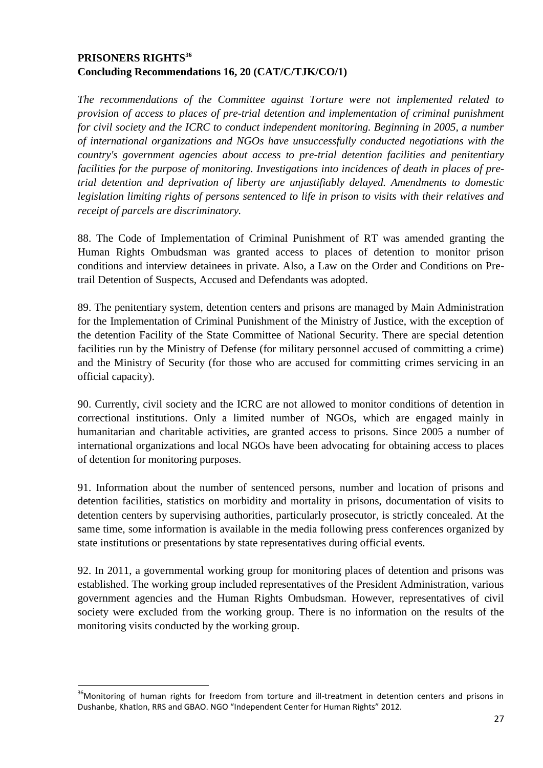**PRISONERS RIGHTS[36]**
**Concluding Recommendations 16, 20 (CAT/C/TJK/CO/1)**

*The recommendations of the Committee against Torture were not implemented related to provision of access to places of pre-trial detention and implementation of criminal punishment for civil society and the ICRC to conduct independent monitoring. Beginning in 2005, a number of international organizations and NGOs have unsuccessfully conducted negotiations with the country's government agencies about access to pre-trial detention facilities and penitentiary facilities for the purpose of monitoring. Investigations into incidences of death in places of pre-trial detention and deprivation of liberty are unjustifiably delayed. Amendments to domestic legislation limiting rights of persons sentenced to life in prison to visits with their relatives and receipt of parcels are discriminatory.*

88. The Code of Implementation of Criminal Punishment of RT was amended granting the Human Rights Ombudsman was granted access to places of detention to monitor prison conditions and interview detainees in private. Also, a Law on the Order and Conditions on Pre-trail Detention of Suspects, Accused and Defendants was adopted.

89. The penitentiary system, detention centers and prisons are managed by Main Administration for the Implementation of Criminal Punishment of the Ministry of Justice, with the exception of the detention Facility of the State Committee of National Security. There are special detention facilities run by the Ministry of Defense (for military personnel accused of committing a crime) and the Ministry of Security (for those who are accused for committing crimes servicing in an official capacity).

90. Currently, civil society and the ICRC are not allowed to monitor conditions of detention in correctional institutions. Only a limited number of NGOs, which are engaged mainly in humanitarian and charitable activities, are granted access to prisons. Since 2005 a number of international organizations and local NGOs have been advocating for obtaining access to places of detention for monitoring purposes.

91. Information about the number of sentenced persons, number and location of prisons and detention facilities, statistics on morbidity and mortality in prisons, documentation of visits to detention centers by supervising authorities, particularly prosecutor, is strictly concealed. At the same time, some information is available in the media following press conferences organized by state institutions or presentations by state representatives during official events.

92. In 2011, a governmental working group for monitoring places of detention and prisons was established. The working group included representatives of the President Administration, various government agencies and the Human Rights Ombudsman. However, representatives of civil society were excluded from the working group. There is no information on the results of the monitoring visits conducted by the working group.

[36] Monitoring of human rights for freedom from torture and ill-treatment in detention centers and prisons in Dushanbe, Khatlon, RRS and GBAO. NGO "Independent Center for Human Rights" 2012.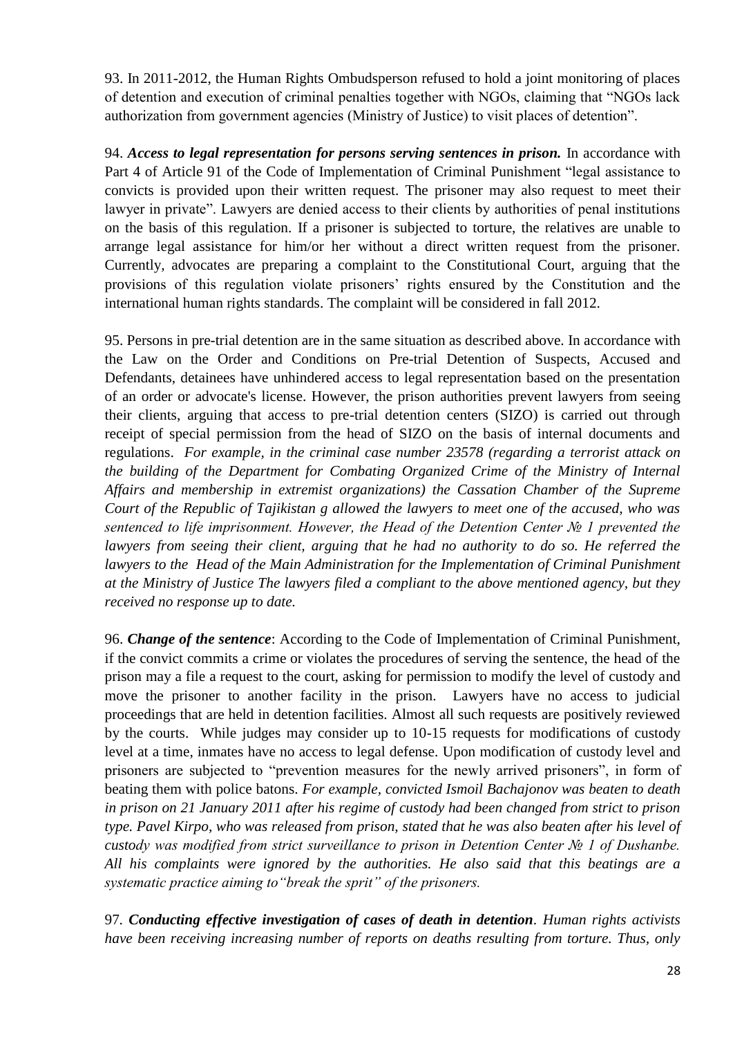93. In 2011-2012, the Human Rights Ombudsperson refused to hold a joint monitoring of places of detention and execution of criminal penalties together with NGOs, claiming that "NGOs lack authorization from government agencies (Ministry of Justice) to visit places of detention".

94. ***Access to legal representation for persons serving sentences in prison.*** In accordance with Part 4 of Article 91 of the Code of Implementation of Criminal Punishment "legal assistance to convicts is provided upon their written request. The prisoner may also request to meet their lawyer in private". Lawyers are denied access to their clients by authorities of penal institutions on the basis of this regulation. If a prisoner is subjected to torture, the relatives are unable to arrange legal assistance for him/or her without a direct written request from the prisoner. Currently, advocates are preparing a complaint to the Constitutional Court, arguing that the provisions of this regulation violate prisoners' rights ensured by the Constitution and the international human rights standards. The complaint will be considered in fall 2012.

95. Persons in pre-trial detention are in the same situation as described above. In accordance with the Law on the Order and Conditions on Pre-trial Detention of Suspects, Accused and Defendants, detainees have unhindered access to legal representation based on the presentation of an order or advocate's license. However, the prison authorities prevent lawyers from seeing their clients, arguing that access to pre-trial detention centers (SIZO) is carried out through receipt of special permission from the head of SIZO on the basis of internal documents and regulations. *For example, in the criminal case number 23578 (regarding a terrorist attack on the building of the Department for Combating Organized Crime of the Ministry of Internal Affairs and membership in extremist organizations) the Cassation Chamber of the Supreme Court of the Republic of Tajikistan g allowed the lawyers to meet one of the accused, who was sentenced to life imprisonment. However, the Head of the Detention Center № 1 prevented the lawyers from seeing their client, arguing that he had no authority to do so. He referred the lawyers to the Head of the Main Administration for the Implementation of Criminal Punishment at the Ministry of Justice The lawyers filed a compliant to the above mentioned agency, but they received no response up to date.*

96. ***Change of the sentence***: According to the Code of Implementation of Criminal Punishment, if the convict commits a crime or violates the procedures of serving the sentence, the head of the prison may a file a request to the court, asking for permission to modify the level of custody and move the prisoner to another facility in the prison. Lawyers have no access to judicial proceedings that are held in detention facilities. Almost all such requests are positively reviewed by the courts. While judges may consider up to 10-15 requests for modifications of custody level at a time, inmates have no access to legal defense. Upon modification of custody level and prisoners are subjected to "prevention measures for the newly arrived prisoners", in form of beating them with police batons. *For example, convicted Ismoil Bachajonov was beaten to death in prison on 21 January 2011 after his regime of custody had been changed from strict to prison type. Pavel Kirpo, who was released from prison, stated that he was also beaten after his level of custody was modified from strict surveillance to prison in Detention Center № 1 of Dushanbe. All his complaints were ignored by the authorities. He also said that this beatings are a systematic practice aiming to"break the sprit" of the prisoners.*

97. ***Conducting effective investigation of cases of death in detention****. Human rights activists have been receiving increasing number of reports on deaths resulting from torture. Thus, only*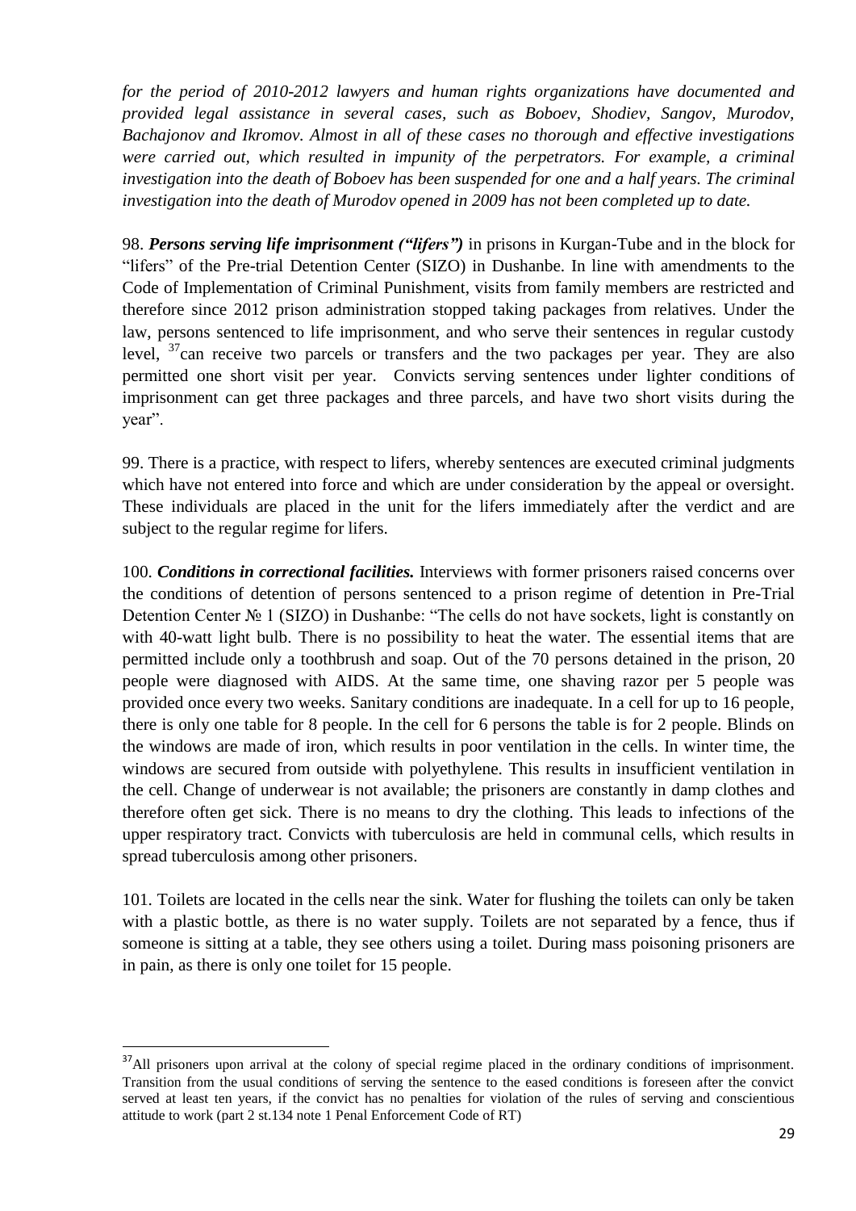*for the period of 2010-2012 lawyers and human rights organizations have documented and provided legal assistance in several cases, such as Boboev, Shodiev, Sangov, Murodov, Bachajonov and Ikromov. Almost in all of these cases no thorough and effective investigations were carried out, which resulted in impunity of the perpetrators. For example, a criminal investigation into the death of Boboev has been suspended for one and a half years. The criminal investigation into the death of Murodov opened in 2009 has not been completed up to date.*

98. ***Persons serving life imprisonment ("lifers")*** in prisons in Kurgan-Tube and in the block for "lifers" of the Pre-trial Detention Center (SIZO) in Dushanbe. In line with amendments to the Code of Implementation of Criminal Punishment, visits from family members are restricted and therefore since 2012 prison administration stopped taking packages from relatives. Under the law, persons sentenced to life imprisonment, and who serve their sentences in regular custody level, [37]can receive two parcels or transfers and the two packages per year. They are also permitted one short visit per year. Convicts serving sentences under lighter conditions of imprisonment can get three packages and three parcels, and have two short visits during the year".

99. There is a practice, with respect to lifers, whereby sentences are executed criminal judgments which have not entered into force and which are under consideration by the appeal or oversight. These individuals are placed in the unit for the lifers immediately after the verdict and are subject to the regular regime for lifers.

100. ***Conditions in correctional facilities.*** Interviews with former prisoners raised concerns over the conditions of detention of persons sentenced to a prison regime of detention in Pre-Trial Detention Center № 1 (SIZO) in Dushanbe: "The cells do not have sockets, light is constantly on with 40-watt light bulb. There is no possibility to heat the water. The essential items that are permitted include only a toothbrush and soap. Out of the 70 persons detained in the prison, 20 people were diagnosed with AIDS. At the same time, one shaving razor per 5 people was provided once every two weeks. Sanitary conditions are inadequate. In a cell for up to 16 people, there is only one table for 8 people. In the cell for 6 persons the table is for 2 people. Blinds on the windows are made of iron, which results in poor ventilation in the cells. In winter time, the windows are secured from outside with polyethylene. This results in insufficient ventilation in the cell. Change of underwear is not available; the prisoners are constantly in damp clothes and therefore often get sick. There is no means to dry the clothing. This leads to infections of the upper respiratory tract. Convicts with tuberculosis are held in communal cells, which results in spread tuberculosis among other prisoners.

101. Toilets are located in the cells near the sink. Water for flushing the toilets can only be taken with a plastic bottle, as there is no water supply. Toilets are not separated by a fence, thus if someone is sitting at a table, they see others using a toilet. During mass poisoning prisoners are in pain, as there is only one toilet for 15 people.

---

[37] All prisoners upon arrival at the colony of special regime placed in the ordinary conditions of imprisonment. Transition from the usual conditions of serving the sentence to the eased conditions is foreseen after the convict served at least ten years, if the convict has no penalties for violation of the rules of serving and conscientious attitude to work (part 2 st.134 note 1 Penal Enforcement Code of RT)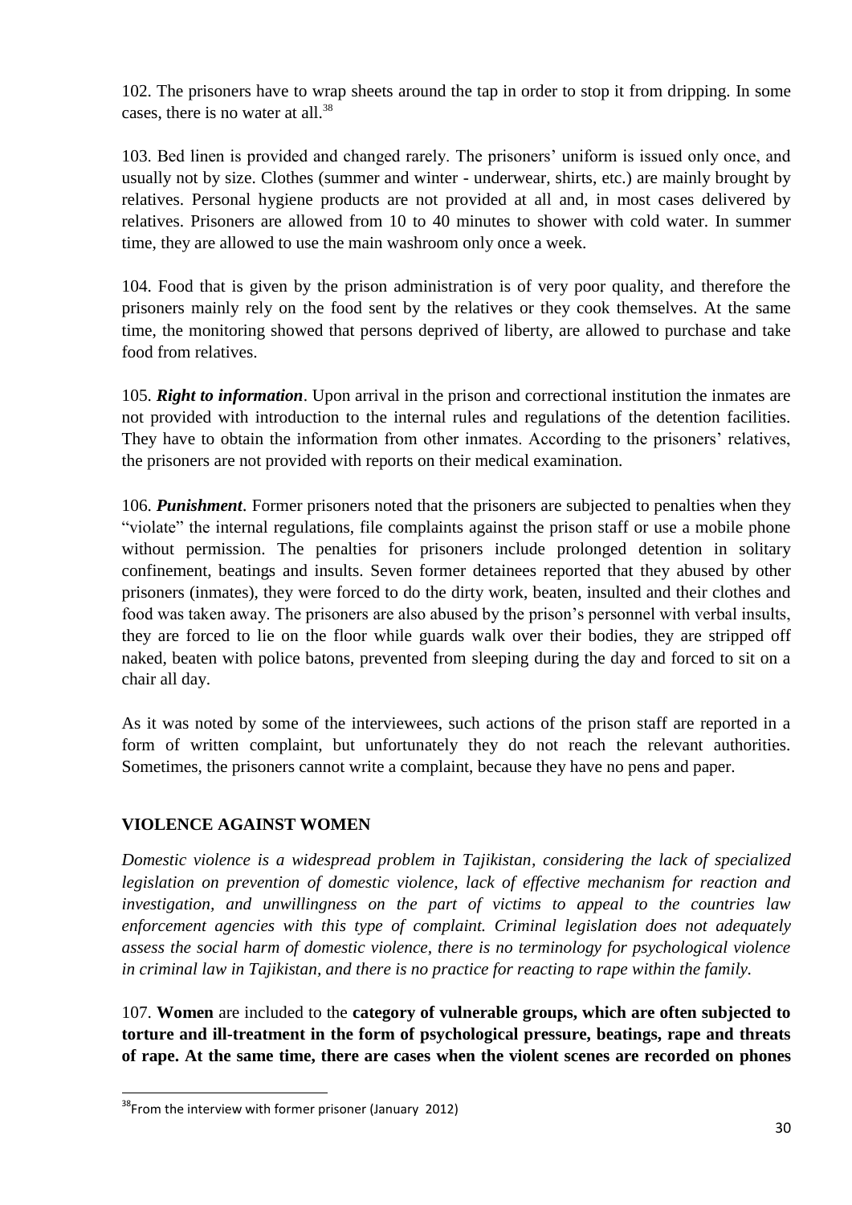102. The prisoners have to wrap sheets around the tap in order to stop it from dripping. In some cases, there is no water at all.[38]

103. Bed linen is provided and changed rarely. The prisoners' uniform is issued only once, and usually not by size. Clothes (summer and winter - underwear, shirts, etc.) are mainly brought by relatives. Personal hygiene products are not provided at all and, in most cases delivered by relatives. Prisoners are allowed from 10 to 40 minutes to shower with cold water. In summer time, they are allowed to use the main washroom only once a week.

104. Food that is given by the prison administration is of very poor quality, and therefore the prisoners mainly rely on the food sent by the relatives or they cook themselves. At the same time, the monitoring showed that persons deprived of liberty, are allowed to purchase and take food from relatives.

105. ***Right to information***. Upon arrival in the prison and correctional institution the inmates are not provided with introduction to the internal rules and regulations of the detention facilities. They have to obtain the information from other inmates. According to the prisoners' relatives, the prisoners are not provided with reports on their medical examination.

106. ***Punishment***. Former prisoners noted that the prisoners are subjected to penalties when they "violate" the internal regulations, file complaints against the prison staff or use a mobile phone without permission. The penalties for prisoners include prolonged detention in solitary confinement, beatings and insults. Seven former detainees reported that they abused by other prisoners (inmates), they were forced to do the dirty work, beaten, insulted and their clothes and food was taken away. The prisoners are also abused by the prison's personnel with verbal insults, they are forced to lie on the floor while guards walk over their bodies, they are stripped off naked, beaten with police batons, prevented from sleeping during the day and forced to sit on a chair all day.

As it was noted by some of the interviewees, such actions of the prison staff are reported in a form of written complaint, but unfortunately they do not reach the relevant authorities. Sometimes, the prisoners cannot write a complaint, because they have no pens and paper.

## VIOLENCE AGAINST WOMEN

*Domestic violence is a widespread problem in Tajikistan, considering the lack of specialized legislation on prevention of domestic violence, lack of effective mechanism for reaction and investigation, and unwillingness on the part of victims to appeal to the countries law enforcement agencies with this type of complaint. Criminal legislation does not adequately assess the social harm of domestic violence, there is no terminology for psychological violence in criminal law in Tajikistan, and there is no practice for reacting to rape within the family.*

107. **Women** are included to the **category of vulnerable groups, which are often subjected to torture and ill-treatment in the form of psychological pressure, beatings, rape and threats of rape. At the same time, there are cases when the violent scenes are recorded on phones**

[38] From the interview with former prisoner (January 2012)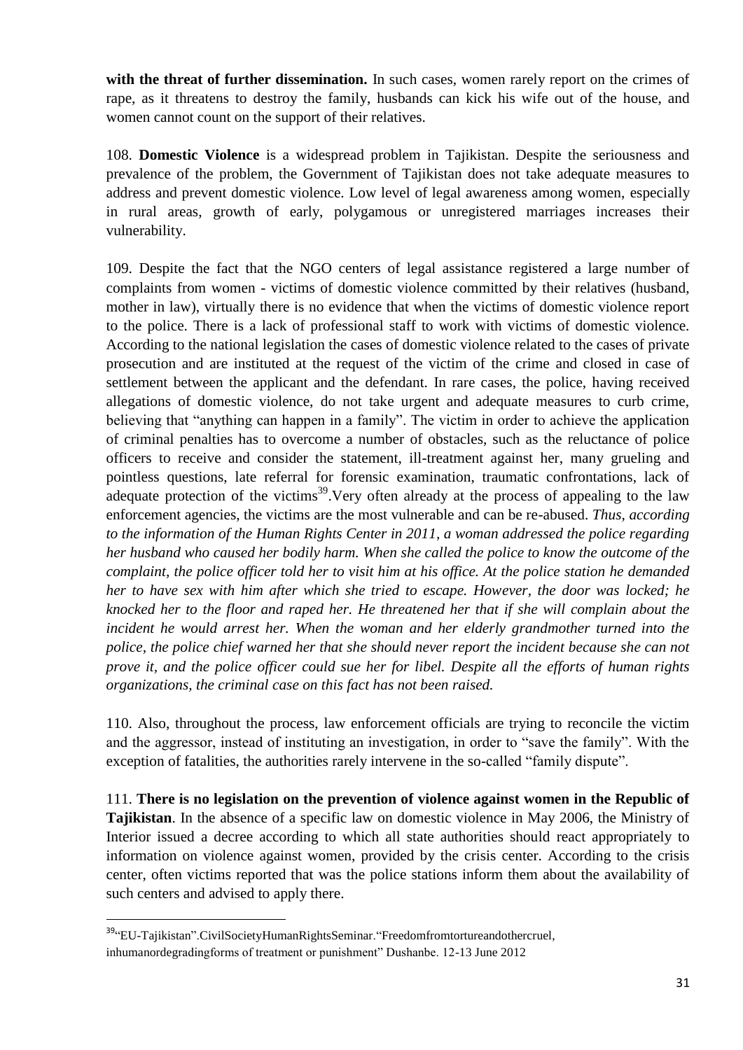**with the threat of further dissemination.** In such cases, women rarely report on the crimes of rape, as it threatens to destroy the family, husbands can kick his wife out of the house, and women cannot count on the support of their relatives.

108. **Domestic Violence** is a widespread problem in Tajikistan. Despite the seriousness and prevalence of the problem, the Government of Tajikistan does not take adequate measures to address and prevent domestic violence. Low level of legal awareness among women, especially in rural areas, growth of early, polygamous or unregistered marriages increases their vulnerability.

109. Despite the fact that the NGO centers of legal assistance registered a large number of complaints from women - victims of domestic violence committed by their relatives (husband, mother in law), virtually there is no evidence that when the victims of domestic violence report to the police. There is a lack of professional staff to work with victims of domestic violence. According to the national legislation the cases of domestic violence related to the cases of private prosecution and are instituted at the request of the victim of the crime and closed in case of settlement between the applicant and the defendant. In rare cases, the police, having received allegations of domestic violence, do not take urgent and adequate measures to curb crime, believing that "anything can happen in a family". The victim in order to achieve the application of criminal penalties has to overcome a number of obstacles, such as the reluctance of police officers to receive and consider the statement, ill-treatment against her, many grueling and pointless questions, late referral for forensic examination, traumatic confrontations, lack of adequate protection of the victims[39].Very often already at the process of appealing to the law enforcement agencies, the victims are the most vulnerable and can be re-abused. *Thus, according to the information of the Human Rights Center in 2011, a woman addressed the police regarding her husband who caused her bodily harm. When she called the police to know the outcome of the complaint, the police officer told her to visit him at his office. At the police station he demanded her to have sex with him after which she tried to escape. However, the door was locked; he knocked her to the floor and raped her. He threatened her that if she will complain about the incident he would arrest her. When the woman and her elderly grandmother turned into the police, the police chief warned her that she should never report the incident because she can not prove it, and the police officer could sue her for libel. Despite all the efforts of human rights organizations, the criminal case on this fact has not been raised.*

110. Also, throughout the process, law enforcement officials are trying to reconcile the victim and the aggressor, instead of instituting an investigation, in order to "save the family". With the exception of fatalities, the authorities rarely intervene in the so-called "family dispute".

111. **There is no legislation on the prevention of violence against women in the Republic of Tajikistan**. In the absence of a specific law on domestic violence in May 2006, the Ministry of Interior issued a decree according to which all state authorities should react appropriately to information on violence against women, provided by the crisis center. According to the crisis center, often victims reported that was the police stations inform them about the availability of such centers and advised to apply there.

---

[39] "EU-Tajikistan".CivilSocietyHumanRightsSeminar."Freedomfromtortureandothercruel, inhumanordegradingforms of treatment or punishment" Dushanbe. 12-13 June 2012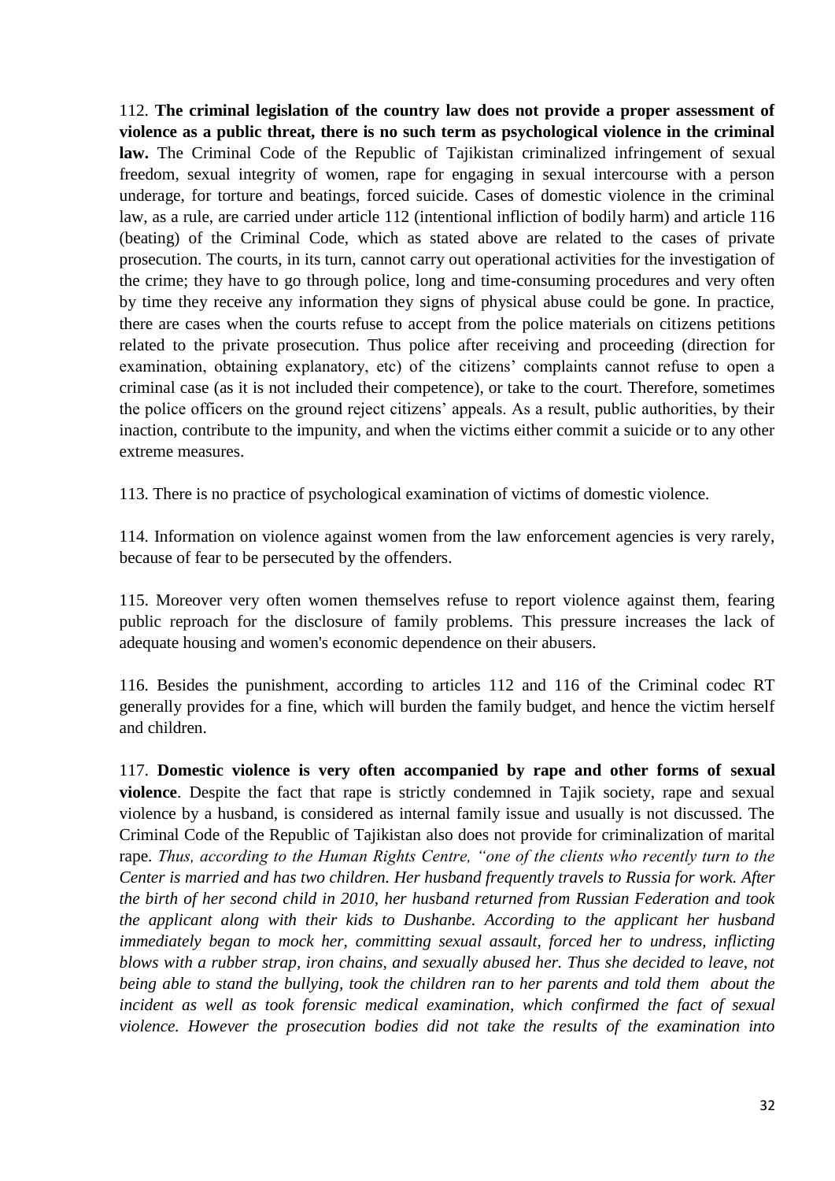112. **The criminal legislation of the country law does not provide a proper assessment of violence as a public threat, there is no such term as psychological violence in the criminal law.** The Criminal Code of the Republic of Tajikistan criminalized infringement of sexual freedom, sexual integrity of women, rape for engaging in sexual intercourse with a person underage, for torture and beatings, forced suicide. Cases of domestic violence in the criminal law, as a rule, are carried under article 112 (intentional infliction of bodily harm) and article 116 (beating) of the Criminal Code, which as stated above are related to the cases of private prosecution. The courts, in its turn, cannot carry out operational activities for the investigation of the crime; they have to go through police, long and time-consuming procedures and very often by time they receive any information they signs of physical abuse could be gone. In practice, there are cases when the courts refuse to accept from the police materials on citizens petitions related to the private prosecution. Thus police after receiving and proceeding (direction for examination, obtaining explanatory, etc) of the citizens' complaints cannot refuse to open a criminal case (as it is not included their competence), or take to the court. Therefore, sometimes the police officers on the ground reject citizens' appeals. As a result, public authorities, by their inaction, contribute to the impunity, and when the victims either commit a suicide or to any other extreme measures.

113. There is no practice of psychological examination of victims of domestic violence.

114. Information on violence against women from the law enforcement agencies is very rarely, because of fear to be persecuted by the offenders.

115. Moreover very often women themselves refuse to report violence against them, fearing public reproach for the disclosure of family problems. This pressure increases the lack of adequate housing and women's economic dependence on their abusers.

116. Besides the punishment, according to articles 112 and 116 of the Criminal codec RT generally provides for a fine, which will burden the family budget, and hence the victim herself and children.

117. **Domestic violence is very often accompanied by rape and other forms of sexual violence**. Despite the fact that rape is strictly condemned in Tajik society, rape and sexual violence by a husband, is considered as internal family issue and usually is not discussed. The Criminal Code of the Republic of Tajikistan also does not provide for criminalization of marital rape. *Thus, according to the Human Rights Centre, "one of the clients who recently turn to the Center is married and has two children. Her husband frequently travels to Russia for work. After the birth of her second child in 2010, her husband returned from Russian Federation and took the applicant along with their kids to Dushanbe. According to the applicant her husband immediately began to mock her, committing sexual assault, forced her to undress, inflicting blows with a rubber strap, iron chains, and sexually abused her. Thus she decided to leave, not being able to stand the bullying, took the children ran to her parents and told them about the incident as well as took forensic medical examination, which confirmed the fact of sexual violence. However the prosecution bodies did not take the results of the examination into*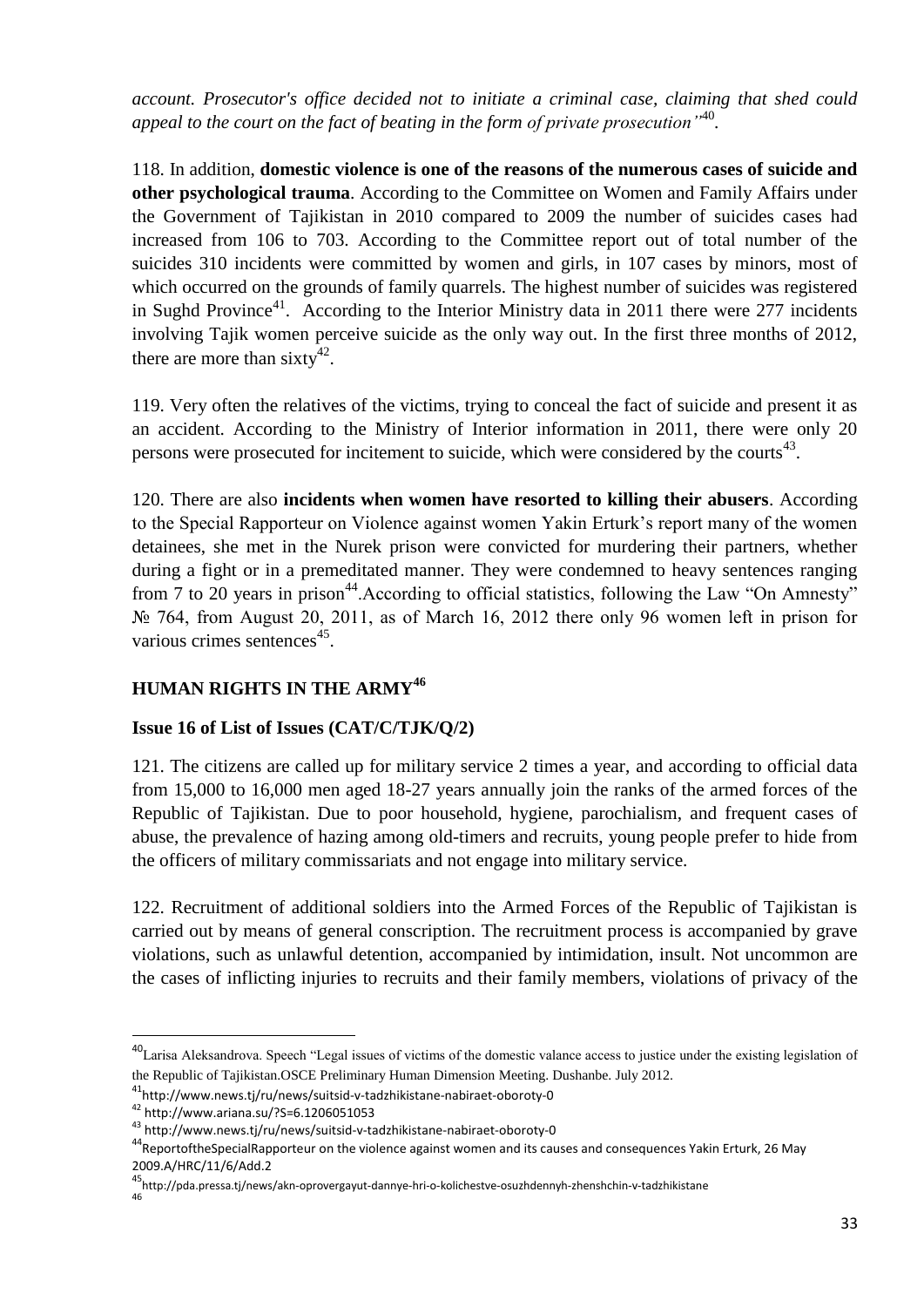*account. Prosecutor's office decided not to initiate a criminal case, claiming that shed could appeal to the court on the fact of beating in the form of private prosecution"*[40].

118. In addition, **domestic violence is one of the reasons of the numerous cases of suicide and other psychological trauma**. According to the Committee on Women and Family Affairs under the Government of Tajikistan in 2010 compared to 2009 the number of suicides cases had increased from 106 to 703. According to the Committee report out of total number of the suicides 310 incidents were committed by women and girls, in 107 cases by minors, most of which occurred on the grounds of family quarrels. The highest number of suicides was registered in Sughd Province[41]. According to the Interior Ministry data in 2011 there were 277 incidents involving Tajik women perceive suicide as the only way out. In the first three months of 2012, there are more than sixty[42].

119. Very often the relatives of the victims, trying to conceal the fact of suicide and present it as an accident. According to the Ministry of Interior information in 2011, there were only 20 persons were prosecuted for incitement to suicide, which were considered by the courts[43].

120. There are also **incidents when women have resorted to killing their abusers**. According to the Special Rapporteur on Violence against women Yakin Erturk's report many of the women detainees, she met in the Nurek prison were convicted for murdering their partners, whether during a fight or in a premeditated manner. They were condemned to heavy sentences ranging from 7 to 20 years in prison[44].According to official statistics, following the Law "On Amnesty" № 764, from August 20, 2011, as of March 16, 2012 there only 96 women left in prison for various crimes sentences[45].

## HUMAN RIGHTS IN THE ARMY[46]

### Issue 16 of List of Issues (CAT/C/TJK/Q/2)

121. The citizens are called up for military service 2 times a year, and according to official data from 15,000 to 16,000 men aged 18-27 years annually join the ranks of the armed forces of the Republic of Tajikistan. Due to poor household, hygiene, parochialism, and frequent cases of abuse, the prevalence of hazing among old-timers and recruits, young people prefer to hide from the officers of military commissariats and not engage into military service.

122. Recruitment of additional soldiers into the Armed Forces of the Republic of Tajikistan is carried out by means of general conscription. The recruitment process is accompanied by grave violations, such as unlawful detention, accompanied by intimidation, insult. Not uncommon are the cases of inflicting injuries to recruits and their family members, violations of privacy of the

---

[40] Larisa Aleksandrova. Speech "Legal issues of victims of the domestic valance access to justice under the existing legislation of the Republic of Tajikistan.OSCE Preliminary Human Dimension Meeting. Dushanbe. July 2012.

[41] http://www.news.tj/ru/news/suitsid-v-tadzhikistane-nabiraet-oboroty-0

[42] http://www.ariana.su/?S=6.1206051053

[43] http://www.news.tj/ru/news/suitsid-v-tadzhikistane-nabiraet-oboroty-0

[44] ReportoftheSpecialRapporteur on the violence against women and its causes and consequences Yakin Erturk, 26 May 2009.A/HRC/11/6/Add.2

[45] http://pda.pressa.tj/news/akn-oprovergayut-dannye-hri-o-kolichestve-osuzhdennyh-zhenshchin-v-tadzhikistane

[46]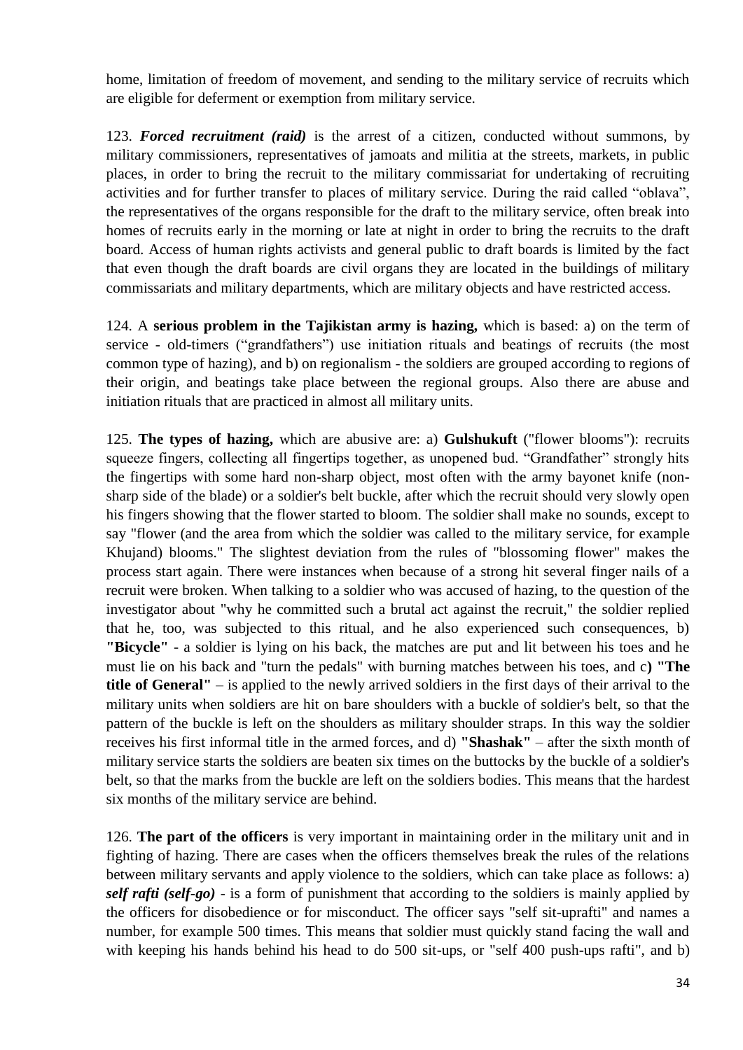home, limitation of freedom of movement, and sending to the military service of recruits which are eligible for deferment or exemption from military service.

123. ***Forced recruitment (raid)*** is the arrest of a citizen, conducted without summons, by military commissioners, representatives of jamoats and militia at the streets, markets, in public places, in order to bring the recruit to the military commissariat for undertaking of recruiting activities and for further transfer to places of military service. During the raid called "oblava", the representatives of the organs responsible for the draft to the military service, often break into homes of recruits early in the morning or late at night in order to bring the recruits to the draft board. Access of human rights activists and general public to draft boards is limited by the fact that even though the draft boards are civil organs they are located in the buildings of military commissariats and military departments, which are military objects and have restricted access.

124. A **serious problem in the Tajikistan army is hazing,** which is based: a) on the term of service - old-timers ("grandfathers") use initiation rituals and beatings of recruits (the most common type of hazing), and b) on regionalism - the soldiers are grouped according to regions of their origin, and beatings take place between the regional groups. Also there are abuse and initiation rituals that are practiced in almost all military units.

125. **The types of hazing,** which are abusive are: a) **Gulshukuft** ("flower blooms"): recruits squeeze fingers, collecting all fingertips together, as unopened bud. "Grandfather" strongly hits the fingertips with some hard non-sharp object, most often with the army bayonet knife (non-sharp side of the blade) or a soldier's belt buckle, after which the recruit should very slowly open his fingers showing that the flower started to bloom. The soldier shall make no sounds, except to say "flower (and the area from which the soldier was called to the military service, for example Khujand) blooms." The slightest deviation from the rules of "blossoming flower" makes the process start again. There were instances when because of a strong hit several finger nails of a recruit were broken. When talking to a soldier who was accused of hazing, to the question of the investigator about "why he committed such a brutal act against the recruit," the soldier replied that he, too, was subjected to this ritual, and he also experienced such consequences, b) **"Bicycle"** - a soldier is lying on his back, the matches are put and lit between his toes and he must lie on his back and "turn the pedals" with burning matches between his toes, and c**) "The title of General"** – is applied to the newly arrived soldiers in the first days of their arrival to the military units when soldiers are hit on bare shoulders with a buckle of soldier's belt, so that the pattern of the buckle is left on the shoulders as military shoulder straps. In this way the soldier receives his first informal title in the armed forces, and d) **"Shashak"** – after the sixth month of military service starts the soldiers are beaten six times on the buttocks by the buckle of a soldier's belt, so that the marks from the buckle are left on the soldiers bodies. This means that the hardest six months of the military service are behind.

126. **The part of the officers** is very important in maintaining order in the military unit and in fighting of hazing. There are cases when the officers themselves break the rules of the relations between military servants and apply violence to the soldiers, which can take place as follows: a) ***self rafti (self-go)*** - is a form of punishment that according to the soldiers is mainly applied by the officers for disobedience or for misconduct. The officer says "self sit-uprafti" and names a number, for example 500 times. This means that soldier must quickly stand facing the wall and with keeping his hands behind his head to do 500 sit-ups, or "self 400 push-ups rafti", and b)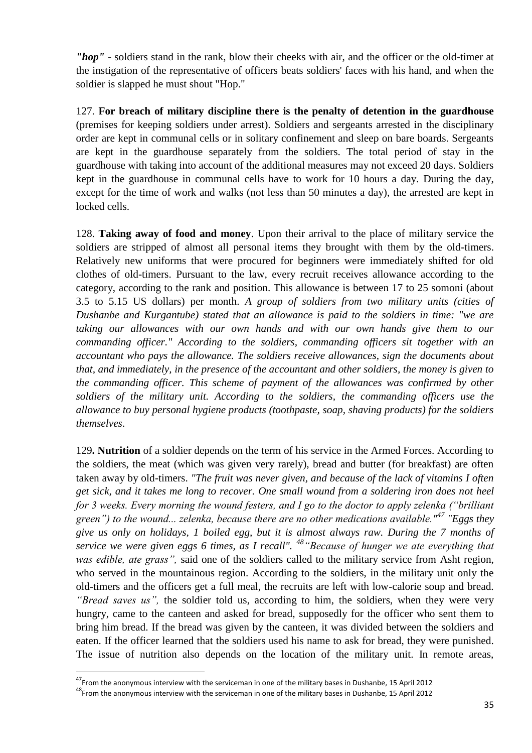***"hop"*** - soldiers stand in the rank, blow their cheeks with air, and the officer or the old-timer at the instigation of the representative of officers beats soldiers' faces with his hand, and when the soldier is slapped he must shout "Hop."

127. **For breach of military discipline there is the penalty of detention in the guardhouse** (premises for keeping soldiers under arrest). Soldiers and sergeants arrested in the disciplinary order are kept in communal cells or in solitary confinement and sleep on bare boards. Sergeants are kept in the guardhouse separately from the soldiers. The total period of stay in the guardhouse with taking into account of the additional measures may not exceed 20 days. Soldiers kept in the guardhouse in communal cells have to work for 10 hours a day. During the day, except for the time of work and walks (not less than 50 minutes a day), the arrested are kept in locked cells.

128. **Taking away of food and money**. Upon their arrival to the place of military service the soldiers are stripped of almost all personal items they brought with them by the old-timers. Relatively new uniforms that were procured for beginners were immediately shifted for old clothes of old-timers. Pursuant to the law, every recruit receives allowance according to the category, according to the rank and position. This allowance is between 17 to 25 somoni (about 3.5 to 5.15 US dollars) per month. *A group of soldiers from two military units (cities of Dushanbe and Kurgantube) stated that an allowance is paid to the soldiers in time: "we are taking our allowances with our own hands and with our own hands give them to our commanding officer." According to the soldiers, commanding officers sit together with an accountant who pays the allowance. The soldiers receive allowances, sign the documents about that, and immediately, in the presence of the accountant and other soldiers, the money is given to the commanding officer. This scheme of payment of the allowances was confirmed by other soldiers of the military unit. According to the soldiers, the commanding officers use the allowance to buy personal hygiene products (toothpaste, soap, shaving products) for the soldiers themselves*.

129**. Nutrition** of a soldier depends on the term of his service in the Armed Forces. According to the soldiers, the meat (which was given very rarely), bread and butter (for breakfast) are often taken away by old-timers. *"The fruit was never given, and because of the lack of vitamins I often get sick, and it takes me long to recover. One small wound from a soldering iron does not heel for 3 weeks. Every morning the wound festers, and I go to the doctor to apply zelenka ("brilliant green") to the wound... zelenka, because there are no other medications available."*[47] *"Eggs they give us only on holidays, 1 boiled egg, but it is almost always raw. During the 7 months of service we were given eggs 6 times, as I recall".* [48] *"Because of hunger we ate everything that was edible, ate grass",* said one of the soldiers called to the military service from Asht region, who served in the mountainous region. According to the soldiers, in the military unit only the old-timers and the officers get a full meal, the recruits are left with low-calorie soup and bread. *"Bread saves us",* the soldier told us, according to him, the soldiers, when they were very hungry, came to the canteen and asked for bread, supposedly for the officer who sent them to bring him bread. If the bread was given by the canteen, it was divided between the soldiers and eaten. If the officer learned that the soldiers used his name to ask for bread, they were punished. The issue of nutrition also depends on the location of the military unit. In remote areas,

---

[47] From the anonymous interview with the serviceman in one of the military bases in Dushanbe, 15 April 2012

[48] From the anonymous interview with the serviceman in one of the military bases in Dushanbe, 15 April 2012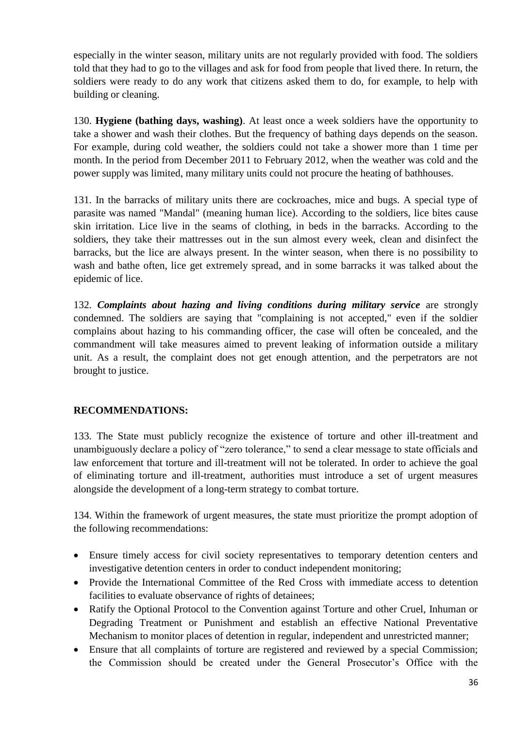especially in the winter season, military units are not regularly provided with food. The soldiers told that they had to go to the villages and ask for food from people that lived there. In return, the soldiers were ready to do any work that citizens asked them to do, for example, to help with building or cleaning.

130. **Hygiene (bathing days, washing)**. At least once a week soldiers have the opportunity to take a shower and wash their clothes. But the frequency of bathing days depends on the season. For example, during cold weather, the soldiers could not take a shower more than 1 time per month. In the period from December 2011 to February 2012, when the weather was cold and the power supply was limited, many military units could not procure the heating of bathhouses.

131. In the barracks of military units there are cockroaches, mice and bugs. A special type of parasite was named "Mandal" (meaning human lice). According to the soldiers, lice bites cause skin irritation. Lice live in the seams of clothing, in beds in the barracks. According to the soldiers, they take their mattresses out in the sun almost every week, clean and disinfect the barracks, but the lice are always present. In the winter season, when there is no possibility to wash and bathe often, lice get extremely spread, and in some barracks it was talked about the epidemic of lice.

132. ***Complaints about hazing and living conditions during military service*** are strongly condemned. The soldiers are saying that "complaining is not accepted," even if the soldier complains about hazing to his commanding officer, the case will often be concealed, and the commandment will take measures aimed to prevent leaking of information outside a military unit. As a result, the complaint does not get enough attention, and the perpetrators are not brought to justice.

## RECOMMENDATIONS:

133. The State must publicly recognize the existence of torture and other ill-treatment and unambiguously declare a policy of "zero tolerance," to send a clear message to state officials and law enforcement that torture and ill-treatment will not be tolerated. In order to achieve the goal of eliminating torture and ill-treatment, authorities must introduce a set of urgent measures alongside the development of a long-term strategy to combat torture.

134. Within the framework of urgent measures, the state must prioritize the prompt adoption of the following recommendations:

- Ensure timely access for civil society representatives to temporary detention centers and investigative detention centers in order to conduct independent monitoring;
- Provide the International Committee of the Red Cross with immediate access to detention facilities to evaluate observance of rights of detainees;
- Ratify the Optional Protocol to the Convention against Torture and other Cruel, Inhuman or Degrading Treatment or Punishment and establish an effective National Preventative Mechanism to monitor places of detention in regular, independent and unrestricted manner;
- Ensure that all complaints of torture are registered and reviewed by a special Commission; the Commission should be created under the General Prosecutor's Office with the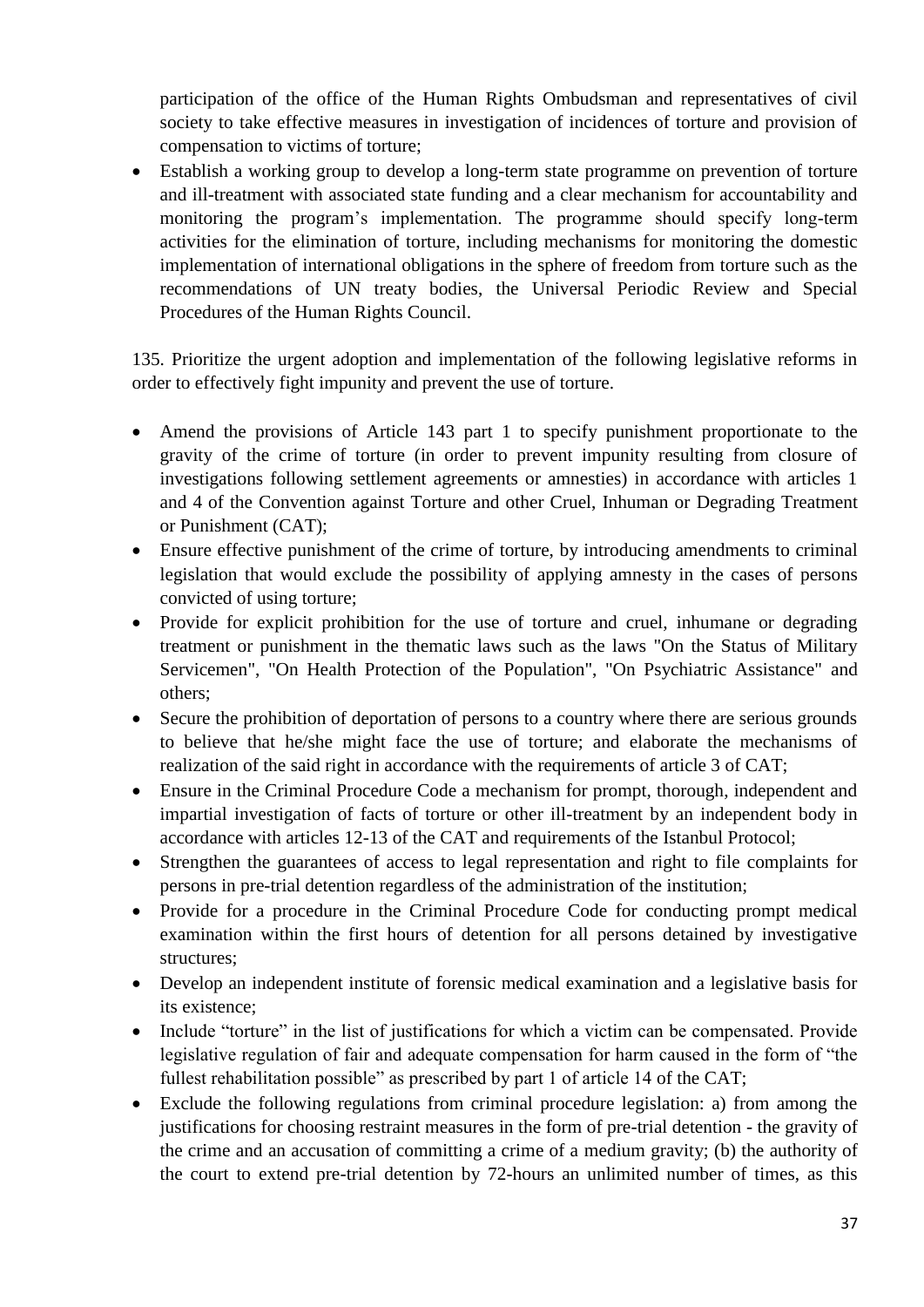participation of the office of the Human Rights Ombudsman and representatives of civil society to take effective measures in investigation of incidences of torture and provision of compensation to victims of torture;

- Establish a working group to develop a long-term state programme on prevention of torture and ill-treatment with associated state funding and a clear mechanism for accountability and monitoring the program's implementation. The programme should specify long-term activities for the elimination of torture, including mechanisms for monitoring the domestic implementation of international obligations in the sphere of freedom from torture such as the recommendations of UN treaty bodies, the Universal Periodic Review and Special Procedures of the Human Rights Council.

135. Prioritize the urgent adoption and implementation of the following legislative reforms in order to effectively fight impunity and prevent the use of torture.

- Amend the provisions of Article 143 part 1 to specify punishment proportionate to the gravity of the crime of torture (in order to prevent impunity resulting from closure of investigations following settlement agreements or amnesties) in accordance with articles 1 and 4 of the Convention against Torture and other Cruel, Inhuman or Degrading Treatment or Punishment (CAT);
- Ensure effective punishment of the crime of torture, by introducing amendments to criminal legislation that would exclude the possibility of applying amnesty in the cases of persons convicted of using torture;
- Provide for explicit prohibition for the use of torture and cruel, inhumane or degrading treatment or punishment in the thematic laws such as the laws "On the Status of Military Servicemen", "On Health Protection of the Population", "On Psychiatric Assistance" and others;
- Secure the prohibition of deportation of persons to a country where there are serious grounds to believe that he/she might face the use of torture; and elaborate the mechanisms of realization of the said right in accordance with the requirements of article 3 of CAT;
- Ensure in the Criminal Procedure Code a mechanism for prompt, thorough, independent and impartial investigation of facts of torture or other ill-treatment by an independent body in accordance with articles 12-13 of the CAT and requirements of the Istanbul Protocol;
- Strengthen the guarantees of access to legal representation and right to file complaints for persons in pre-trial detention regardless of the administration of the institution;
- Provide for a procedure in the Criminal Procedure Code for conducting prompt medical examination within the first hours of detention for all persons detained by investigative structures;
- Develop an independent institute of forensic medical examination and a legislative basis for its existence;
- Include "torture" in the list of justifications for which a victim can be compensated. Provide legislative regulation of fair and adequate compensation for harm caused in the form of "the fullest rehabilitation possible" as prescribed by part 1 of article 14 of the CAT;
- Exclude the following regulations from criminal procedure legislation: a) from among the justifications for choosing restraint measures in the form of pre-trial detention - the gravity of the crime and an accusation of committing a crime of a medium gravity; (b) the authority of the court to extend pre-trial detention by 72-hours an unlimited number of times, as this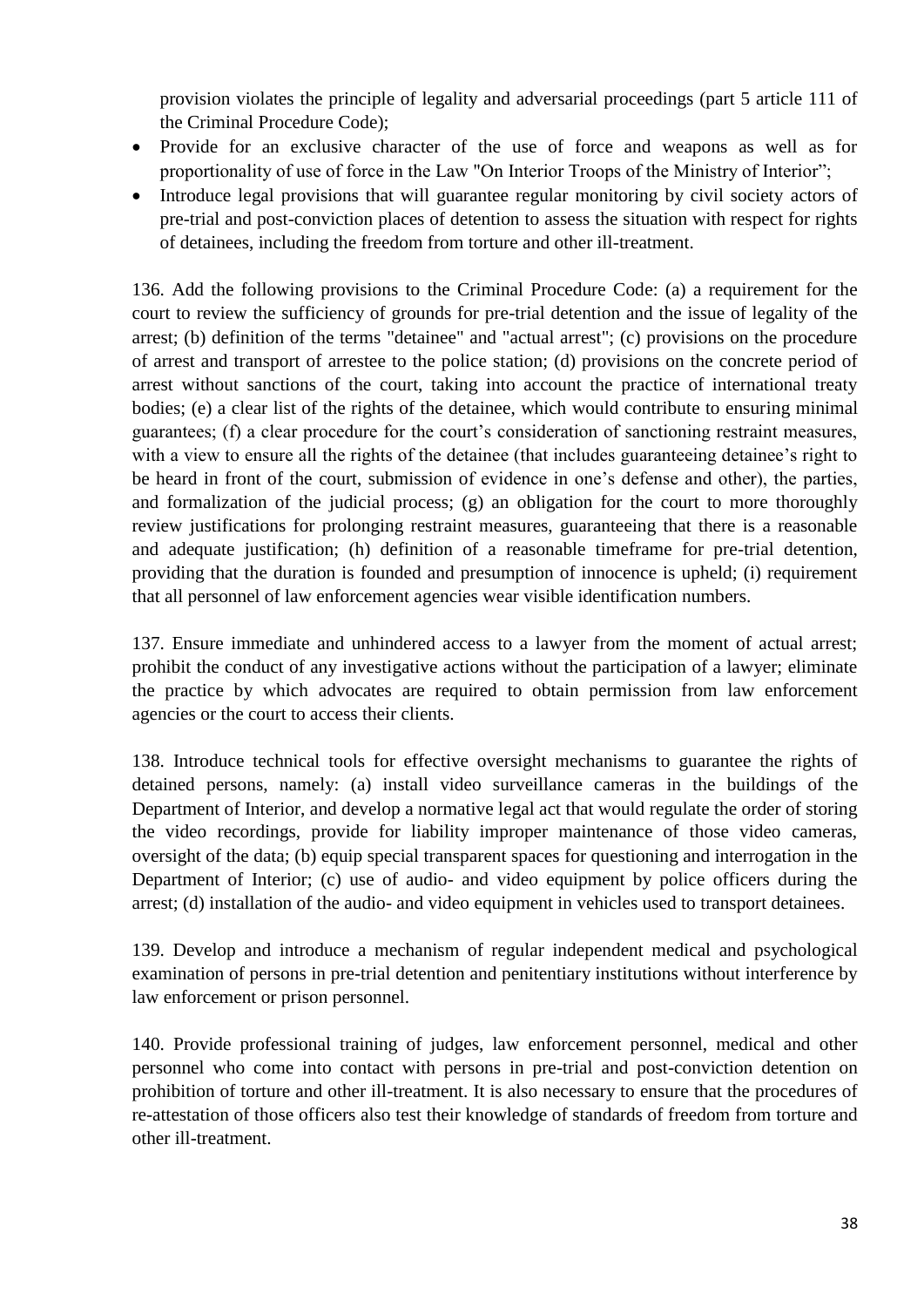provision violates the principle of legality and adversarial proceedings (part 5 article 111 of the Criminal Procedure Code);

- Provide for an exclusive character of the use of force and weapons as well as for proportionality of use of force in the Law "On Interior Troops of the Ministry of Interior";
- Introduce legal provisions that will guarantee regular monitoring by civil society actors of pre-trial and post-conviction places of detention to assess the situation with respect for rights of detainees, including the freedom from torture and other ill-treatment.

136. Add the following provisions to the Criminal Procedure Code: (a) a requirement for the court to review the sufficiency of grounds for pre-trial detention and the issue of legality of the arrest; (b) definition of the terms "detainee" and "actual arrest"; (c) provisions on the procedure of arrest and transport of arrestee to the police station; (d) provisions on the concrete period of arrest without sanctions of the court, taking into account the practice of international treaty bodies; (e) a clear list of the rights of the detainee, which would contribute to ensuring minimal guarantees; (f) a clear procedure for the court's consideration of sanctioning restraint measures, with a view to ensure all the rights of the detainee (that includes guaranteeing detainee's right to be heard in front of the court, submission of evidence in one's defense and other), the parties, and formalization of the judicial process; (g) an obligation for the court to more thoroughly review justifications for prolonging restraint measures, guaranteeing that there is a reasonable and adequate justification; (h) definition of a reasonable timeframe for pre-trial detention, providing that the duration is founded and presumption of innocence is upheld; (i) requirement that all personnel of law enforcement agencies wear visible identification numbers.

137. Ensure immediate and unhindered access to a lawyer from the moment of actual arrest; prohibit the conduct of any investigative actions without the participation of a lawyer; eliminate the practice by which advocates are required to obtain permission from law enforcement agencies or the court to access their clients.

138. Introduce technical tools for effective oversight mechanisms to guarantee the rights of detained persons, namely: (a) install video surveillance cameras in the buildings of the Department of Interior, and develop a normative legal act that would regulate the order of storing the video recordings, provide for liability improper maintenance of those video cameras, oversight of the data; (b) equip special transparent spaces for questioning and interrogation in the Department of Interior; (c) use of audio- and video equipment by police officers during the arrest; (d) installation of the audio- and video equipment in vehicles used to transport detainees.

139. Develop and introduce a mechanism of regular independent medical and psychological examination of persons in pre-trial detention and penitentiary institutions without interference by law enforcement or prison personnel.

140. Provide professional training of judges, law enforcement personnel, medical and other personnel who come into contact with persons in pre-trial and post-conviction detention on prohibition of torture and other ill-treatment. It is also necessary to ensure that the procedures of re-attestation of those officers also test their knowledge of standards of freedom from torture and other ill-treatment.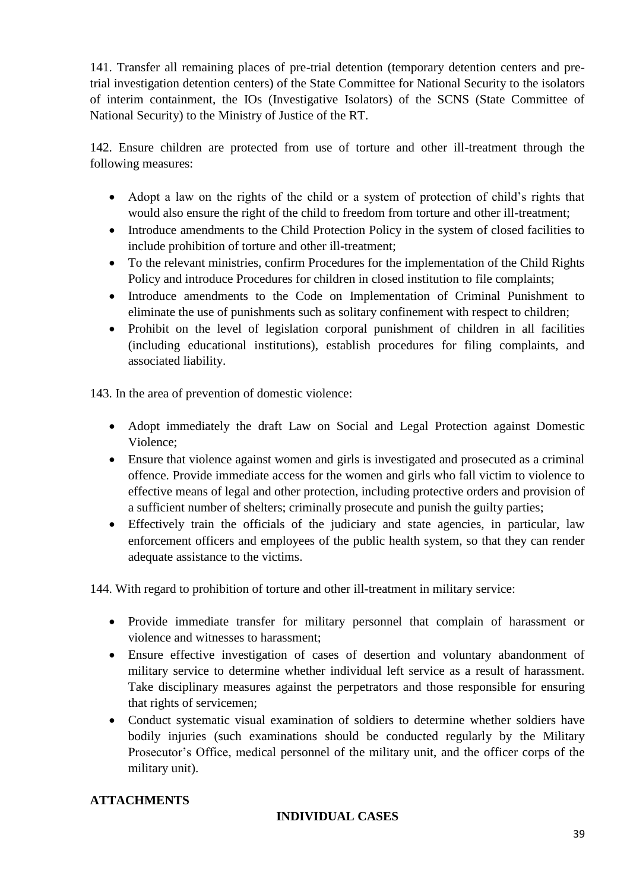141. Transfer all remaining places of pre-trial detention (temporary detention centers and pre-trial investigation detention centers) of the State Committee for National Security to the isolators of interim containment, the IOs (Investigative Isolators) of the SCNS (State Committee of National Security) to the Ministry of Justice of the RT.

142. Ensure children are protected from use of torture and other ill-treatment through the following measures:

- Adopt a law on the rights of the child or a system of protection of child's rights that would also ensure the right of the child to freedom from torture and other ill-treatment;
- Introduce amendments to the Child Protection Policy in the system of closed facilities to include prohibition of torture and other ill-treatment;
- To the relevant ministries, confirm Procedures for the implementation of the Child Rights Policy and introduce Procedures for children in closed institution to file complaints;
- Introduce amendments to the Code on Implementation of Criminal Punishment to eliminate the use of punishments such as solitary confinement with respect to children;
- Prohibit on the level of legislation corporal punishment of children in all facilities (including educational institutions), establish procedures for filing complaints, and associated liability.

143. In the area of prevention of domestic violence:

- Adopt immediately the draft Law on Social and Legal Protection against Domestic Violence;
- Ensure that violence against women and girls is investigated and prosecuted as a criminal offence. Provide immediate access for the women and girls who fall victim to violence to effective means of legal and other protection, including protective orders and provision of a sufficient number of shelters; criminally prosecute and punish the guilty parties;
- Effectively train the officials of the judiciary and state agencies, in particular, law enforcement officers and employees of the public health system, so that they can render adequate assistance to the victims.

144. With regard to prohibition of torture and other ill-treatment in military service:

- Provide immediate transfer for military personnel that complain of harassment or violence and witnesses to harassment;
- Ensure effective investigation of cases of desertion and voluntary abandonment of military service to determine whether individual left service as a result of harassment. Take disciplinary measures against the perpetrators and those responsible for ensuring that rights of servicemen;
- Conduct systematic visual examination of soldiers to determine whether soldiers have bodily injuries (such examinations should be conducted regularly by the Military Prosecutor's Office, medical personnel of the military unit, and the officer corps of the military unit).

## ATTACHMENTS

### INDIVIDUAL CASES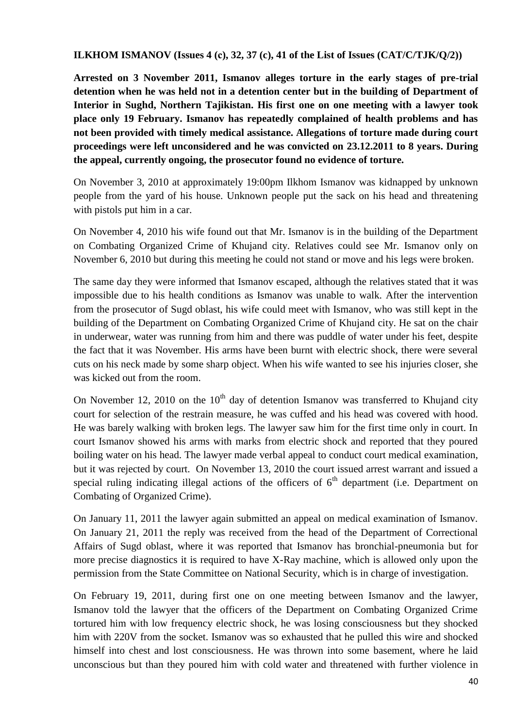**ILKHOM ISMANOV (Issues 4 (c), 32, 37 (c), 41 of the List of Issues (CAT/C/TJK/Q/2))**

**Arrested on 3 November 2011, Ismanov alleges torture in the early stages of pre-trial detention when he was held not in a detention center but in the building of Department of Interior in Sughd, Northern Tajikistan. His first one on one meeting with a lawyer took place only 19 February. Ismanov has repeatedly complained of health problems and has not been provided with timely medical assistance. Allegations of torture made during court proceedings were left unconsidered and he was convicted on 23.12.2011 to 8 years. During the appeal, currently ongoing, the prosecutor found no evidence of torture.**

On November 3, 2010 at approximately 19:00pm Ilkhom Ismanov was kidnapped by unknown people from the yard of his house. Unknown people put the sack on his head and threatening with pistols put him in a car.

On November 4, 2010 his wife found out that Mr. Ismanov is in the building of the Department on Combating Organized Crime of Khujand city. Relatives could see Mr. Ismanov only on November 6, 2010 but during this meeting he could not stand or move and his legs were broken.

The same day they were informed that Ismanov escaped, although the relatives stated that it was impossible due to his health conditions as Ismanov was unable to walk. After the intervention from the prosecutor of Sugd oblast, his wife could meet with Ismanov, who was still kept in the building of the Department on Combating Organized Crime of Khujand city. He sat on the chair in underwear, water was running from him and there was puddle of water under his feet, despite the fact that it was November. His arms have been burnt with electric shock, there were several cuts on his neck made by some sharp object. When his wife wanted to see his injuries closer, she was kicked out from the room.

On November 12, 2010 on the 10th day of detention Ismanov was transferred to Khujand city court for selection of the restrain measure, he was cuffed and his head was covered with hood. He was barely walking with broken legs. The lawyer saw him for the first time only in court. In court Ismanov showed his arms with marks from electric shock and reported that they poured boiling water on his head. The lawyer made verbal appeal to conduct court medical examination, but it was rejected by court. On November 13, 2010 the court issued arrest warrant and issued a special ruling indicating illegal actions of the officers of 6th department (i.e. Department on Combating of Organized Crime).

On January 11, 2011 the lawyer again submitted an appeal on medical examination of Ismanov. On January 21, 2011 the reply was received from the head of the Department of Correctional Affairs of Sugd oblast, where it was reported that Ismanov has bronchial-pneumonia but for more precise diagnostics it is required to have X-Ray machine, which is allowed only upon the permission from the State Committee on National Security, which is in charge of investigation.

On February 19, 2011, during first one on one meeting between Ismanov and the lawyer, Ismanov told the lawyer that the officers of the Department on Combating Organized Crime tortured him with low frequency electric shock, he was losing consciousness but they shocked him with 220V from the socket. Ismanov was so exhausted that he pulled this wire and shocked himself into chest and lost consciousness. He was thrown into some basement, where he laid unconscious but than they poured him with cold water and threatened with further violence in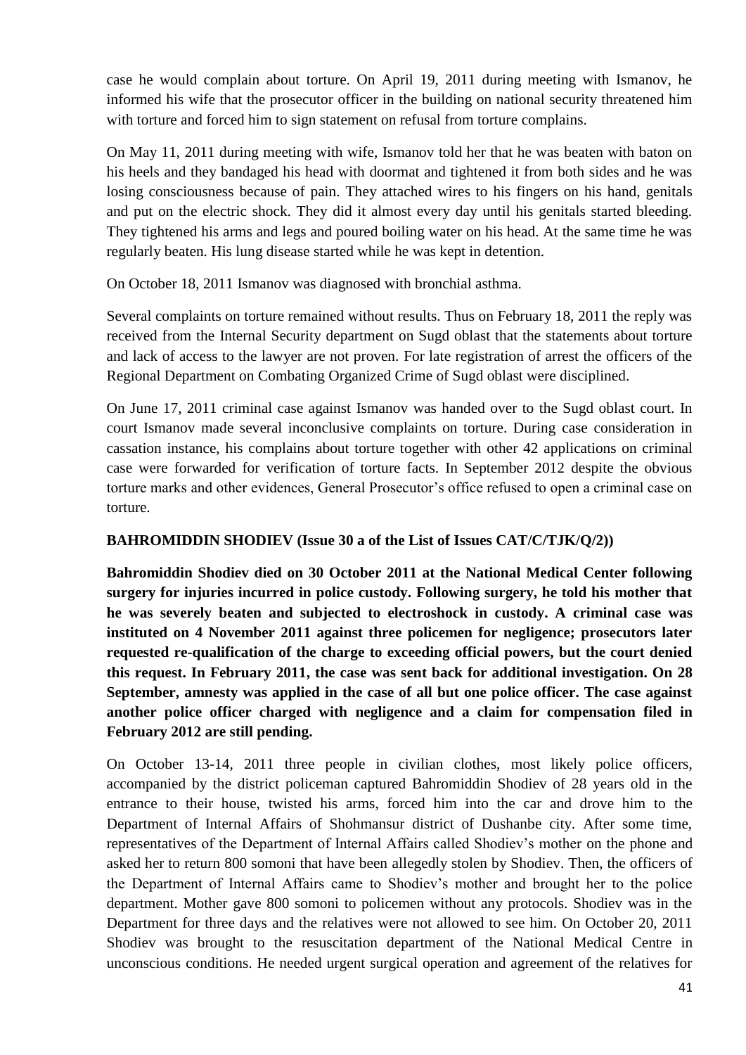case he would complain about torture. On April 19, 2011 during meeting with Ismanov, he informed his wife that the prosecutor officer in the building on national security threatened him with torture and forced him to sign statement on refusal from torture complains.

On May 11, 2011 during meeting with wife, Ismanov told her that he was beaten with baton on his heels and they bandaged his head with doormat and tightened it from both sides and he was losing consciousness because of pain. They attached wires to his fingers on his hand, genitals and put on the electric shock. They did it almost every day until his genitals started bleeding. They tightened his arms and legs and poured boiling water on his head. At the same time he was regularly beaten. His lung disease started while he was kept in detention.

On October 18, 2011 Ismanov was diagnosed with bronchial asthma.

Several complaints on torture remained without results. Thus on February 18, 2011 the reply was received from the Internal Security department on Sugd oblast that the statements about torture and lack of access to the lawyer are not proven. For late registration of arrest the officers of the Regional Department on Combating Organized Crime of Sugd oblast were disciplined.

On June 17, 2011 criminal case against Ismanov was handed over to the Sugd oblast court. In court Ismanov made several inconclusive complaints on torture. During case consideration in cassation instance, his complains about torture together with other 42 applications on criminal case were forwarded for verification of torture facts. In September 2012 despite the obvious torture marks and other evidences, General Prosecutor's office refused to open a criminal case on torture.

**BAHROMIDDIN SHODIEV (Issue 30 a of the List of Issues CAT/C/TJK/Q/2))**

**Bahromiddin Shodiev died on 30 October 2011 at the National Medical Center following surgery for injuries incurred in police custody. Following surgery, he told his mother that he was severely beaten and subjected to electroshock in custody. A criminal case was instituted on 4 November 2011 against three policemen for negligence; prosecutors later requested re-qualification of the charge to exceeding official powers, but the court denied this request. In February 2011, the case was sent back for additional investigation. On 28 September, amnesty was applied in the case of all but one police officer. The case against another police officer charged with negligence and a claim for compensation filed in February 2012 are still pending.**

On October 13-14, 2011 three people in civilian clothes, most likely police officers, accompanied by the district policeman captured Bahromiddin Shodiev of 28 years old in the entrance to their house, twisted his arms, forced him into the car and drove him to the Department of Internal Affairs of Shohmansur district of Dushanbe city. After some time, representatives of the Department of Internal Affairs called Shodiev's mother on the phone and asked her to return 800 somoni that have been allegedly stolen by Shodiev. Then, the officers of the Department of Internal Affairs came to Shodiev's mother and brought her to the police department. Mother gave 800 somoni to policemen without any protocols. Shodiev was in the Department for three days and the relatives were not allowed to see him. On October 20, 2011 Shodiev was brought to the resuscitation department of the National Medical Centre in unconscious conditions. He needed urgent surgical operation and agreement of the relatives for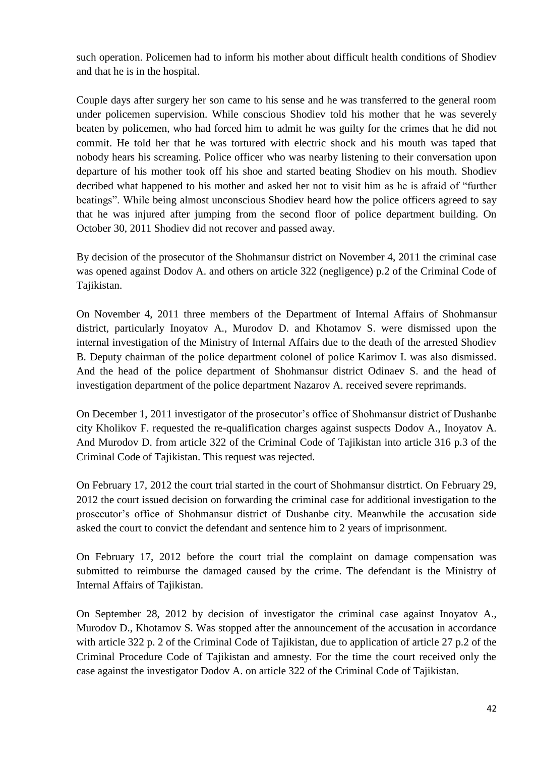such operation. Policemen had to inform his mother about difficult health conditions of Shodiev and that he is in the hospital.

Couple days after surgery her son came to his sense and he was transferred to the general room under policemen supervision. While conscious Shodiev told his mother that he was severely beaten by policemen, who had forced him to admit he was guilty for the crimes that he did not commit. He told her that he was tortured with electric shock and his mouth was taped that nobody hears his screaming. Police officer who was nearby listening to their conversation upon departure of his mother took off his shoe and started beating Shodiev on his mouth. Shodiev decribed what happened to his mother and asked her not to visit him as he is afraid of "further beatings". While being almost unconscious Shodiev heard how the police officers agreed to say that he was injured after jumping from the second floor of police department building. On October 30, 2011 Shodiev did not recover and passed away.

By decision of the prosecutor of the Shohmansur district on November 4, 2011 the criminal case was opened against Dodov A. and others on article 322 (negligence) p.2 of the Criminal Code of Tajikistan.

On November 4, 2011 three members of the Department of Internal Affairs of Shohmansur district, particularly Inoyatov A., Murodov D. and Khotamov S. were dismissed upon the internal investigation of the Ministry of Internal Affairs due to the death of the arrested Shodiev B. Deputy chairman of the police department colonel of police Karimov I. was also dismissed. And the head of the police department of Shohmansur district Odinaev S. and the head of investigation department of the police department Nazarov A. received severe reprimands.

On December 1, 2011 investigator of the prosecutor's office of Shohmansur district of Dushanbe city Kholikov F. requested the re-qualification charges against suspects Dodov A., Inoyatov A. And Murodov D. from article 322 of the Criminal Code of Tajikistan into article 316 p.3 of the Criminal Code of Tajikistan. This request was rejected.

On February 17, 2012 the court trial started in the court of Shohmansur distrtict. On February 29, 2012 the court issued decision on forwarding the criminal case for additional investigation to the prosecutor's office of Shohmansur district of Dushanbe city. Meanwhile the accusation side asked the court to convict the defendant and sentence him to 2 years of imprisonment.

On February 17, 2012 before the court trial the complaint on damage compensation was submitted to reimburse the damaged caused by the crime. The defendant is the Ministry of Internal Affairs of Tajikistan.

On September 28, 2012 by decision of investigator the criminal case against Inoyatov A., Murodov D., Khotamov S. Was stopped after the announcement of the accusation in accordance with article 322 p. 2 of the Criminal Code of Tajikistan, due to application of article 27 p.2 of the Criminal Procedure Code of Tajikistan and amnesty. For the time the court received only the case against the investigator Dodov A. on article 322 of the Criminal Code of Tajikistan.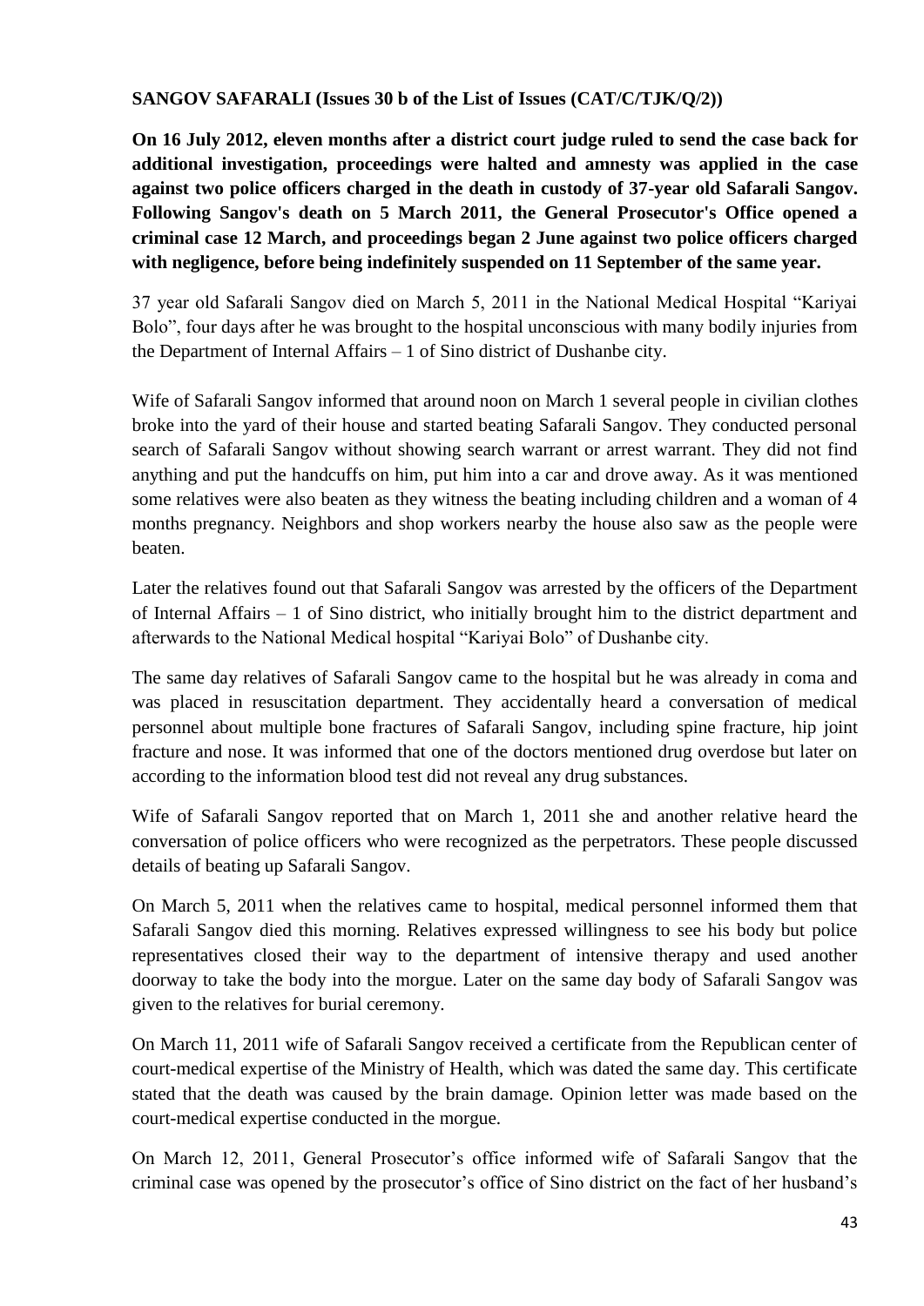**SANGOV SAFARALI (Issues 30 b of the List of Issues (CAT/C/TJK/Q/2))**

**On 16 July 2012, eleven months after a district court judge ruled to send the case back for additional investigation, proceedings were halted and amnesty was applied in the case against two police officers charged in the death in custody of 37-year old Safarali Sangov. Following Sangov's death on 5 March 2011, the General Prosecutor's Office opened a criminal case 12 March, and proceedings began 2 June against two police officers charged with negligence, before being indefinitely suspended on 11 September of the same year.**

37 year old Safarali Sangov died on March 5, 2011 in the National Medical Hospital "Kariyai Bolo", four days after he was brought to the hospital unconscious with many bodily injuries from the Department of Internal Affairs – 1 of Sino district of Dushanbe city.

Wife of Safarali Sangov informed that around noon on March 1 several people in civilian clothes broke into the yard of their house and started beating Safarali Sangov. They conducted personal search of Safarali Sangov without showing search warrant or arrest warrant. They did not find anything and put the handcuffs on him, put him into a car and drove away. As it was mentioned some relatives were also beaten as they witness the beating including children and a woman of 4 months pregnancy. Neighbors and shop workers nearby the house also saw as the people were beaten.

Later the relatives found out that Safarali Sangov was arrested by the officers of the Department of Internal Affairs – 1 of Sino district, who initially brought him to the district department and afterwards to the National Medical hospital "Kariyai Bolo" of Dushanbe city.

The same day relatives of Safarali Sangov came to the hospital but he was already in coma and was placed in resuscitation department. They accidentally heard a conversation of medical personnel about multiple bone fractures of Safarali Sangov, including spine fracture, hip joint fracture and nose. It was informed that one of the doctors mentioned drug overdose but later on according to the information blood test did not reveal any drug substances.

Wife of Safarali Sangov reported that on March 1, 2011 she and another relative heard the conversation of police officers who were recognized as the perpetrators. These people discussed details of beating up Safarali Sangov.

On March 5, 2011 when the relatives came to hospital, medical personnel informed them that Safarali Sangov died this morning. Relatives expressed willingness to see his body but police representatives closed their way to the department of intensive therapy and used another doorway to take the body into the morgue. Later on the same day body of Safarali Sangov was given to the relatives for burial ceremony.

On March 11, 2011 wife of Safarali Sangov received a certificate from the Republican center of court-medical expertise of the Ministry of Health, which was dated the same day. This certificate stated that the death was caused by the brain damage. Opinion letter was made based on the court-medical expertise conducted in the morgue.

On March 12, 2011, General Prosecutor's office informed wife of Safarali Sangov that the criminal case was opened by the prosecutor's office of Sino district on the fact of her husband's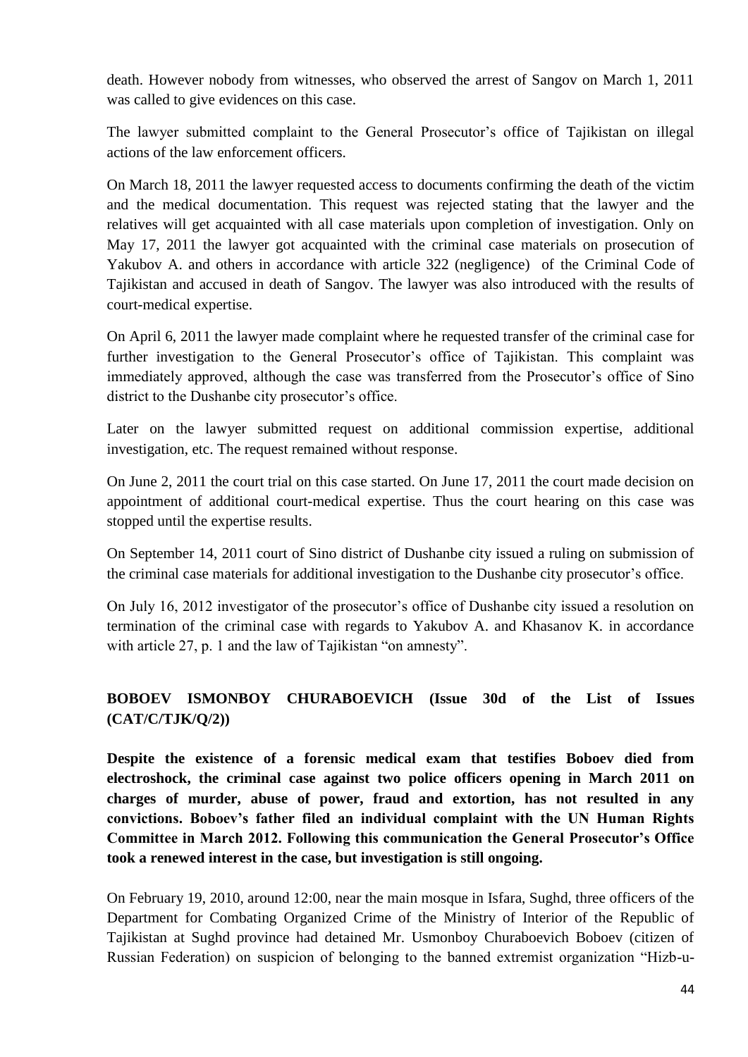death. However nobody from witnesses, who observed the arrest of Sangov on March 1, 2011 was called to give evidences on this case.

The lawyer submitted complaint to the General Prosecutor's office of Tajikistan on illegal actions of the law enforcement officers.

On March 18, 2011 the lawyer requested access to documents confirming the death of the victim and the medical documentation. This request was rejected stating that the lawyer and the relatives will get acquainted with all case materials upon completion of investigation. Only on May 17, 2011 the lawyer got acquainted with the criminal case materials on prosecution of Yakubov A. and others in accordance with article 322 (negligence) of the Criminal Code of Tajikistan and accused in death of Sangov. The lawyer was also introduced with the results of court-medical expertise.

On April 6, 2011 the lawyer made complaint where he requested transfer of the criminal case for further investigation to the General Prosecutor's office of Tajikistan. This complaint was immediately approved, although the case was transferred from the Prosecutor's office of Sino district to the Dushanbe city prosecutor's office.

Later on the lawyer submitted request on additional commission expertise, additional investigation, etc. The request remained without response.

On June 2, 2011 the court trial on this case started. On June 17, 2011 the court made decision on appointment of additional court-medical expertise. Thus the court hearing on this case was stopped until the expertise results.

On September 14, 2011 court of Sino district of Dushanbe city issued a ruling on submission of the criminal case materials for additional investigation to the Dushanbe city prosecutor's office.

On July 16, 2012 investigator of the prosecutor's office of Dushanbe city issued a resolution on termination of the criminal case with regards to Yakubov A. and Khasanov K. in accordance with article 27, p. 1 and the law of Tajikistan "on amnesty".

## BOBOEV ISMONBOY CHURABOEVICH (Issue 30d of the List of Issues (CAT/C/TJK/Q/2))

**Despite the existence of a forensic medical exam that testifies Boboev died from electroshock, the criminal case against two police officers opening in March 2011 on charges of murder, abuse of power, fraud and extortion, has not resulted in any convictions. Boboev's father filed an individual complaint with the UN Human Rights Committee in March 2012. Following this communication the General Prosecutor's Office took a renewed interest in the case, but investigation is still ongoing.**

On February 19, 2010, around 12:00, near the main mosque in Isfara, Sughd, three officers of the Department for Combating Organized Crime of the Ministry of Interior of the Republic of Tajikistan at Sughd province had detained Mr. Usmonboy Churaboevich Boboev (citizen of Russian Federation) on suspicion of belonging to the banned extremist organization "Hizb-u-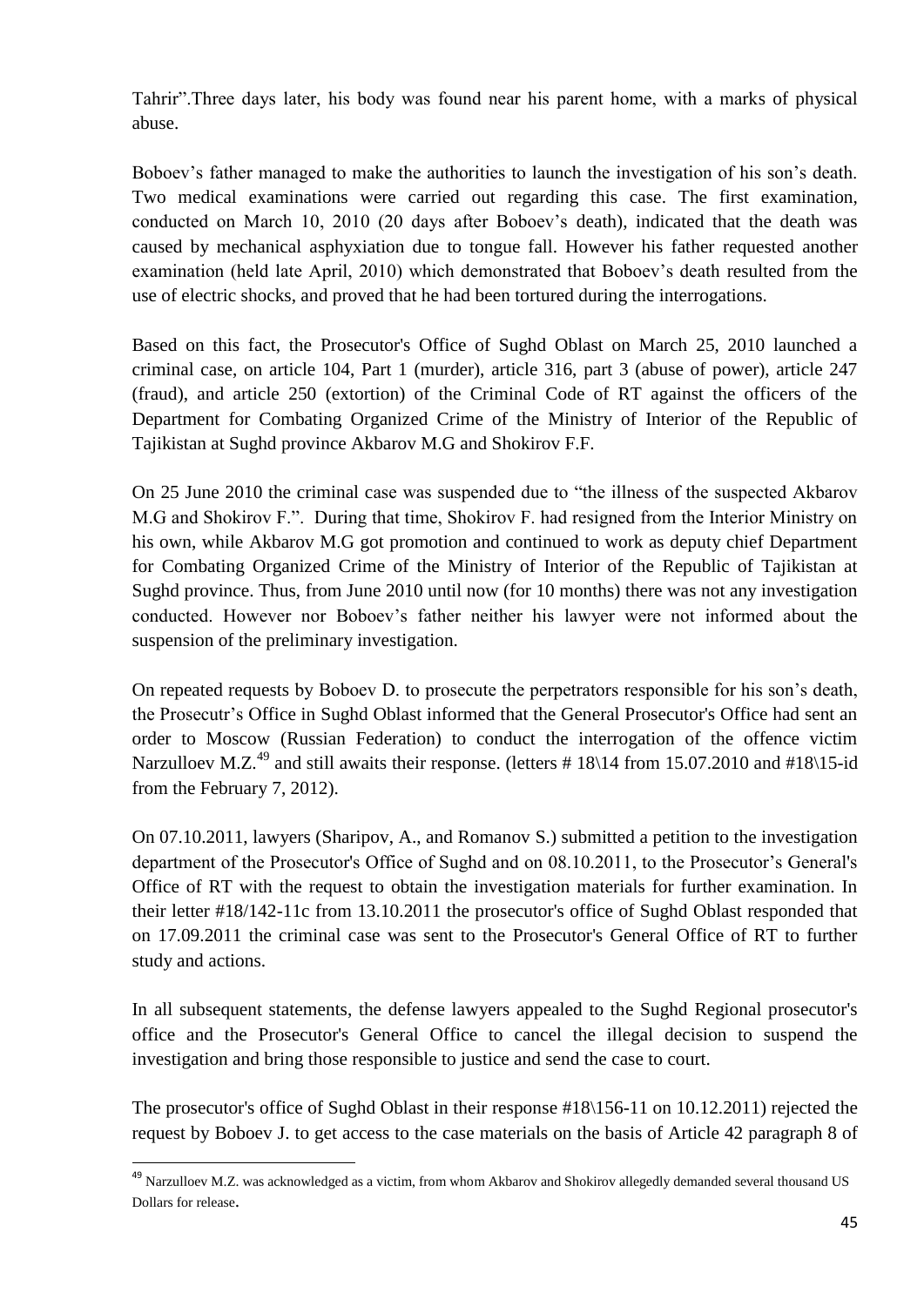Tahrir".Three days later, his body was found near his parent home, with a marks of physical abuse.

Boboev's father managed to make the authorities to launch the investigation of his son's death. Two medical examinations were carried out regarding this case. The first examination, conducted on March 10, 2010 (20 days after Boboev's death), indicated that the death was caused by mechanical asphyxiation due to tongue fall. However his father requested another examination (held late April, 2010) which demonstrated that Boboev's death resulted from the use of electric shocks, and proved that he had been tortured during the interrogations.

Based on this fact, the Prosecutor's Office of Sughd Oblast on March 25, 2010 launched a criminal case, on article 104, Part 1 (murder), article 316, part 3 (abuse of power), article 247 (fraud), and article 250 (extortion) of the Criminal Code of RT against the officers of the Department for Combating Organized Crime of the Ministry of Interior of the Republic of Tajikistan at Sughd province Akbarov M.G and Shokirov F.F.

On 25 June 2010 the criminal case was suspended due to "the illness of the suspected Akbarov M.G and Shokirov F.". During that time, Shokirov F. had resigned from the Interior Ministry on his own, while Akbarov M.G got promotion and continued to work as deputy chief Department for Combating Organized Crime of the Ministry of Interior of the Republic of Tajikistan at Sughd province. Thus, from June 2010 until now (for 10 months) there was not any investigation conducted. However nor Boboev's father neither his lawyer were not informed about the suspension of the preliminary investigation.

On repeated requests by Boboev D. to prosecute the perpetrators responsible for his son's death, the Prosecutr's Office in Sughd Oblast informed that the General Prosecutor's Office had sent an order to Moscow (Russian Federation) to conduct the interrogation of the offence victim Narzulloev M.Z.[49] and still awaits their response. (letters # 18\14 from 15.07.2010 and #18\15-id from the February 7, 2012).

On 07.10.2011, lawyers (Sharipov, A., and Romanov S.) submitted a petition to the investigation department of the Prosecutor's Office of Sughd and on 08.10.2011, to the Prosecutor's General's Office of RT with the request to obtain the investigation materials for further examination. In their letter #18/142-11c from 13.10.2011 the prosecutor's office of Sughd Oblast responded that on 17.09.2011 the criminal case was sent to the Prosecutor's General Office of RT to further study and actions.

In all subsequent statements, the defense lawyers appealed to the Sughd Regional prosecutor's office and the Prosecutor's General Office to cancel the illegal decision to suspend the investigation and bring those responsible to justice and send the case to court.

The prosecutor's office of Sughd Oblast in their response #18\156-11 on 10.12.2011) rejected the request by Boboev J. to get access to the case materials on the basis of Article 42 paragraph 8 of

---

[49] Narzulloev M.Z. was acknowledged as a victim, from whom Akbarov and Shokirov allegedly demanded several thousand US Dollars for release.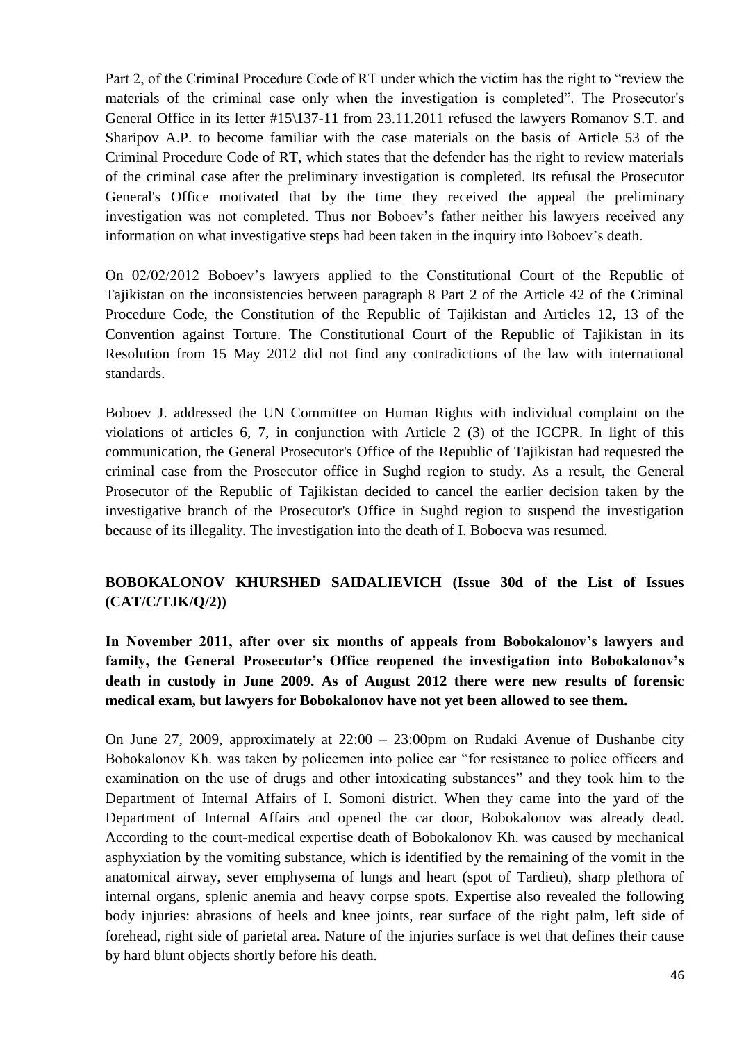Part 2, of the Criminal Procedure Code of RT under which the victim has the right to "review the materials of the criminal case only when the investigation is completed". The Prosecutor's General Office in its letter #15\137-11 from 23.11.2011 refused the lawyers Romanov S.T. and Sharipov A.P. to become familiar with the case materials on the basis of Article 53 of the Criminal Procedure Code of RT, which states that the defender has the right to review materials of the criminal case after the preliminary investigation is completed. Its refusal the Prosecutor General's Office motivated that by the time they received the appeal the preliminary investigation was not completed. Thus nor Boboev's father neither his lawyers received any information on what investigative steps had been taken in the inquiry into Boboev's death.

On 02/02/2012 Boboev's lawyers applied to the Constitutional Court of the Republic of Tajikistan on the inconsistencies between paragraph 8 Part 2 of the Article 42 of the Criminal Procedure Code, the Constitution of the Republic of Tajikistan and Articles 12, 13 of the Convention against Torture. The Constitutional Court of the Republic of Tajikistan in its Resolution from 15 May 2012 did not find any contradictions of the law with international standards.

Boboev J. addressed the UN Committee on Human Rights with individual complaint on the violations of articles 6, 7, in conjunction with Article 2 (3) of the ICCPR. In light of this communication, the General Prosecutor's Office of the Republic of Tajikistan had requested the criminal case from the Prosecutor office in Sughd region to study. As a result, the General Prosecutor of the Republic of Tajikistan decided to cancel the earlier decision taken by the investigative branch of the Prosecutor's Office in Sughd region to suspend the investigation because of its illegality. The investigation into the death of I. Boboeva was resumed.

## BOBOKALONOV KHURSHED SAIDALIEVICH (Issue 30d of the List of Issues (CAT/C/TJK/Q/2))

**In November 2011, after over six months of appeals from Bobokalonov's lawyers and family, the General Prosecutor's Office reopened the investigation into Bobokalonov's death in custody in June 2009. As of August 2012 there were new results of forensic medical exam, but lawyers for Bobokalonov have not yet been allowed to see them.**

On June 27, 2009, approximately at 22:00 – 23:00pm on Rudaki Avenue of Dushanbe city Bobokalonov Kh. was taken by policemen into police car "for resistance to police officers and examination on the use of drugs and other intoxicating substances" and they took him to the Department of Internal Affairs of I. Somoni district. When they came into the yard of the Department of Internal Affairs and opened the car door, Bobokalonov was already dead. According to the court-medical expertise death of Bobokalonov Kh. was caused by mechanical asphyxiation by the vomiting substance, which is identified by the remaining of the vomit in the anatomical airway, sever emphysema of lungs and heart (spot of Tardieu), sharp plethora of internal organs, splenic anemia and heavy corpse spots. Expertise also revealed the following body injuries: abrasions of heels and knee joints, rear surface of the right palm, left side of forehead, right side of parietal area. Nature of the injuries surface is wet that defines their cause by hard blunt objects shortly before his death.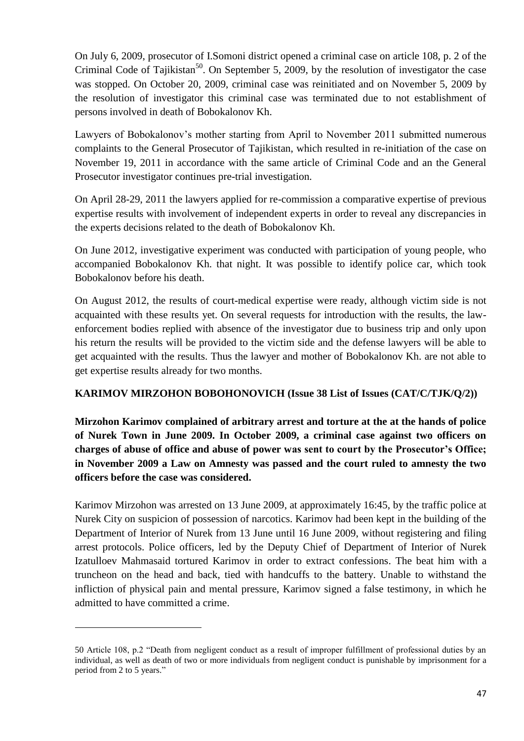On July 6, 2009, prosecutor of I.Somoni district opened a criminal case on article 108, p. 2 of the Criminal Code of Tajikistan[50]. On September 5, 2009, by the resolution of investigator the case was stopped. On October 20, 2009, criminal case was reinitiated and on November 5, 2009 by the resolution of investigator this criminal case was terminated due to not establishment of persons involved in death of Bobokalonov Kh.

Lawyers of Bobokalonov's mother starting from April to November 2011 submitted numerous complaints to the General Prosecutor of Tajikistan, which resulted in re-initiation of the case on November 19, 2011 in accordance with the same article of Criminal Code and an the General Prosecutor investigator continues pre-trial investigation.

On April 28-29, 2011 the lawyers applied for re-commission a comparative expertise of previous expertise results with involvement of independent experts in order to reveal any discrepancies in the experts decisions related to the death of Bobokalonov Kh.

On June 2012, investigative experiment was conducted with participation of young people, who accompanied Bobokalonov Kh. that night. It was possible to identify police car, which took Bobokalonov before his death.

On August 2012, the results of court-medical expertise were ready, although victim side is not acquainted with these results yet. On several requests for introduction with the results, the law-enforcement bodies replied with absence of the investigator due to business trip and only upon his return the results will be provided to the victim side and the defense lawyers will be able to get acquainted with the results. Thus the lawyer and mother of Bobokalonov Kh. are not able to get expertise results already for two months.

**KARIMOV MIRZOHON BOBOHONOVICH (Issue 38 List of Issues (CAT/C/TJK/Q/2))**

**Mirzohon Karimov complained of arbitrary arrest and torture at the at the hands of police of Nurek Town in June 2009. In October 2009, a criminal case against two officers on charges of abuse of office and abuse of power was sent to court by the Prosecutor's Office; in November 2009 a Law on Amnesty was passed and the court ruled to amnesty the two officers before the case was considered.**

Karimov Mirzohon was arrested on 13 June 2009, at approximately 16:45, by the traffic police at Nurek City on suspicion of possession of narcotics. Karimov had been kept in the building of the Department of Interior of Nurek from 13 June until 16 June 2009, without registering and filing arrest protocols. Police officers, led by the Deputy Chief of Department of Interior of Nurek Izatulloev Mahmasaid tortured Karimov in order to extract confessions. The beat him with a truncheon on the head and back, tied with handcuffs to the battery. Unable to withstand the infliction of physical pain and mental pressure, Karimov signed a false testimony, in which he admitted to have committed a crime.

---

50 Article 108, p.2 "Death from negligent conduct as a result of improper fulfillment of professional duties by an individual, as well as death of two or more individuals from negligent conduct is punishable by imprisonment for a period from 2 to 5 years."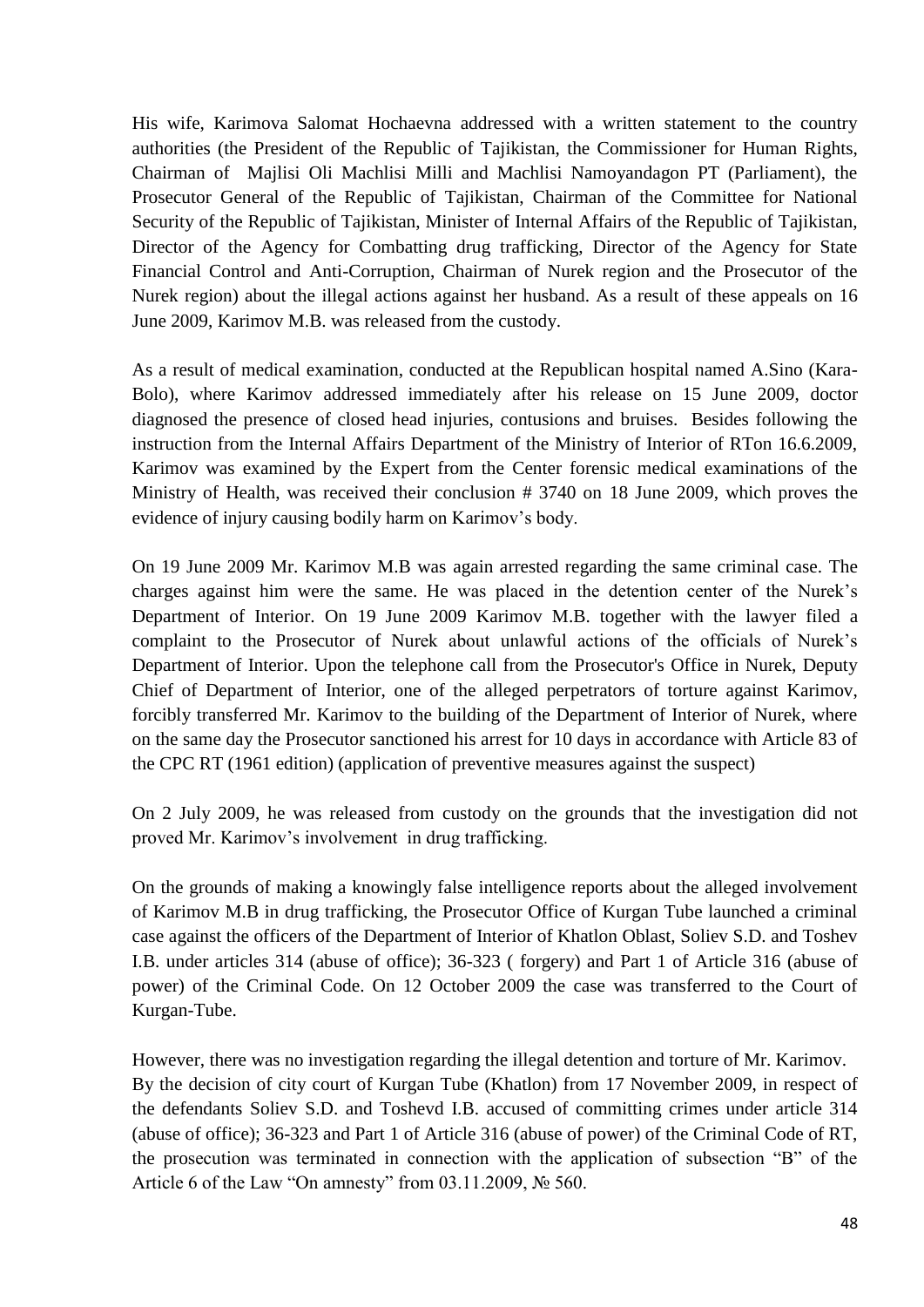His wife, Karimova Salomat Hochaevna addressed with a written statement to the country authorities (the President of the Republic of Tajikistan, the Commissioner for Human Rights, Chairman of Majlisi Oli Machlisi Milli and Machlisi Namoyandagon PT (Parliament), the Prosecutor General of the Republic of Tajikistan, Chairman of the Committee for National Security of the Republic of Tajikistan, Minister of Internal Affairs of the Republic of Tajikistan, Director of the Agency for Combatting drug trafficking, Director of the Agency for State Financial Control and Anti-Corruption, Chairman of Nurek region and the Prosecutor of the Nurek region) about the illegal actions against her husband. As a result of these appeals on 16 June 2009, Karimov M.B. was released from the custody.

As a result of medical examination, conducted at the Republican hospital named A.Sino (Kara-Bolo), where Karimov addressed immediately after his release on 15 June 2009, doctor diagnosed the presence of closed head injuries, contusions and bruises. Besides following the instruction from the Internal Affairs Department of the Ministry of Interior of RTon 16.6.2009, Karimov was examined by the Expert from the Center forensic medical examinations of the Ministry of Health, was received their conclusion # 3740 on 18 June 2009, which proves the evidence of injury causing bodily harm on Karimov's body.

On 19 June 2009 Mr. Karimov M.B was again arrested regarding the same criminal case. The charges against him were the same. He was placed in the detention center of the Nurek's Department of Interior. On 19 June 2009 Karimov M.B. together with the lawyer filed a complaint to the Prosecutor of Nurek about unlawful actions of the officials of Nurek's Department of Interior. Upon the telephone call from the Prosecutor's Office in Nurek, Deputy Chief of Department of Interior, one of the alleged perpetrators of torture against Karimov, forcibly transferred Mr. Karimov to the building of the Department of Interior of Nurek, where on the same day the Prosecutor sanctioned his arrest for 10 days in accordance with Article 83 of the CPC RT (1961 edition) (application of preventive measures against the suspect)

On 2 July 2009, he was released from custody on the grounds that the investigation did not proved Mr. Karimov's involvement in drug trafficking.

On the grounds of making a knowingly false intelligence reports about the alleged involvement of Karimov M.B in drug trafficking, the Prosecutor Office of Kurgan Tube launched a criminal case against the officers of the Department of Interior of Khatlon Oblast, Soliev S.D. and Toshev I.B. under articles 314 (abuse of office); 36-323 ( forgery) and Part 1 of Article 316 (abuse of power) of the Criminal Code. On 12 October 2009 the case was transferred to the Court of Kurgan-Tube.

However, there was no investigation regarding the illegal detention and torture of Mr. Karimov.
By the decision of city court of Kurgan Tube (Khatlon) from 17 November 2009, in respect of the defendants Soliev S.D. and Toshevd I.B. accused of committing crimes under article 314 (abuse of office); 36-323 and Part 1 of Article 316 (abuse of power) of the Criminal Code of RT, the prosecution was terminated in connection with the application of subsection "B" of the Article 6 of the Law "On amnesty" from 03.11.2009, № 560.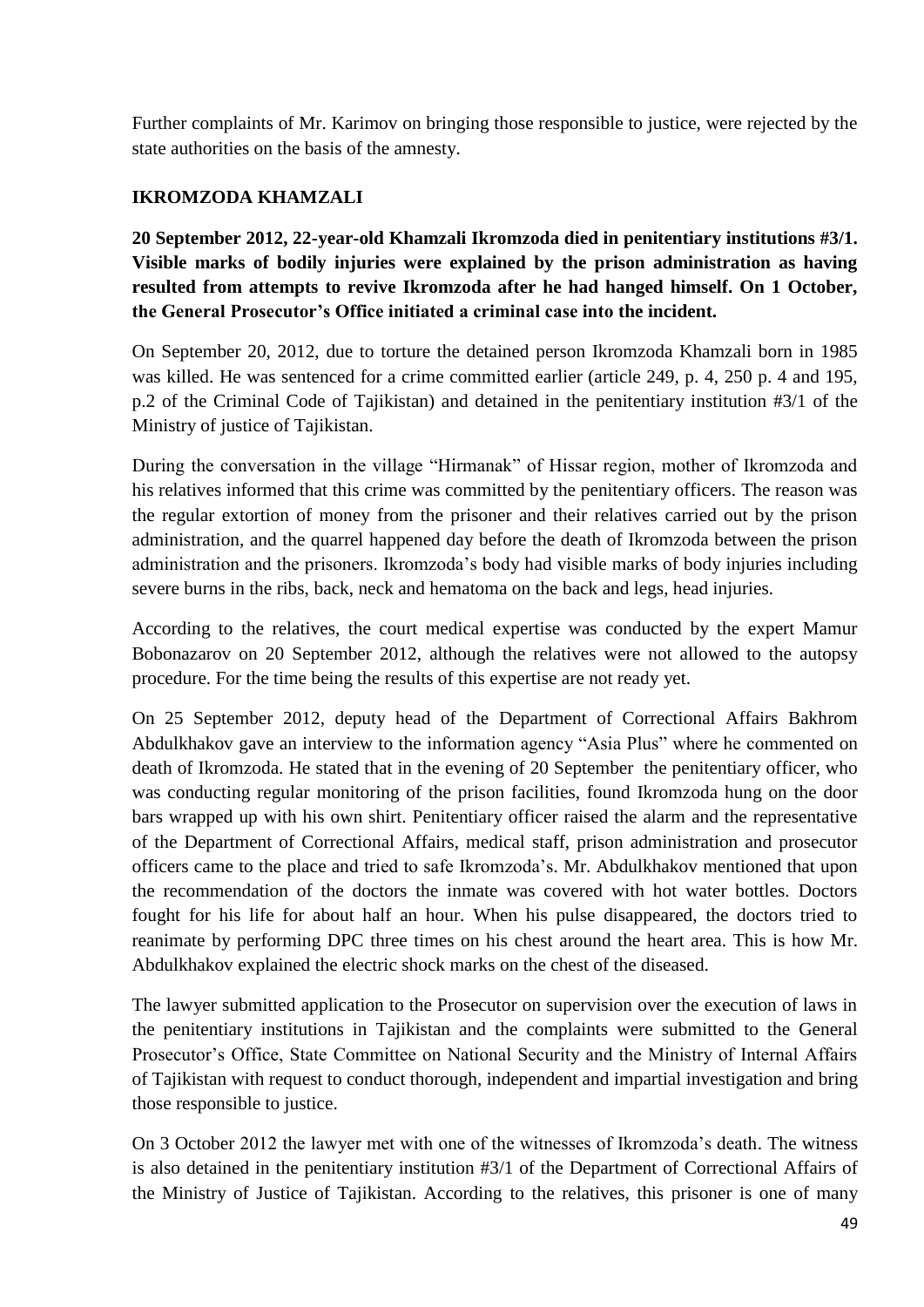Further complaints of Mr. Karimov on bringing those responsible to justice, were rejected by the state authorities on the basis of the amnesty.

## IKROMZODA KHAMZALI

**20 September 2012, 22-year-old Khamzali Ikromzoda died in penitentiary institutions #3/1. Visible marks of bodily injuries were explained by the prison administration as having resulted from attempts to revive Ikromzoda after he had hanged himself. On 1 October, the General Prosecutor's Office initiated a criminal case into the incident.**

On September 20, 2012, due to torture the detained person Ikromzoda Khamzali born in 1985 was killed. He was sentenced for a crime committed earlier (article 249, p. 4, 250 p. 4 and 195, p.2 of the Criminal Code of Tajikistan) and detained in the penitentiary institution #3/1 of the Ministry of justice of Tajikistan.

During the conversation in the village "Hirmanak" of Hissar region, mother of Ikromzoda and his relatives informed that this crime was committed by the penitentiary officers. The reason was the regular extortion of money from the prisoner and their relatives carried out by the prison administration, and the quarrel happened day before the death of Ikromzoda between the prison administration and the prisoners. Ikromzoda's body had visible marks of body injuries including severe burns in the ribs, back, neck and hematoma on the back and legs, head injuries.

According to the relatives, the court medical expertise was conducted by the expert Mamur Bobonazarov on 20 September 2012, although the relatives were not allowed to the autopsy procedure. For the time being the results of this expertise are not ready yet.

On 25 September 2012, deputy head of the Department of Correctional Affairs Bakhrom Abdulkhakov gave an interview to the information agency "Asia Plus" where he commented on death of Ikromzoda. He stated that in the evening of 20 September the penitentiary officer, who was conducting regular monitoring of the prison facilities, found Ikromzoda hung on the door bars wrapped up with his own shirt. Penitentiary officer raised the alarm and the representative of the Department of Correctional Affairs, medical staff, prison administration and prosecutor officers came to the place and tried to safe Ikromzoda's. Mr. Abdulkhakov mentioned that upon the recommendation of the doctors the inmate was covered with hot water bottles. Doctors fought for his life for about half an hour. When his pulse disappeared, the doctors tried to reanimate by performing DPC three times on his chest around the heart area. This is how Mr. Abdulkhakov explained the electric shock marks on the chest of the diseased.

The lawyer submitted application to the Prosecutor on supervision over the execution of laws in the penitentiary institutions in Tajikistan and the complaints were submitted to the General Prosecutor's Office, State Committee on National Security and the Ministry of Internal Affairs of Tajikistan with request to conduct thorough, independent and impartial investigation and bring those responsible to justice.

On 3 October 2012 the lawyer met with one of the witnesses of Ikromzoda's death. The witness is also detained in the penitentiary institution #3/1 of the Department of Correctional Affairs of the Ministry of Justice of Tajikistan. According to the relatives, this prisoner is one of many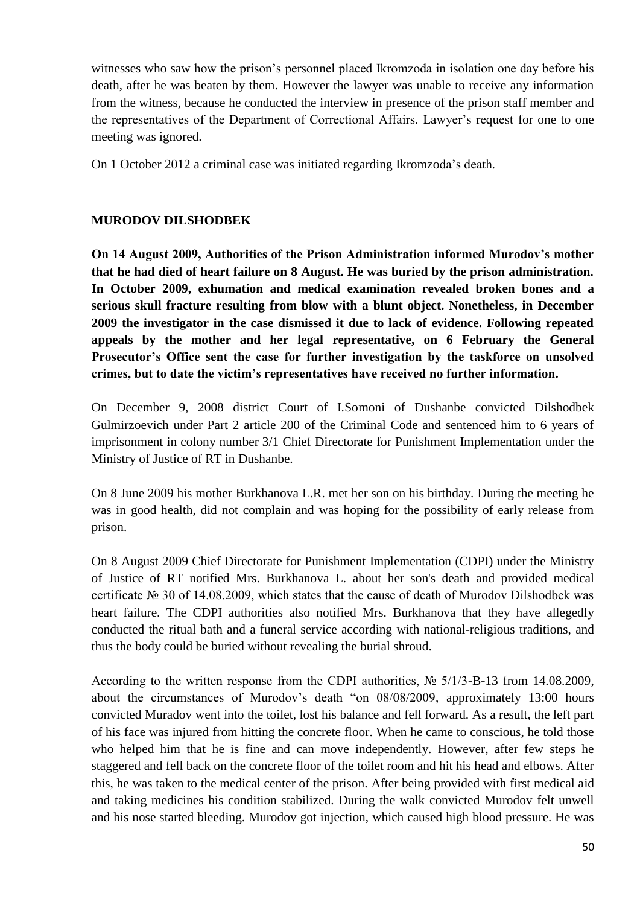witnesses who saw how the prison's personnel placed Ikromzoda in isolation one day before his death, after he was beaten by them. However the lawyer was unable to receive any information from the witness, because he conducted the interview in presence of the prison staff member and the representatives of the Department of Correctional Affairs. Lawyer's request for one to one meeting was ignored.

On 1 October 2012 a criminal case was initiated regarding Ikromzoda's death.

### MURODOV DILSHODBEK

**On 14 August 2009, Authorities of the Prison Administration informed Murodov's mother that he had died of heart failure on 8 August. He was buried by the prison administration. In October 2009, exhumation and medical examination revealed broken bones and a serious skull fracture resulting from blow with a blunt object. Nonetheless, in December 2009 the investigator in the case dismissed it due to lack of evidence. Following repeated appeals by the mother and her legal representative, on 6 February the General Prosecutor's Office sent the case for further investigation by the taskforce on unsolved crimes, but to date the victim's representatives have received no further information.**

On December 9, 2008 district Court of I.Somoni of Dushanbe convicted Dilshodbek Gulmirzoevich under Part 2 article 200 of the Criminal Code and sentenced him to 6 years of imprisonment in colony number 3/1 Chief Directorate for Punishment Implementation under the Ministry of Justice of RT in Dushanbe.

On 8 June 2009 his mother Burkhanova L.R. met her son on his birthday. During the meeting he was in good health, did not complain and was hoping for the possibility of early release from prison.

On 8 August 2009 Chief Directorate for Punishment Implementation (CDPI) under the Ministry of Justice of RT notified Mrs. Burkhanova L. about her son's death and provided medical certificate № 30 of 14.08.2009, which states that the cause of death of Murodov Dilshodbek was heart failure. The CDPI authorities also notified Mrs. Burkhanova that they have allegedly conducted the ritual bath and a funeral service according with national-religious traditions, and thus the body could be buried without revealing the burial shroud.

According to the written response from the CDPI authorities, № 5/1/3-В-13 from 14.08.2009, about the circumstances of Murodov's death "on 08/08/2009, approximately 13:00 hours convicted Muradov went into the toilet, lost his balance and fell forward. As a result, the left part of his face was injured from hitting the concrete floor. When he came to conscious, he told those who helped him that he is fine and can move independently. However, after few steps he staggered and fell back on the concrete floor of the toilet room and hit his head and elbows. After this, he was taken to the medical center of the prison. After being provided with first medical aid and taking medicines his condition stabilized. During the walk convicted Murodov felt unwell and his nose started bleeding. Murodov got injection, which caused high blood pressure. He was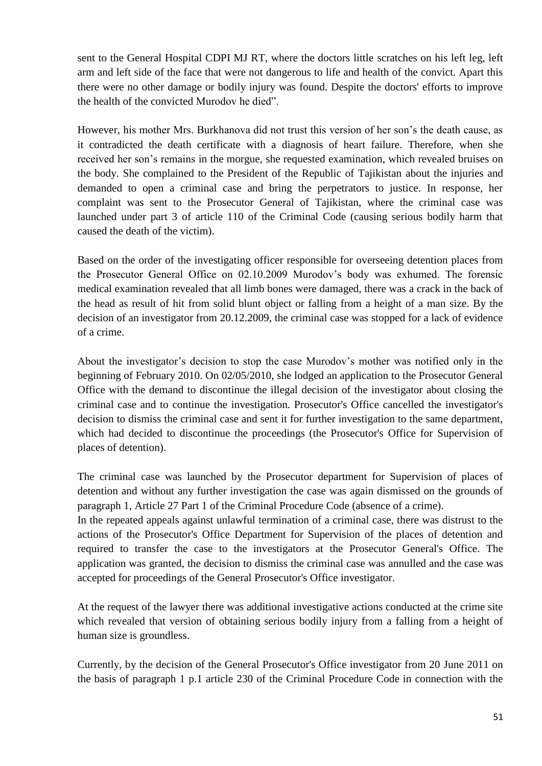sent to the General Hospital CDPI MJ RT, where the doctors little scratches on his left leg, left arm and left side of the face that were not dangerous to life and health of the convict. Apart this there were no other damage or bodily injury was found. Despite the doctors' efforts to improve the health of the convicted Murodov he died".

However, his mother Mrs. Burkhanova did not trust this version of her son's the death cause, as it contradicted the death certificate with a diagnosis of heart failure. Therefore, when she received her son's remains in the morgue, she requested examination, which revealed bruises on the body. She complained to the President of the Republic of Tajikistan about the injuries and demanded to open a criminal case and bring the perpetrators to justice. In response, her complaint was sent to the Prosecutor General of Tajikistan, where the criminal case was launched under part 3 of article 110 of the Criminal Code (causing serious bodily harm that caused the death of the victim).

Based on the order of the investigating officer responsible for overseeing detention places from the Prosecutor General Office on 02.10.2009 Murodov's body was exhumed. The forensic medical examination revealed that all limb bones were damaged, there was a crack in the back of the head as result of hit from solid blunt object or falling from a height of a man size. By the decision of an investigator from 20.12.2009, the criminal case was stopped for a lack of evidence of a crime.

About the investigator's decision to stop the case Murodov's mother was notified only in the beginning of February 2010. On 02/05/2010, she lodged an application to the Prosecutor General Office with the demand to discontinue the illegal decision of the investigator about closing the criminal case and to continue the investigation. Prosecutor's Office cancelled the investigator's decision to dismiss the criminal case and sent it for further investigation to the same department, which had decided to discontinue the proceedings (the Prosecutor's Office for Supervision of places of detention).

The criminal case was launched by the Prosecutor department for Supervision of places of detention and without any further investigation the case was again dismissed on the grounds of paragraph 1, Article 27 Part 1 of the Criminal Procedure Code (absence of a crime).
In the repeated appeals against unlawful termination of a criminal case, there was distrust to the actions of the Prosecutor's Office Department for Supervision of the places of detention and required to transfer the case to the investigators at the Prosecutor General's Office. The application was granted, the decision to dismiss the criminal case was annulled and the case was accepted for proceedings of the General Prosecutor's Office investigator.

At the request of the lawyer there was additional investigative actions conducted at the crime site which revealed that version of obtaining serious bodily injury from a falling from a height of human size is groundless.

Currently, by the decision of the General Prosecutor's Office investigator from 20 June 2011 on the basis of paragraph 1 p.1 article 230 of the Criminal Procedure Code in connection with the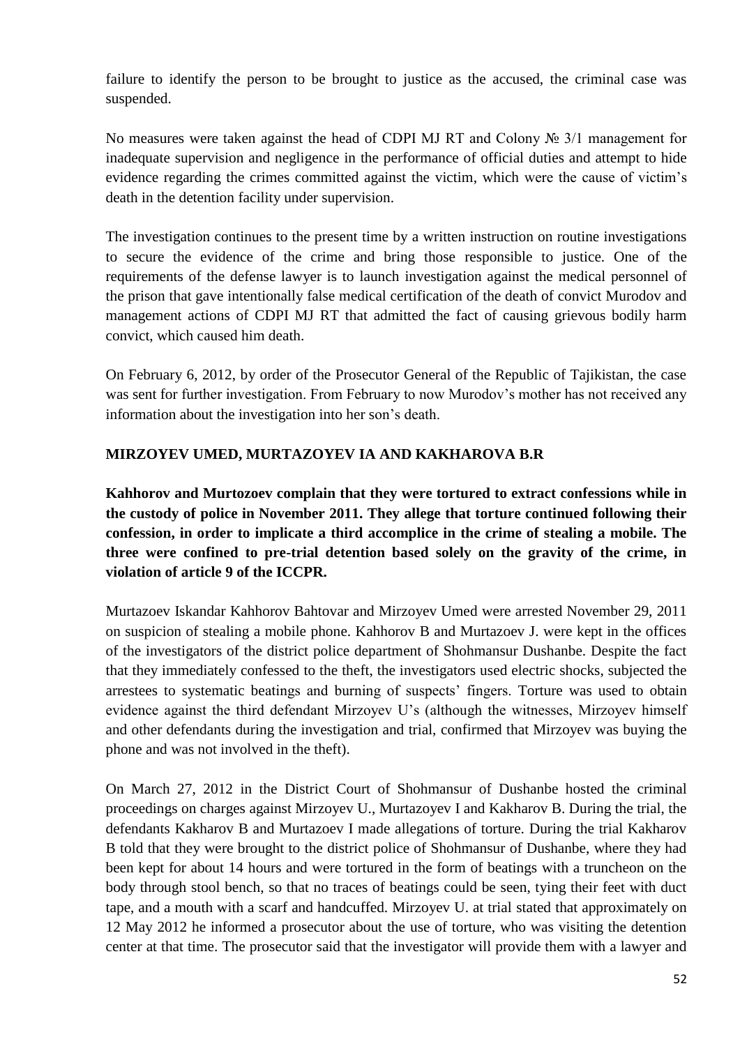failure to identify the person to be brought to justice as the accused, the criminal case was suspended.

No measures were taken against the head of CDPI MJ RT and Colony № 3/1 management for inadequate supervision and negligence in the performance of official duties and attempt to hide evidence regarding the crimes committed against the victim, which were the cause of victim's death in the detention facility under supervision.

The investigation continues to the present time by a written instruction on routine investigations to secure the evidence of the crime and bring those responsible to justice. One of the requirements of the defense lawyer is to launch investigation against the medical personnel of the prison that gave intentionally false medical certification of the death of convict Murodov and management actions of CDPI MJ RT that admitted the fact of causing grievous bodily harm convict, which caused him death.

On February 6, 2012, by order of the Prosecutor General of the Republic of Tajikistan, the case was sent for further investigation. From February to now Murodov's mother has not received any information about the investigation into her son's death.

### MIRZOYEV UMED, MURTAZOYEV IA AND KAKHAROVA B.R

**Kahhorov and Murtozoev complain that they were tortured to extract confessions while in the custody of police in November 2011. They allege that torture continued following their confession, in order to implicate a third accomplice in the crime of stealing a mobile. The three were confined to pre-trial detention based solely on the gravity of the crime, in violation of article 9 of the ICCPR.**

Murtazoev Iskandar Kahhorov Bahtovar and Mirzoyev Umed were arrested November 29, 2011 on suspicion of stealing a mobile phone. Kahhorov B and Murtazoev J. were kept in the offices of the investigators of the district police department of Shohmansur Dushanbe. Despite the fact that they immediately confessed to the theft, the investigators used electric shocks, subjected the arrestees to systematic beatings and burning of suspects' fingers. Torture was used to obtain evidence against the third defendant Mirzoyev U's (although the witnesses, Mirzoyev himself and other defendants during the investigation and trial, confirmed that Mirzoyev was buying the phone and was not involved in the theft).

On March 27, 2012 in the District Court of Shohmansur of Dushanbe hosted the criminal proceedings on charges against Mirzoyev U., Murtazoyev I and Kakharov B. During the trial, the defendants Kakharov B and Murtazoev I made allegations of torture. During the trial Kakharov B told that they were brought to the district police of Shohmansur of Dushanbe, where they had been kept for about 14 hours and were tortured in the form of beatings with a truncheon on the body through stool bench, so that no traces of beatings could be seen, tying their feet with duct tape, and a mouth with a scarf and handcuffed. Mirzoyev U. at trial stated that approximately on 12 May 2012 he informed a prosecutor about the use of torture, who was visiting the detention center at that time. The prosecutor said that the investigator will provide them with a lawyer and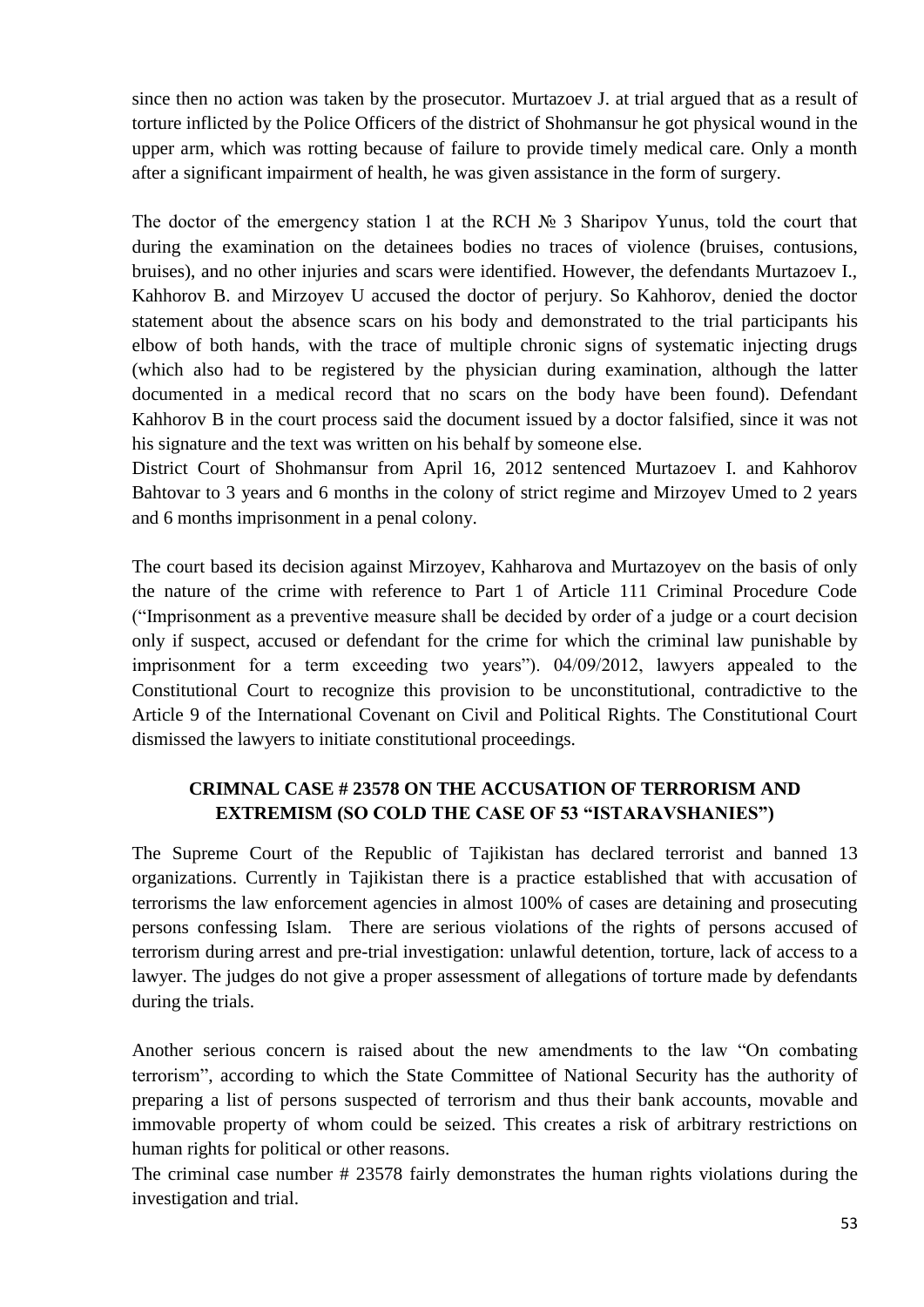since then no action was taken by the prosecutor. Murtazoev J. at trial argued that as a result of torture inflicted by the Police Officers of the district of Shohmansur he got physical wound in the upper arm, which was rotting because of failure to provide timely medical care. Only a month after a significant impairment of health, he was given assistance in the form of surgery.

The doctor of the emergency station 1 at the RCH № 3 Sharipov Yunus, told the court that during the examination on the detainees bodies no traces of violence (bruises, contusions, bruises), and no other injuries and scars were identified. However, the defendants Murtazoev I., Kahhorov B. and Mirzoyev U accused the doctor of perjury. So Kahhorov, denied the doctor statement about the absence scars on his body and demonstrated to the trial participants his elbow of both hands, with the trace of multiple chronic signs of systematic injecting drugs (which also had to be registered by the physician during examination, although the latter documented in a medical record that no scars on the body have been found). Defendant Kahhorov B in the court process said the document issued by a doctor falsified, since it was not his signature and the text was written on his behalf by someone else.

District Court of Shohmansur from April 16, 2012 sentenced Murtazoev I. and Kahhorov Bahtovar to 3 years and 6 months in the colony of strict regime and Mirzoyev Umed to 2 years and 6 months imprisonment in a penal colony.

The court based its decision against Mirzoyev, Kahharova and Murtazoyev on the basis of only the nature of the crime with reference to Part 1 of Article 111 Criminal Procedure Code ("Imprisonment as a preventive measure shall be decided by order of a judge or a court decision only if suspect, accused or defendant for the crime for which the criminal law punishable by imprisonment for a term exceeding two years"). 04/09/2012, lawyers appealed to the Constitutional Court to recognize this provision to be unconstitutional, contradictive to the Article 9 of the International Covenant on Civil and Political Rights. The Constitutional Court dismissed the lawyers to initiate constitutional proceedings.

## CRIMNAL CASE # 23578 ON THE ACCUSATION OF TERRORISM AND EXTREMISM (SO COLD THE CASE OF 53 "ISTARAVSHANIES")

The Supreme Court of the Republic of Tajikistan has declared terrorist and banned 13 organizations. Currently in Tajikistan there is a practice established that with accusation of terrorisms the law enforcement agencies in almost 100% of cases are detaining and prosecuting persons confessing Islam. There are serious violations of the rights of persons accused of terrorism during arrest and pre-trial investigation: unlawful detention, torture, lack of access to a lawyer. The judges do not give a proper assessment of allegations of torture made by defendants during the trials.

Another serious concern is raised about the new amendments to the law "On combating terrorism", according to which the State Committee of National Security has the authority of preparing a list of persons suspected of terrorism and thus their bank accounts, movable and immovable property of whom could be seized. This creates a risk of arbitrary restrictions on human rights for political or other reasons.

The criminal case number # 23578 fairly demonstrates the human rights violations during the investigation and trial.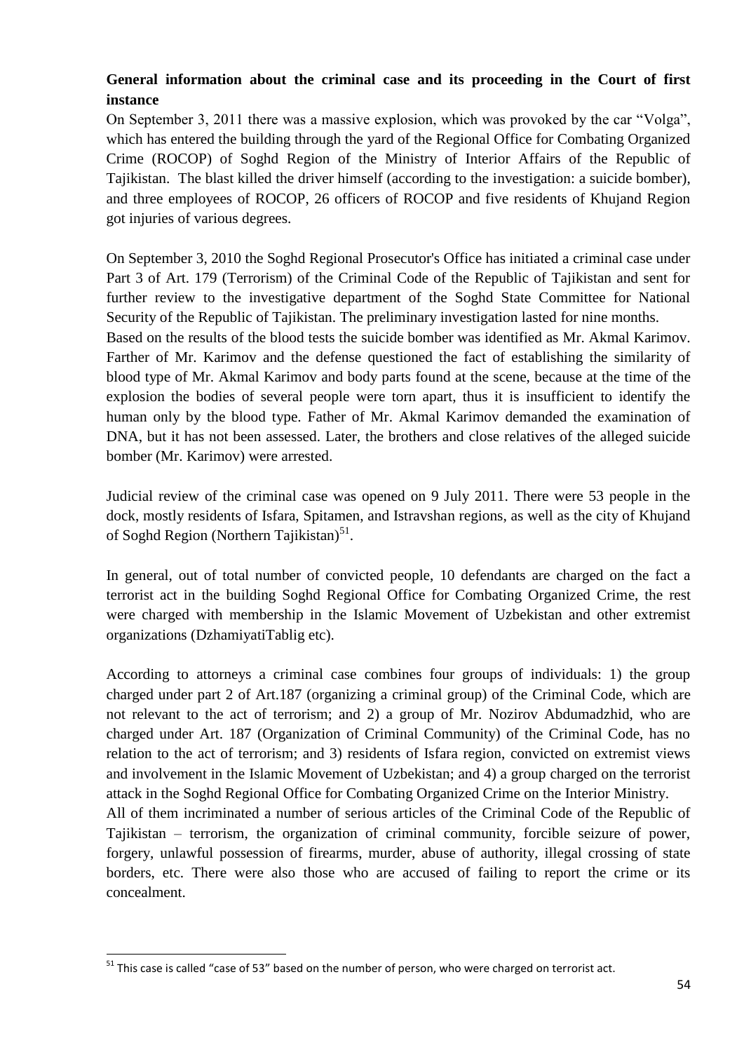**General information about the criminal case and its proceeding in the Court of first instance**

On September 3, 2011 there was a massive explosion, which was provoked by the car "Volga", which has entered the building through the yard of the Regional Office for Combating Organized Crime (ROCOP) of Soghd Region of the Ministry of Interior Affairs of the Republic of Tajikistan. The blast killed the driver himself (according to the investigation: a suicide bomber), and three employees of ROCOP, 26 officers of ROCOP and five residents of Khujand Region got injuries of various degrees.

On September 3, 2010 the Soghd Regional Prosecutor's Office has initiated a criminal case under Part 3 of Art. 179 (Terrorism) of the Criminal Code of the Republic of Tajikistan and sent for further review to the investigative department of the Soghd State Committee for National Security of the Republic of Tajikistan. The preliminary investigation lasted for nine months.

Based on the results of the blood tests the suicide bomber was identified as Mr. Akmal Karimov. Farther of Mr. Karimov and the defense questioned the fact of establishing the similarity of blood type of Mr. Akmal Karimov and body parts found at the scene, because at the time of the explosion the bodies of several people were torn apart, thus it is insufficient to identify the human only by the blood type. Father of Mr. Akmal Karimov demanded the examination of DNA, but it has not been assessed. Later, the brothers and close relatives of the alleged suicide bomber (Mr. Karimov) were arrested.

Judicial review of the criminal case was opened on 9 July 2011. There were 53 people in the dock, mostly residents of Isfara, Spitamen, and Istravshan regions, as well as the city of Khujand of Soghd Region (Northern Tajikistan)[51].

In general, out of total number of convicted people, 10 defendants are charged on the fact a terrorist act in the building Soghd Regional Office for Combating Organized Crime, the rest were charged with membership in the Islamic Movement of Uzbekistan and other extremist organizations (DzhamiyatiTablig etc).

According to attorneys a criminal case combines four groups of individuals: 1) the group charged under part 2 of Art.187 (organizing a criminal group) of the Criminal Code, which are not relevant to the act of terrorism; and 2) a group of Mr. Nozirov Abdumadzhid, who are charged under Art. 187 (Organization of Criminal Community) of the Criminal Code, has no relation to the act of terrorism; and 3) residents of Isfara region, convicted on extremist views and involvement in the Islamic Movement of Uzbekistan; and 4) a group charged on the terrorist attack in the Soghd Regional Office for Combating Organized Crime on the Interior Ministry.

All of them incriminated a number of serious articles of the Criminal Code of the Republic of Tajikistan – terrorism, the organization of criminal community, forcible seizure of power, forgery, unlawful possession of firearms, murder, abuse of authority, illegal crossing of state borders, etc. There were also those who are accused of failing to report the crime or its concealment.

---

[51] This case is called "case of 53" based on the number of person, who were charged on terrorist act.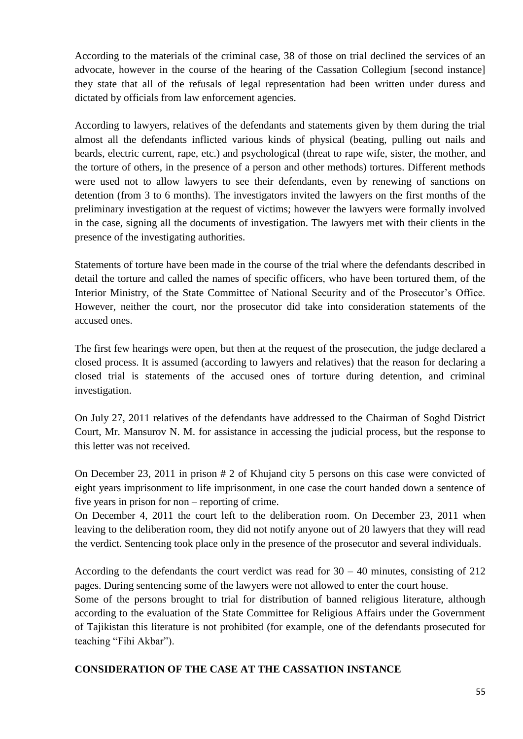According to the materials of the criminal case, 38 of those on trial declined the services of an advocate, however in the course of the hearing of the Cassation Collegium [second instance] they state that all of the refusals of legal representation had been written under duress and dictated by officials from law enforcement agencies.

According to lawyers, relatives of the defendants and statements given by them during the trial almost all the defendants inflicted various kinds of physical (beating, pulling out nails and beards, electric current, rape, etc.) and psychological (threat to rape wife, sister, the mother, and the torture of others, in the presence of a person and other methods) tortures. Different methods were used not to allow lawyers to see their defendants, even by renewing of sanctions on detention (from 3 to 6 months). The investigators invited the lawyers on the first months of the preliminary investigation at the request of victims; however the lawyers were formally involved in the case, signing all the documents of investigation. The lawyers met with their clients in the presence of the investigating authorities.

Statements of torture have been made in the course of the trial where the defendants described in detail the torture and called the names of specific officers, who have been tortured them, of the Interior Ministry, of the State Committee of National Security and of the Prosecutor's Office. However, neither the court, nor the prosecutor did take into consideration statements of the accused ones.

The first few hearings were open, but then at the request of the prosecution, the judge declared a closed process. It is assumed (according to lawyers and relatives) that the reason for declaring a closed trial is statements of the accused ones of torture during detention, and criminal investigation.

On July 27, 2011 relatives of the defendants have addressed to the Chairman of Soghd District Court, Mr. Mansurov N. M. for assistance in accessing the judicial process, but the response to this letter was not received.

On December 23, 2011 in prison # 2 of Khujand city 5 persons on this case were convicted of eight years imprisonment to life imprisonment, in one case the court handed down a sentence of five years in prison for non – reporting of crime.
On December 4, 2011 the court left to the deliberation room. On December 23, 2011 when leaving to the deliberation room, they did not notify anyone out of 20 lawyers that they will read the verdict. Sentencing took place only in the presence of the prosecutor and several individuals.

According to the defendants the court verdict was read for 30 – 40 minutes, consisting of 212 pages. During sentencing some of the lawyers were not allowed to enter the court house.
Some of the persons brought to trial for distribution of banned religious literature, although according to the evaluation of the State Committee for Religious Affairs under the Government of Tajikistan this literature is not prohibited (for example, one of the defendants prosecuted for teaching "Fihi Akbar").

**CONSIDERATION OF THE CASE AT THE CASSATION INSTANCE**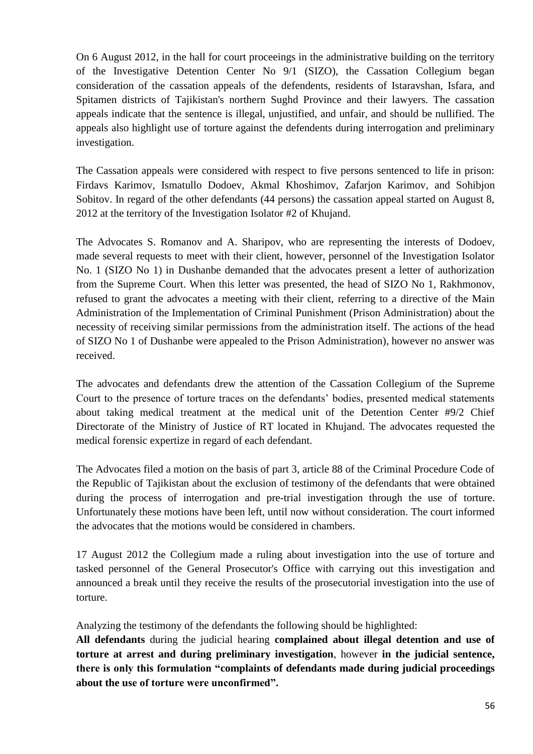On 6 August 2012, in the hall for court proceeings in the administrative building on the territory of the Investigative Detention Center No 9/1 (SIZO), the Cassation Collegium began consideration of the cassation appeals of the defendents, residents of Istaravshan, Isfara, and Spitamen districts of Tajikistan's northern Sughd Province and their lawyers. The cassation appeals indicate that the sentence is illegal, unjustified, and unfair, and should be nullified. The appeals also highlight use of torture against the defendents during interrogation and preliminary investigation.

The Cassation appeals were considered with respect to five persons sentenced to life in prison: Firdavs Karimov, Ismatullo Dodoev, Akmal Khoshimov, Zafarjon Karimov, and Sohibjon Sobitov. In regard of the other defendants (44 persons) the cassation appeal started on August 8, 2012 at the territory of the Investigation Isolator #2 of Khujand.

The Advocates S. Romanov and A. Sharipov, who are representing the interests of Dodoev, made several requests to meet with their client, however, personnel of the Investigation Isolator No. 1 (SIZO No 1) in Dushanbe demanded that the advocates present a letter of authorization from the Supreme Court. When this letter was presented, the head of SIZO No 1, Rakhmonov, refused to grant the advocates a meeting with their client, referring to a directive of the Main Administration of the Implementation of Criminal Punishment (Prison Administration) about the necessity of receiving similar permissions from the administration itself. The actions of the head of SIZO No 1 of Dushanbe were appealed to the Prison Administration), however no answer was received.

The advocates and defendants drew the attention of the Cassation Collegium of the Supreme Court to the presence of torture traces on the defendants' bodies, presented medical statements about taking medical treatment at the medical unit of the Detention Center #9/2 Chief Directorate of the Ministry of Justice of RT located in Khujand. The advocates requested the medical forensic expertize in regard of each defendant.

The Advocates filed a motion on the basis of part 3, article 88 of the Criminal Procedure Code of the Republic of Tajikistan about the exclusion of testimony of the defendants that were obtained during the process of interrogation and pre-trial investigation through the use of torture. Unfortunately these motions have been left, until now without consideration. The court informed the advocates that the motions would be considered in chambers.

17 August 2012 the Collegium made a ruling about investigation into the use of torture and tasked personnel of the General Prosecutor's Office with carrying out this investigation and announced a break until they receive the results of the prosecutorial investigation into the use of torture.

Analyzing the testimony of the defendants the following should be highlighted:
**All defendants** during the judicial hearing **complained about illegal detention and use of torture at arrest and during preliminary investigation**, however **in the judicial sentence, there is only this formulation "complaints of defendants made during judicial proceedings about the use of torture were unconfirmed".**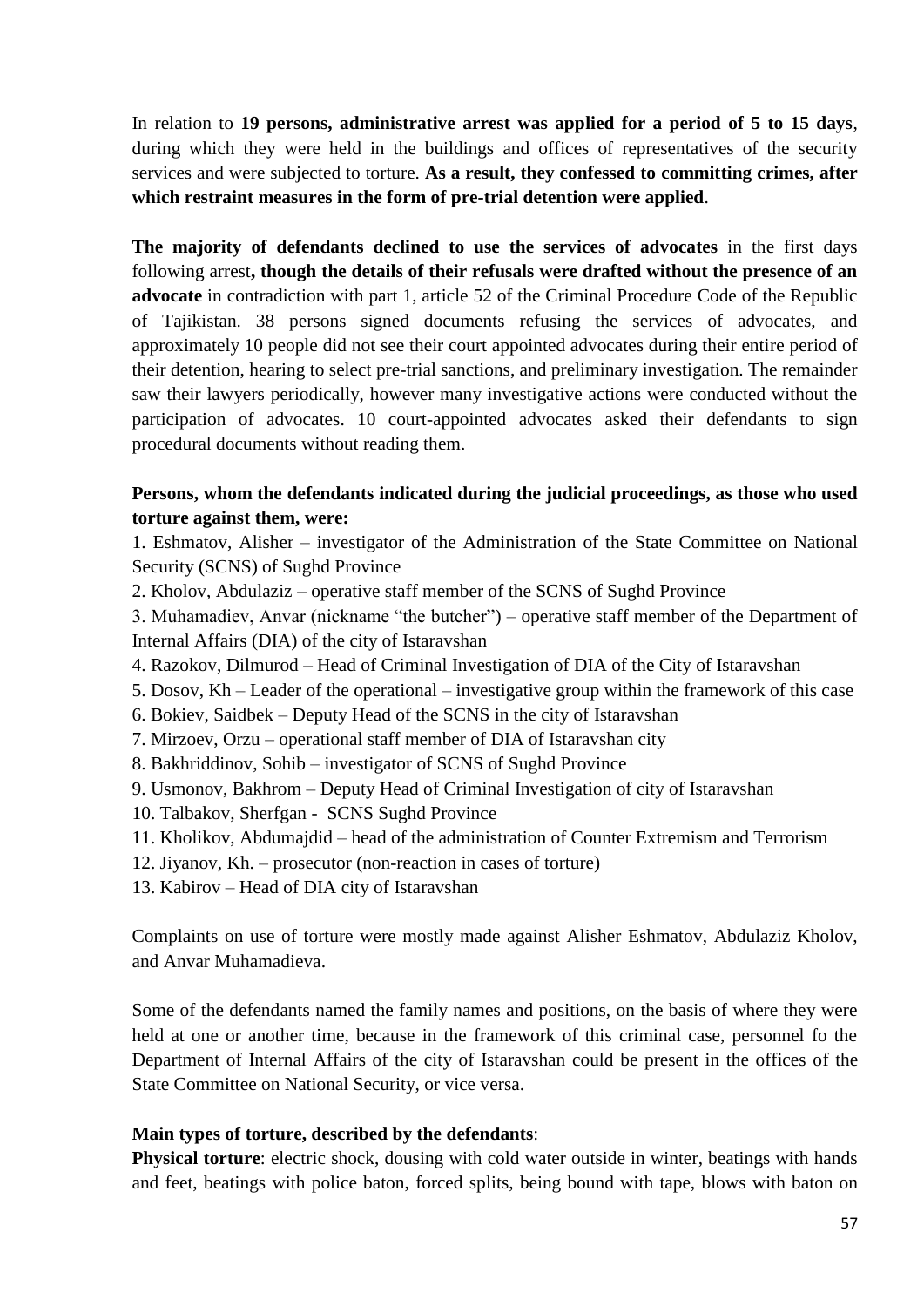In relation to **19 persons, administrative arrest was applied for a period of 5 to 15 days**, during which they were held in the buildings and offices of representatives of the security services and were subjected to torture. **As a result, they confessed to committing crimes, after which restraint measures in the form of pre-trial detention were applied**.

**The majority of defendants declined to use the services of advocates** in the first days following arrest**, though the details of their refusals were drafted without the presence of an advocate** in contradiction with part 1, article 52 of the Criminal Procedure Code of the Republic of Tajikistan. 38 persons signed documents refusing the services of advocates, and approximately 10 people did not see their court appointed advocates during their entire period of their detention, hearing to select pre-trial sanctions, and preliminary investigation. The remainder saw their lawyers periodically, however many investigative actions were conducted without the participation of advocates. 10 court-appointed advocates asked their defendants to sign procedural documents without reading them.

**Persons, whom the defendants indicated during the judicial proceedings, as those who used torture against them, were:**

1. Eshmatov, Alisher – investigator of the Administration of the State Committee on National Security (SCNS) of Sughd Province
2. Kholov, Abdulaziz – operative staff member of the SCNS of Sughd Province
3. Muhamadiev, Anvar (nickname "the butcher") – operative staff member of the Department of Internal Affairs (DIA) of the city of Istaravshan
4. Razokov, Dilmurod – Head of Criminal Investigation of DIA of the City of Istaravshan
5. Dosov, Kh – Leader of the operational – investigative group within the framework of this case
6. Bokiev, Saidbek – Deputy Head of the SCNS in the city of Istaravshan
7. Mirzoev, Orzu – operational staff member of DIA of Istaravshan city
8. Bakhriddinov, Sohib – investigator of SCNS of Sughd Province
9. Usmonov, Bakhrom – Deputy Head of Criminal Investigation of city of Istaravshan
10. Talbakov, Sherfgan - SCNS Sughd Province
11. Kholikov, Abdumajdid – head of the administration of Counter Extremism and Terrorism
12. Jiyanov, Kh. – prosecutor (non-reaction in cases of torture)
13. Kabirov – Head of DIA city of Istaravshan

Complaints on use of torture were mostly made against Alisher Eshmatov, Abdulaziz Kholov, and Anvar Muhamadieva.

Some of the defendants named the family names and positions, on the basis of where they were held at one or another time, because in the framework of this criminal case, personnel fo the Department of Internal Affairs of the city of Istaravshan could be present in the offices of the State Committee on National Security, or vice versa.

**Main types of torture, described by the defendants**:

**Physical torture**: electric shock, dousing with cold water outside in winter, beatings with hands and feet, beatings with police baton, forced splits, being bound with tape, blows with baton on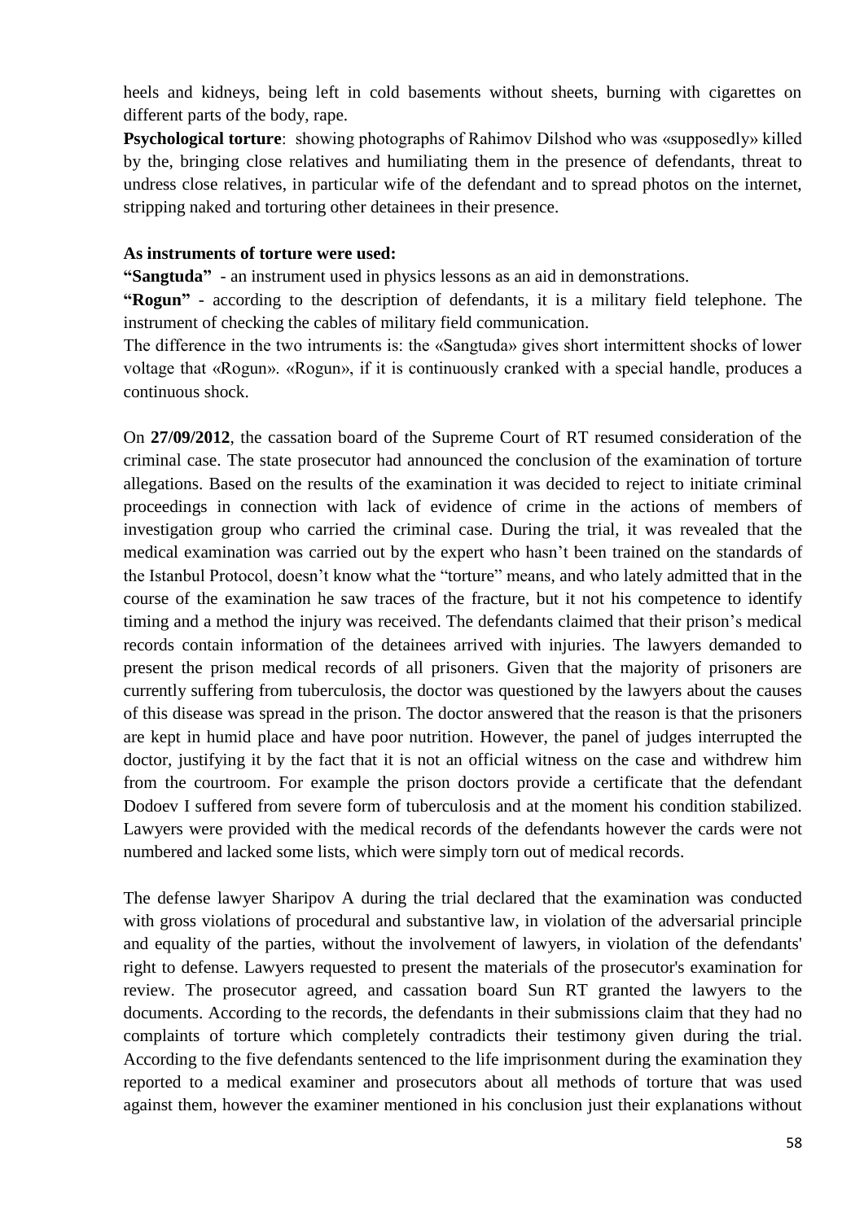heels and kidneys, being left in cold basements without sheets, burning with cigarettes on different parts of the body, rape.

**Psychological torture**: showing photographs of Rahimov Dilshod who was «supposedly» killed by the, bringing close relatives and humiliating them in the presence of defendants, threat to undress close relatives, in particular wife of the defendant and to spread photos on the internet, stripping naked and torturing other detainees in their presence.

**As instruments of torture were used:**

**"Sangtuda"** - an instrument used in physics lessons as an aid in demonstrations.

**"Rogun"** - according to the description of defendants, it is a military field telephone. The instrument of checking the cables of military field communication.

The difference in the two intruments is: the «Sangtuda» gives short intermittent shocks of lower voltage that «Rogun». «Rogun», if it is continuously cranked with a special handle, produces a continuous shock.

On **27/09/2012**, the cassation board of the Supreme Court of RT resumed consideration of the criminal case. The state prosecutor had announced the conclusion of the examination of torture allegations. Based on the results of the examination it was decided to reject to initiate criminal proceedings in connection with lack of evidence of crime in the actions of members of investigation group who carried the criminal case. During the trial, it was revealed that the medical examination was carried out by the expert who hasn't been trained on the standards of the Istanbul Protocol, doesn't know what the "torture" means, and who lately admitted that in the course of the examination he saw traces of the fracture, but it not his competence to identify timing and a method the injury was received. The defendants claimed that their prison's medical records contain information of the detainees arrived with injuries. The lawyers demanded to present the prison medical records of all prisoners. Given that the majority of prisoners are currently suffering from tuberculosis, the doctor was questioned by the lawyers about the causes of this disease was spread in the prison. The doctor answered that the reason is that the prisoners are kept in humid place and have poor nutrition. However, the panel of judges interrupted the doctor, justifying it by the fact that it is not an official witness on the case and withdrew him from the courtroom. For example the prison doctors provide a certificate that the defendant Dodoev I suffered from severe form of tuberculosis and at the moment his condition stabilized. Lawyers were provided with the medical records of the defendants however the cards were not numbered and lacked some lists, which were simply torn out of medical records.

The defense lawyer Sharipov A during the trial declared that the examination was conducted with gross violations of procedural and substantive law, in violation of the adversarial principle and equality of the parties, without the involvement of lawyers, in violation of the defendants' right to defense. Lawyers requested to present the materials of the prosecutor's examination for review. The prosecutor agreed, and cassation board Sun RT granted the lawyers to the documents. According to the records, the defendants in their submissions claim that they had no complaints of torture which completely contradicts their testimony given during the trial. According to the five defendants sentenced to the life imprisonment during the examination they reported to a medical examiner and prosecutors about all methods of torture that was used against them, however the examiner mentioned in his conclusion just their explanations without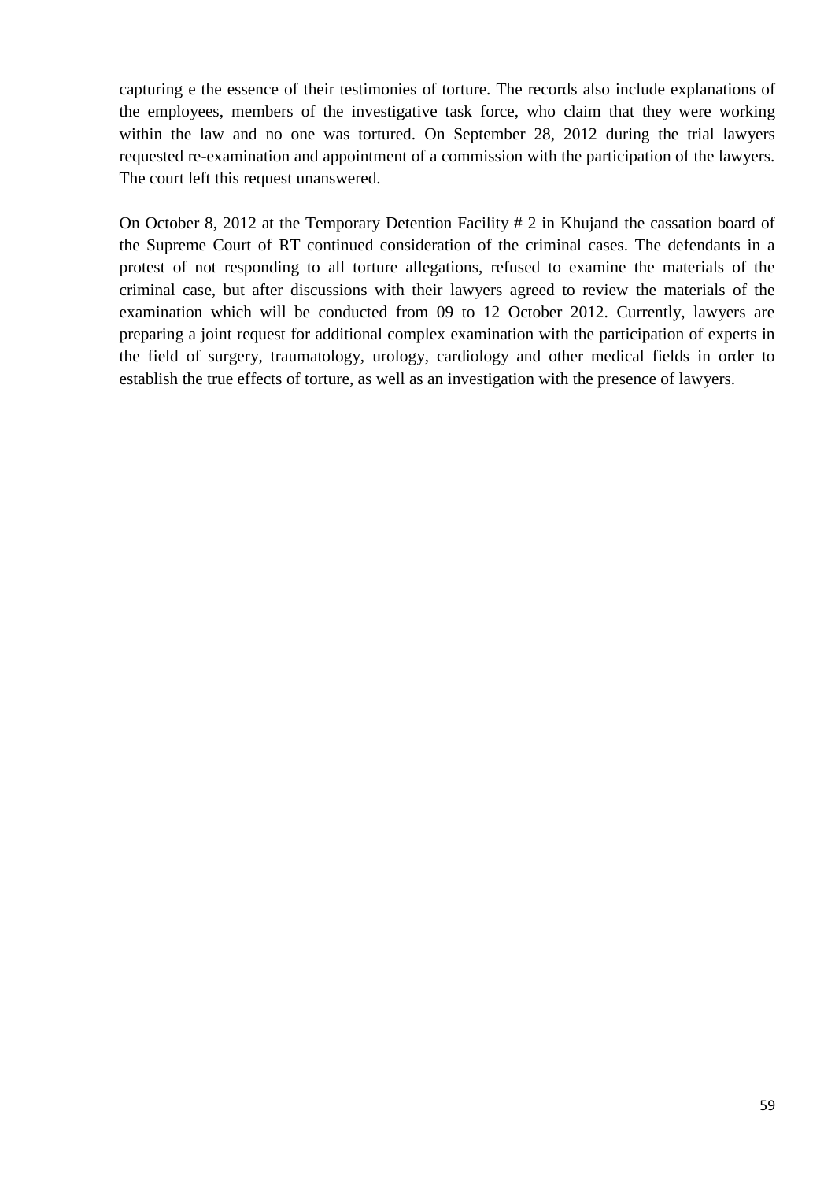capturing e the essence of their testimonies of torture. The records also include explanations of the employees, members of the investigative task force, who claim that they were working within the law and no one was tortured. On September 28, 2012 during the trial lawyers requested re-examination and appointment of a commission with the participation of the lawyers. The court left this request unanswered.

On October 8, 2012 at the Temporary Detention Facility # 2 in Khujand the cassation board of the Supreme Court of RT continued consideration of the criminal cases. The defendants in a protest of not responding to all torture allegations, refused to examine the materials of the criminal case, but after discussions with their lawyers agreed to review the materials of the examination which will be conducted from 09 to 12 October 2012. Currently, lawyers are preparing a joint request for additional complex examination with the participation of experts in the field of surgery, traumatology, urology, cardiology and other medical fields in order to establish the true effects of torture, as well as an investigation with the presence of lawyers.